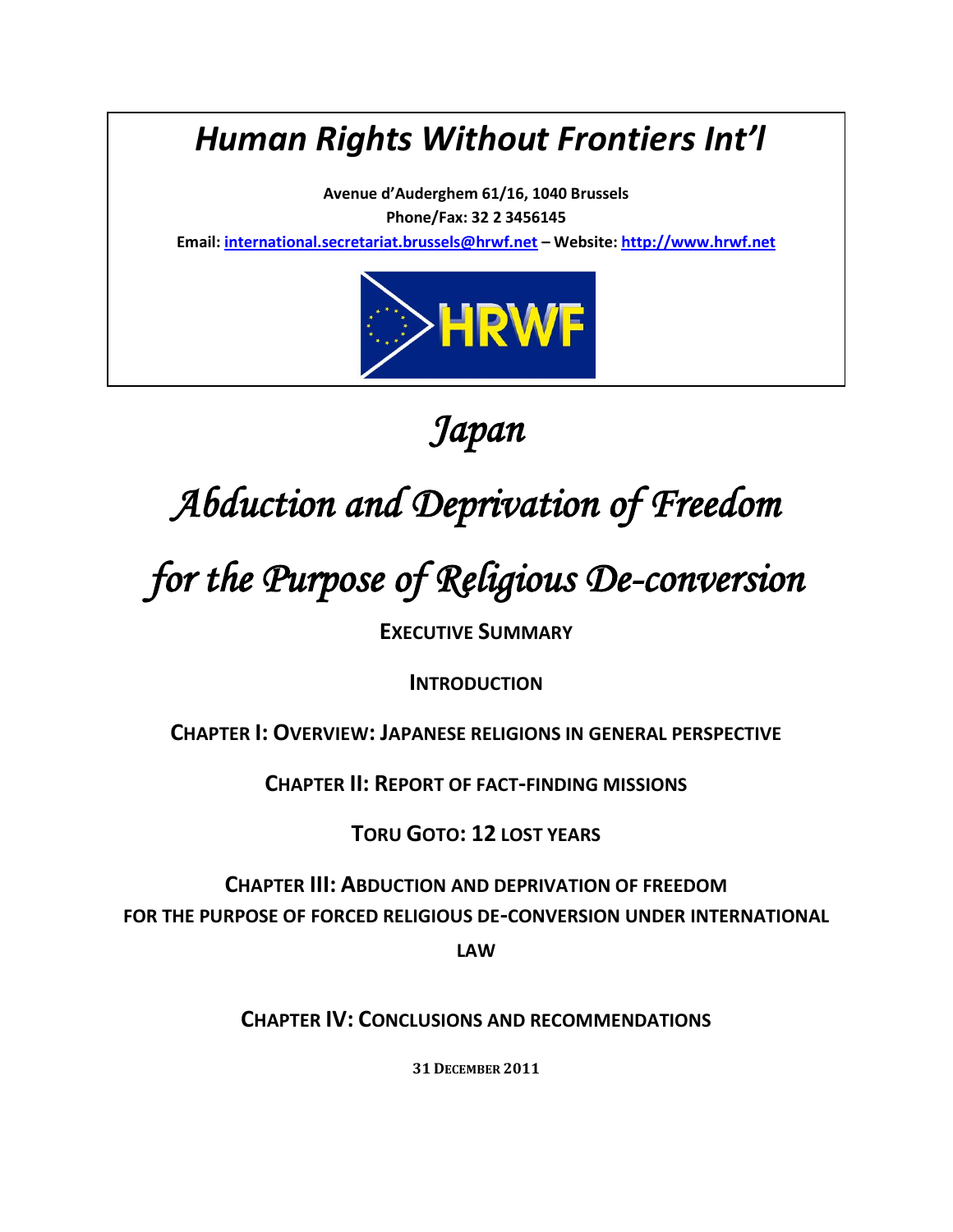# *Human Rights Without Frontiers Int'l*

**Avenue d'Auderghem 61/16, 1040 Brussels**

**Phone/Fax: 32 2 3456145**

**Email: international.secretariat.brussels@hrwf.net – Website: http://www.hrwf.net**

# *Japan*

# *Abduction and Deprivation of Freedom for the Purpose of Religious De-conversion*

**EXECUTIVE SUMMARY**

**INTRODUCTION**

**CHAPTER I: OVERVIEW: JAPANESE RELIGIONS IN GENERAL PERSPECTIVE**

**CHAPTER II: REPORT OF FACT-FINDING MISSIONS**

**TORU GOTO: 12 LOST YEARS**

**CHAPTER III: ABDUCTION AND DEPRIVATION OF FREEDOM FOR THE PURPOSE OF FORCED RELIGIOUS DE-CONVERSION UNDER INTERNATIONAL LAW**

**CHAPTER IV: CONCLUSIONS AND RECOMMENDATIONS**

**31 DECEMBER 2011**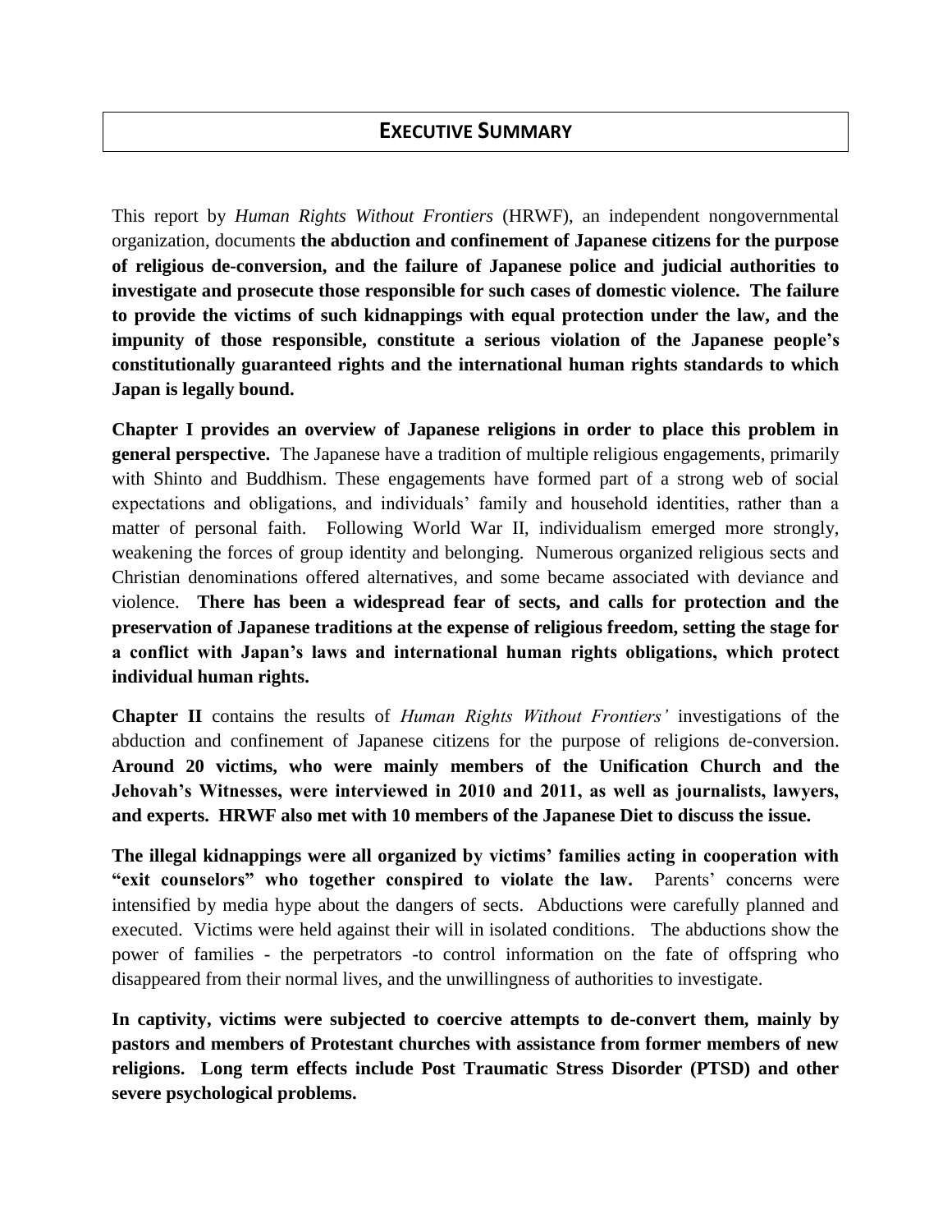## EXECUTIVE SUMMARY

This report by *Human Rights Without Frontiers* (HRWF), an independent nongovernmental organization, documents **the abduction and confinement of Japanese citizens for the purpose of religious de-conversion, and the failure of Japanese police and judicial authorities to investigate and prosecute those responsible for such cases of domestic violence. The failure to provide the victims of such kidnappings with equal protection under the law, and the impunity of those responsible, constitute a serious violation of the Japanese people's constitutionally guaranteed rights and the international human rights standards to which Japan is legally bound.**

**Chapter I provides an overview of Japanese religions in order to place this problem in general perspective.** The Japanese have a tradition of multiple religious engagements, primarily with Shinto and Buddhism. These engagements have formed part of a strong web of social expectations and obligations, and individuals' family and household identities, rather than a matter of personal faith. Following World War II, individualism emerged more strongly, weakening the forces of group identity and belonging. Numerous organized religious sects and Christian denominations offered alternatives, and some became associated with deviance and violence. **There has been a widespread fear of sects, and calls for protection and the preservation of Japanese traditions at the expense of religious freedom, setting the stage for a conflict with Japan's laws and international human rights obligations, which protect individual human rights.**

**Chapter II** contains the results of *Human Rights Without Frontiers'* investigations of the abduction and confinement of Japanese citizens for the purpose of religions de-conversion. **Around 20 victims, who were mainly members of the Unification Church and the Jehovah's Witnesses, were interviewed in 2010 and 2011, as well as journalists, lawyers, and experts. HRWF also met with 10 members of the Japanese Diet to discuss the issue.**

**The illegal kidnappings were all organized by victims' families acting in cooperation with "exit counselors" who together conspired to violate the law.** Parents' concerns were intensified by media hype about the dangers of sects. Abductions were carefully planned and executed. Victims were held against their will in isolated conditions. The abductions show the power of families - the perpetrators -to control information on the fate of offspring who disappeared from their normal lives, and the unwillingness of authorities to investigate.

**In captivity, victims were subjected to coercive attempts to de-convert them, mainly by pastors and members of Protestant churches with assistance from former members of new religions. Long term effects include Post Traumatic Stress Disorder (PTSD) and other severe psychological problems.**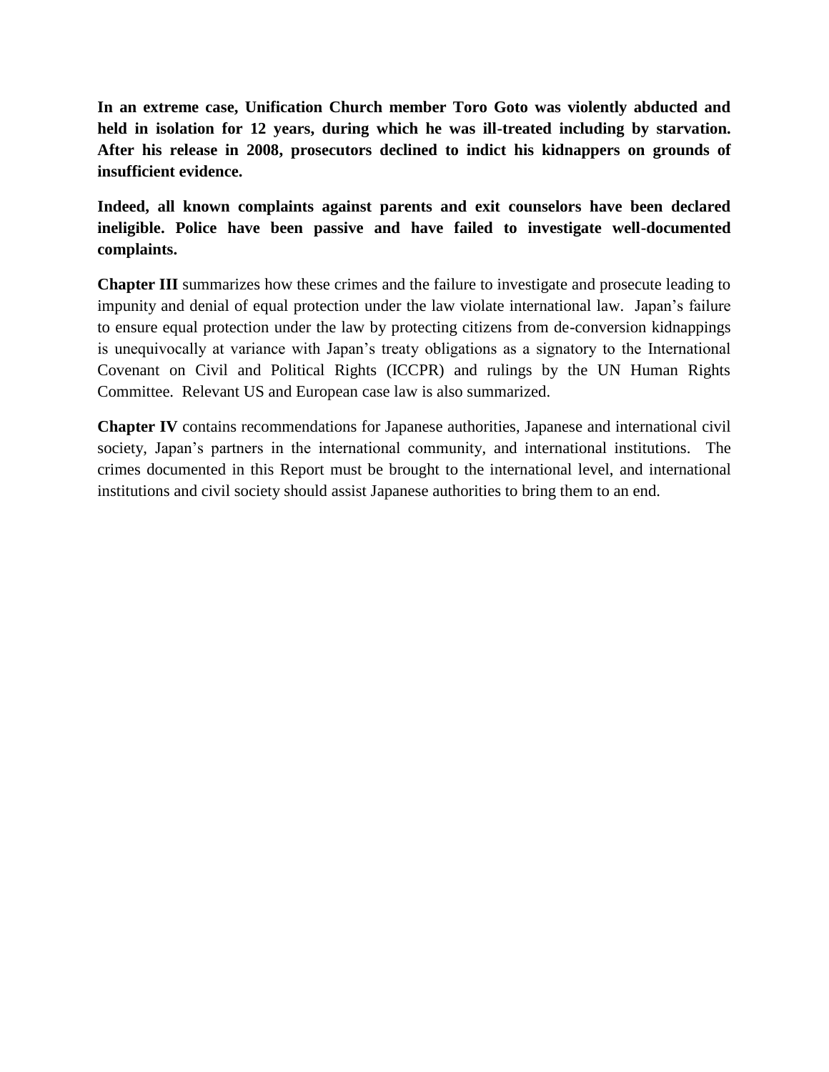**In an extreme case, Unification Church member Toro Goto was violently abducted and held in isolation for 12 years, during which he was ill-treated including by starvation. After his release in 2008, prosecutors declined to indict his kidnappers on grounds of insufficient evidence.**

**Indeed, all known complaints against parents and exit counselors have been declared ineligible. Police have been passive and have failed to investigate well-documented complaints.**

**Chapter III** summarizes how these crimes and the failure to investigate and prosecute leading to impunity and denial of equal protection under the law violate international law. Japan's failure to ensure equal protection under the law by protecting citizens from de-conversion kidnappings is unequivocally at variance with Japan's treaty obligations as a signatory to the International Covenant on Civil and Political Rights (ICCPR) and rulings by the UN Human Rights Committee. Relevant US and European case law is also summarized.

**Chapter IV** contains recommendations for Japanese authorities, Japanese and international civil society, Japan's partners in the international community, and international institutions. The crimes documented in this Report must be brought to the international level, and international institutions and civil society should assist Japanese authorities to bring them to an end.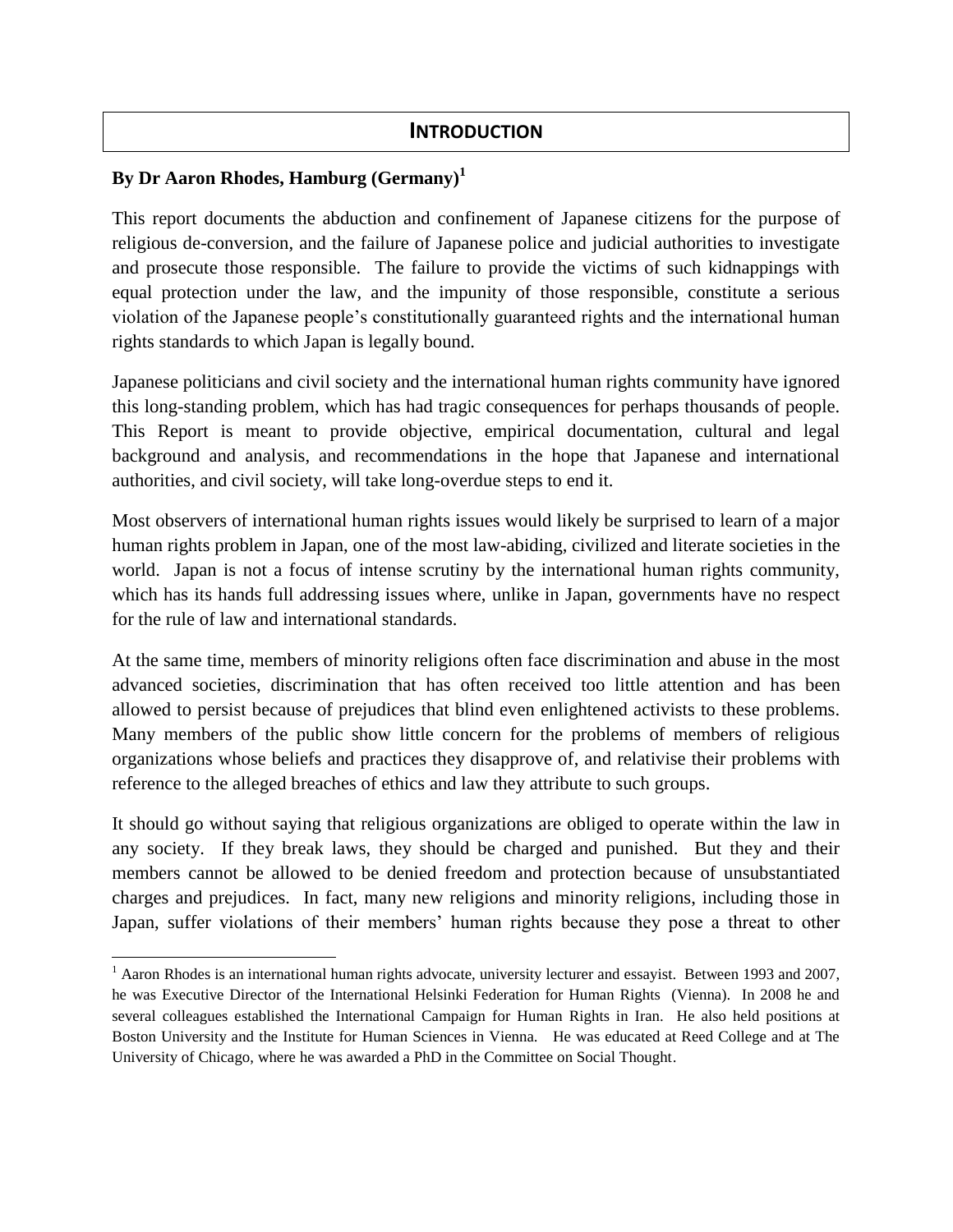# INTRODUCTION

**By Dr Aaron Rhodes, Hamburg (Germany)[1]**

This report documents the abduction and confinement of Japanese citizens for the purpose of religious de-conversion, and the failure of Japanese police and judicial authorities to investigate and prosecute those responsible. The failure to provide the victims of such kidnappings with equal protection under the law, and the impunity of those responsible, constitute a serious violation of the Japanese people's constitutionally guaranteed rights and the international human rights standards to which Japan is legally bound.

Japanese politicians and civil society and the international human rights community have ignored this long-standing problem, which has had tragic consequences for perhaps thousands of people. This Report is meant to provide objective, empirical documentation, cultural and legal background and analysis, and recommendations in the hope that Japanese and international authorities, and civil society, will take long-overdue steps to end it.

Most observers of international human rights issues would likely be surprised to learn of a major human rights problem in Japan, one of the most law-abiding, civilized and literate societies in the world. Japan is not a focus of intense scrutiny by the international human rights community, which has its hands full addressing issues where, unlike in Japan, governments have no respect for the rule of law and international standards.

At the same time, members of minority religions often face discrimination and abuse in the most advanced societies, discrimination that has often received too little attention and has been allowed to persist because of prejudices that blind even enlightened activists to these problems. Many members of the public show little concern for the problems of members of religious organizations whose beliefs and practices they disapprove of, and relativise their problems with reference to the alleged breaches of ethics and law they attribute to such groups.

It should go without saying that religious organizations are obliged to operate within the law in any society. If they break laws, they should be charged and punished. But they and their members cannot be allowed to be denied freedom and protection because of unsubstantiated charges and prejudices. In fact, many new religions and minority religions, including those in Japan, suffer violations of their members' human rights because they pose a threat to other

---

[1] Aaron Rhodes is an international human rights advocate, university lecturer and essayist. Between 1993 and 2007, he was Executive Director of the International Helsinki Federation for Human Rights (Vienna). In 2008 he and several colleagues established the International Campaign for Human Rights in Iran. He also held positions at Boston University and the Institute for Human Sciences in Vienna. He was educated at Reed College and at The University of Chicago, where he was awarded a PhD in the Committee on Social Thought.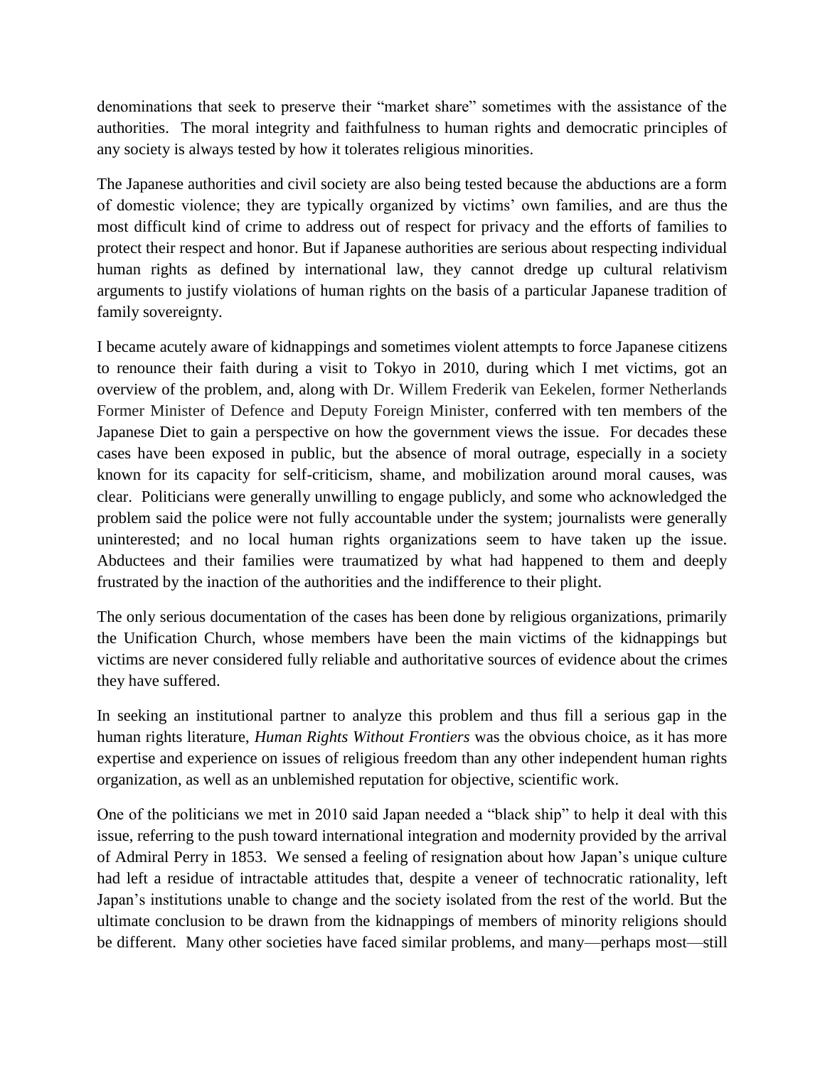denominations that seek to preserve their "market share" sometimes with the assistance of the authorities. The moral integrity and faithfulness to human rights and democratic principles of any society is always tested by how it tolerates religious minorities.

The Japanese authorities and civil society are also being tested because the abductions are a form of domestic violence; they are typically organized by victims' own families, and are thus the most difficult kind of crime to address out of respect for privacy and the efforts of families to protect their respect and honor. But if Japanese authorities are serious about respecting individual human rights as defined by international law, they cannot dredge up cultural relativism arguments to justify violations of human rights on the basis of a particular Japanese tradition of family sovereignty.

I became acutely aware of kidnappings and sometimes violent attempts to force Japanese citizens to renounce their faith during a visit to Tokyo in 2010, during which I met victims, got an overview of the problem, and, along with Dr. Willem Frederik van Eekelen, former Netherlands Former Minister of Defence and Deputy Foreign Minister, conferred with ten members of the Japanese Diet to gain a perspective on how the government views the issue. For decades these cases have been exposed in public, but the absence of moral outrage, especially in a society known for its capacity for self-criticism, shame, and mobilization around moral causes, was clear. Politicians were generally unwilling to engage publicly, and some who acknowledged the problem said the police were not fully accountable under the system; journalists were generally uninterested; and no local human rights organizations seem to have taken up the issue. Abductees and their families were traumatized by what had happened to them and deeply frustrated by the inaction of the authorities and the indifference to their plight.

The only serious documentation of the cases has been done by religious organizations, primarily the Unification Church, whose members have been the main victims of the kidnappings but victims are never considered fully reliable and authoritative sources of evidence about the crimes they have suffered.

In seeking an institutional partner to analyze this problem and thus fill a serious gap in the human rights literature, *Human Rights Without Frontiers* was the obvious choice, as it has more expertise and experience on issues of religious freedom than any other independent human rights organization, as well as an unblemished reputation for objective, scientific work.

One of the politicians we met in 2010 said Japan needed a "black ship" to help it deal with this issue, referring to the push toward international integration and modernity provided by the arrival of Admiral Perry in 1853. We sensed a feeling of resignation about how Japan's unique culture had left a residue of intractable attitudes that, despite a veneer of technocratic rationality, left Japan's institutions unable to change and the society isolated from the rest of the world. But the ultimate conclusion to be drawn from the kidnappings of members of minority religions should be different. Many other societies have faced similar problems, and many—perhaps most—still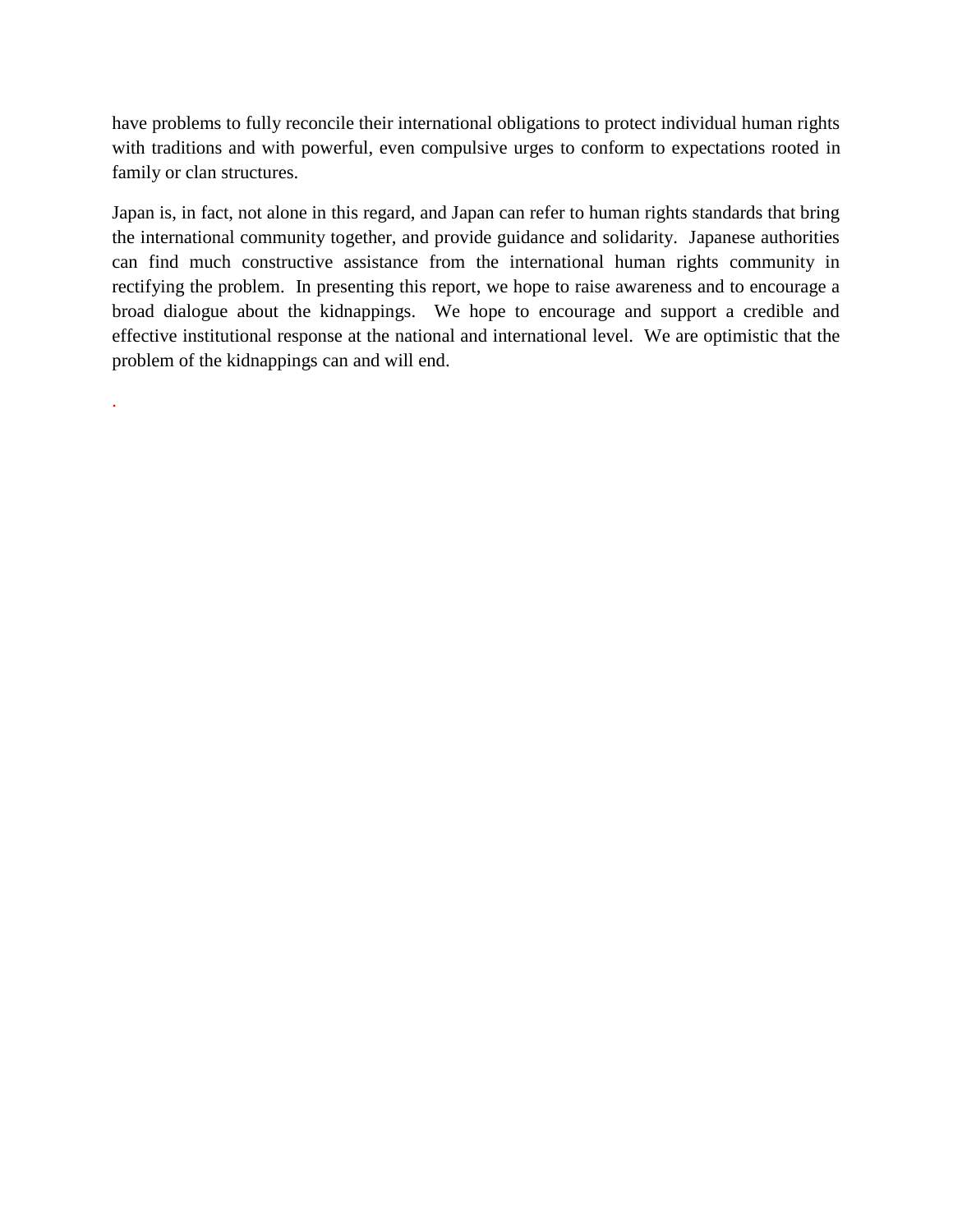have problems to fully reconcile their international obligations to protect individual human rights with traditions and with powerful, even compulsive urges to conform to expectations rooted in family or clan structures.

Japan is, in fact, not alone in this regard, and Japan can refer to human rights standards that bring the international community together, and provide guidance and solidarity. Japanese authorities can find much constructive assistance from the international human rights community in rectifying the problem. In presenting this report, we hope to raise awareness and to encourage a broad dialogue about the kidnappings. We hope to encourage and support a credible and effective institutional response at the national and international level. We are optimistic that the problem of the kidnappings can and will end.

.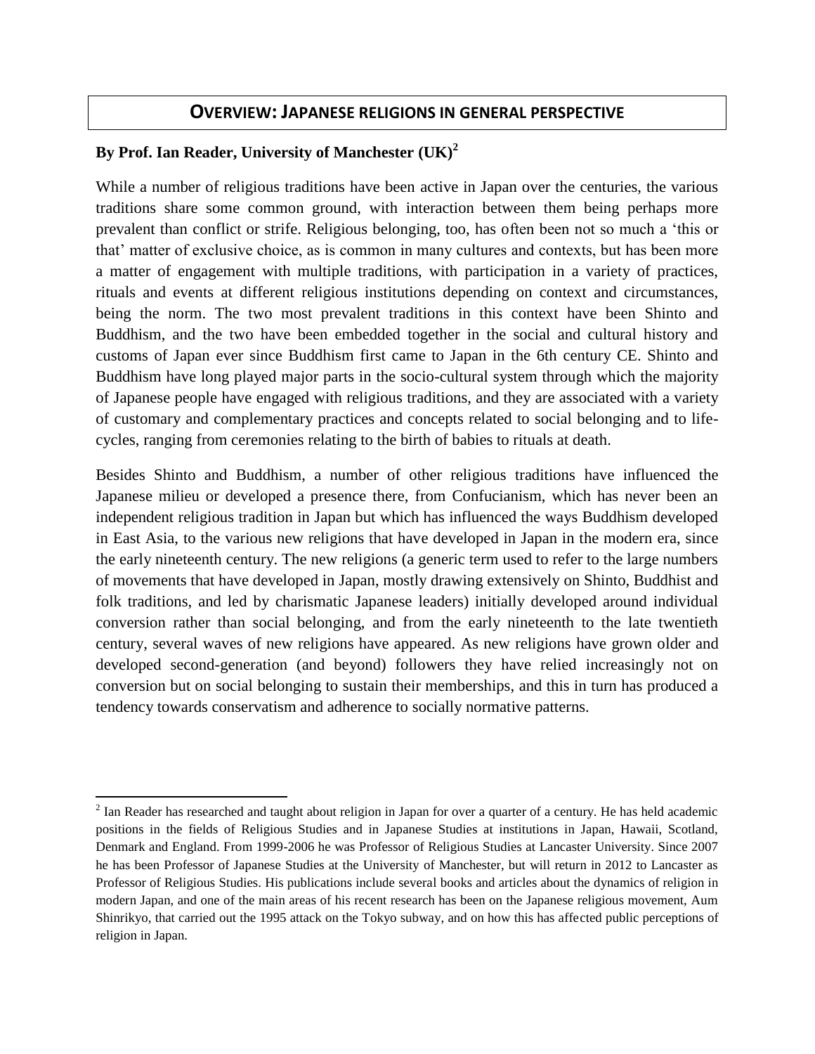## OVERVIEW: JAPANESE RELIGIONS IN GENERAL PERSPECTIVE

**By Prof. Ian Reader, University of Manchester (UK)[2]**

While a number of religious traditions have been active in Japan over the centuries, the various traditions share some common ground, with interaction between them being perhaps more prevalent than conflict or strife. Religious belonging, too, has often been not so much a 'this or that' matter of exclusive choice, as is common in many cultures and contexts, but has been more a matter of engagement with multiple traditions, with participation in a variety of practices, rituals and events at different religious institutions depending on context and circumstances, being the norm. The two most prevalent traditions in this context have been Shinto and Buddhism, and the two have been embedded together in the social and cultural history and customs of Japan ever since Buddhism first came to Japan in the 6th century CE. Shinto and Buddhism have long played major parts in the socio-cultural system through which the majority of Japanese people have engaged with religious traditions, and they are associated with a variety of customary and complementary practices and concepts related to social belonging and to life-cycles, ranging from ceremonies relating to the birth of babies to rituals at death.

Besides Shinto and Buddhism, a number of other religious traditions have influenced the Japanese milieu or developed a presence there, from Confucianism, which has never been an independent religious tradition in Japan but which has influenced the ways Buddhism developed in East Asia, to the various new religions that have developed in Japan in the modern era, since the early nineteenth century. The new religions (a generic term used to refer to the large numbers of movements that have developed in Japan, mostly drawing extensively on Shinto, Buddhist and folk traditions, and led by charismatic Japanese leaders) initially developed around individual conversion rather than social belonging, and from the early nineteenth to the late twentieth century, several waves of new religions have appeared. As new religions have grown older and developed second-generation (and beyond) followers they have relied increasingly not on conversion but on social belonging to sustain their memberships, and this in turn has produced a tendency towards conservatism and adherence to socially normative patterns.

---

[2] Ian Reader has researched and taught about religion in Japan for over a quarter of a century. He has held academic positions in the fields of Religious Studies and in Japanese Studies at institutions in Japan, Hawaii, Scotland, Denmark and England. From 1999-2006 he was Professor of Religious Studies at Lancaster University. Since 2007 he has been Professor of Japanese Studies at the University of Manchester, but will return in 2012 to Lancaster as Professor of Religious Studies. His publications include several books and articles about the dynamics of religion in modern Japan, and one of the main areas of his recent research has been on the Japanese religious movement, Aum Shinrikyo, that carried out the 1995 attack on the Tokyo subway, and on how this has affected public perceptions of religion in Japan.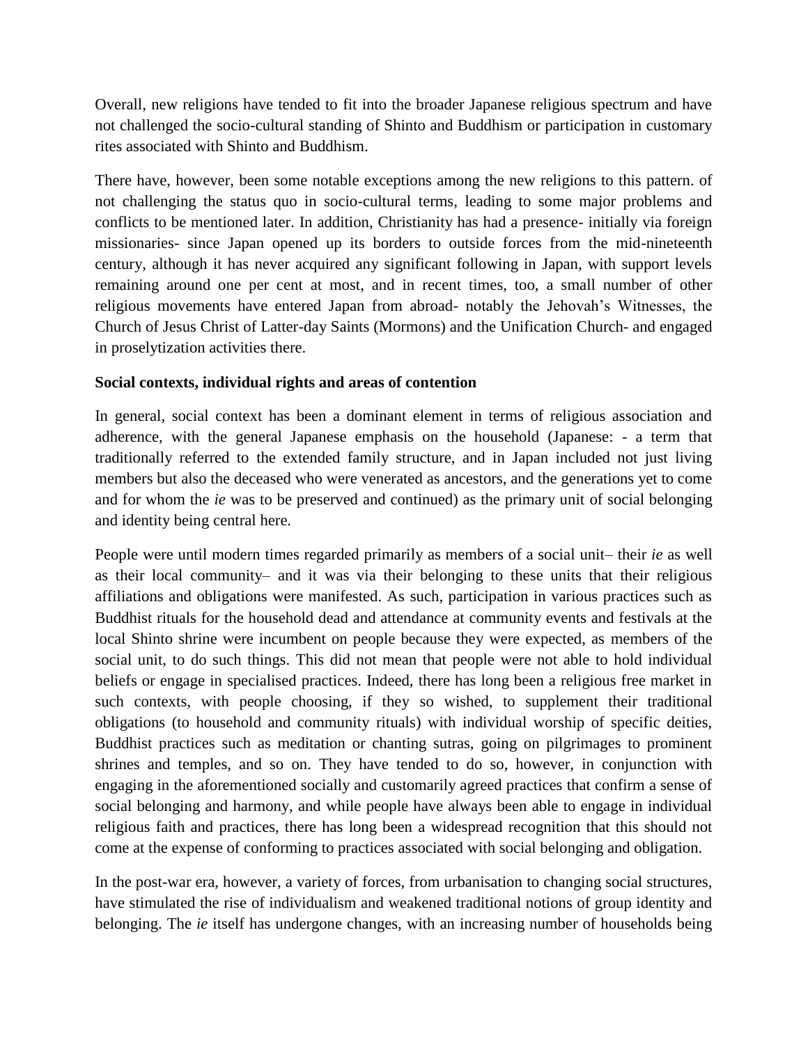Overall, new religions have tended to fit into the broader Japanese religious spectrum and have not challenged the socio-cultural standing of Shinto and Buddhism or participation in customary rites associated with Shinto and Buddhism.

There have, however, been some notable exceptions among the new religions to this pattern. of not challenging the status quo in socio-cultural terms, leading to some major problems and conflicts to be mentioned later. In addition, Christianity has had a presence- initially via foreign missionaries- since Japan opened up its borders to outside forces from the mid-nineteenth century, although it has never acquired any significant following in Japan, with support levels remaining around one per cent at most, and in recent times, too, a small number of other religious movements have entered Japan from abroad- notably the Jehovah's Witnesses, the Church of Jesus Christ of Latter-day Saints (Mormons) and the Unification Church- and engaged in proselytization activities there.

**Social contexts, individual rights and areas of contention**

In general, social context has been a dominant element in terms of religious association and adherence, with the general Japanese emphasis on the household (Japanese: - a term that traditionally referred to the extended family structure, and in Japan included not just living members but also the deceased who were venerated as ancestors, and the generations yet to come and for whom the *ie* was to be preserved and continued) as the primary unit of social belonging and identity being central here.

People were until modern times regarded primarily as members of a social unit– their *ie* as well as their local community– and it was via their belonging to these units that their religious affiliations and obligations were manifested. As such, participation in various practices such as Buddhist rituals for the household dead and attendance at community events and festivals at the local Shinto shrine were incumbent on people because they were expected, as members of the social unit, to do such things. This did not mean that people were not able to hold individual beliefs or engage in specialised practices. Indeed, there has long been a religious free market in such contexts, with people choosing, if they so wished, to supplement their traditional obligations (to household and community rituals) with individual worship of specific deities, Buddhist practices such as meditation or chanting sutras, going on pilgrimages to prominent shrines and temples, and so on. They have tended to do so, however, in conjunction with engaging in the aforementioned socially and customarily agreed practices that confirm a sense of social belonging and harmony, and while people have always been able to engage in individual religious faith and practices, there has long been a widespread recognition that this should not come at the expense of conforming to practices associated with social belonging and obligation.

In the post-war era, however, a variety of forces, from urbanisation to changing social structures, have stimulated the rise of individualism and weakened traditional notions of group identity and belonging. The *ie* itself has undergone changes, with an increasing number of households being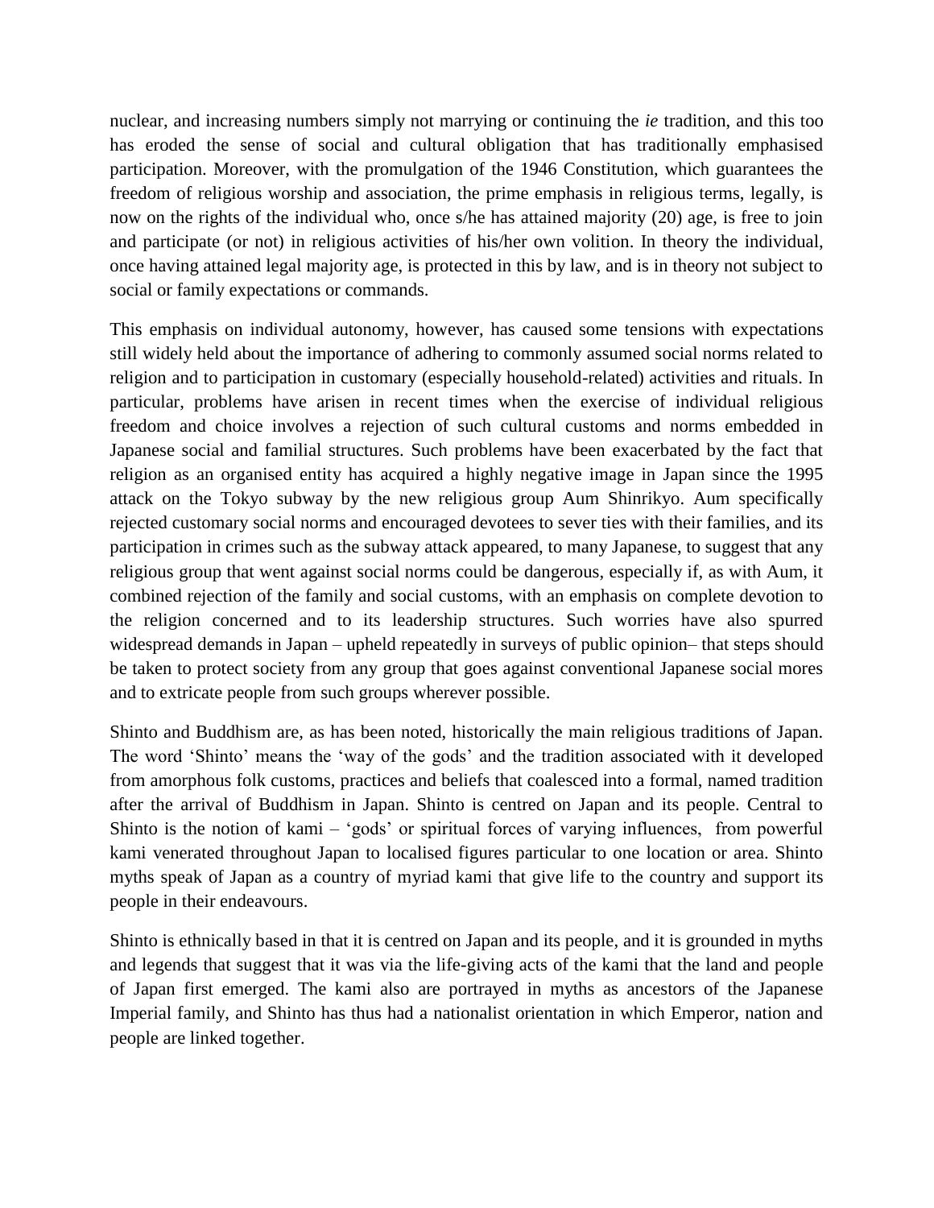nuclear, and increasing numbers simply not marrying or continuing the *ie* tradition, and this too has eroded the sense of social and cultural obligation that has traditionally emphasised participation. Moreover, with the promulgation of the 1946 Constitution, which guarantees the freedom of religious worship and association, the prime emphasis in religious terms, legally, is now on the rights of the individual who, once s/he has attained majority (20) age, is free to join and participate (or not) in religious activities of his/her own volition. In theory the individual, once having attained legal majority age, is protected in this by law, and is in theory not subject to social or family expectations or commands.

This emphasis on individual autonomy, however, has caused some tensions with expectations still widely held about the importance of adhering to commonly assumed social norms related to religion and to participation in customary (especially household-related) activities and rituals. In particular, problems have arisen in recent times when the exercise of individual religious freedom and choice involves a rejection of such cultural customs and norms embedded in Japanese social and familial structures. Such problems have been exacerbated by the fact that religion as an organised entity has acquired a highly negative image in Japan since the 1995 attack on the Tokyo subway by the new religious group Aum Shinrikyo. Aum specifically rejected customary social norms and encouraged devotees to sever ties with their families, and its participation in crimes such as the subway attack appeared, to many Japanese, to suggest that any religious group that went against social norms could be dangerous, especially if, as with Aum, it combined rejection of the family and social customs, with an emphasis on complete devotion to the religion concerned and to its leadership structures. Such worries have also spurred widespread demands in Japan – upheld repeatedly in surveys of public opinion– that steps should be taken to protect society from any group that goes against conventional Japanese social mores and to extricate people from such groups wherever possible.

Shinto and Buddhism are, as has been noted, historically the main religious traditions of Japan. The word 'Shinto' means the 'way of the gods' and the tradition associated with it developed from amorphous folk customs, practices and beliefs that coalesced into a formal, named tradition after the arrival of Buddhism in Japan. Shinto is centred on Japan and its people. Central to Shinto is the notion of kami – 'gods' or spiritual forces of varying influences, from powerful kami venerated throughout Japan to localised figures particular to one location or area. Shinto myths speak of Japan as a country of myriad kami that give life to the country and support its people in their endeavours.

Shinto is ethnically based in that it is centred on Japan and its people, and it is grounded in myths and legends that suggest that it was via the life-giving acts of the kami that the land and people of Japan first emerged. The kami also are portrayed in myths as ancestors of the Japanese Imperial family, and Shinto has thus had a nationalist orientation in which Emperor, nation and people are linked together.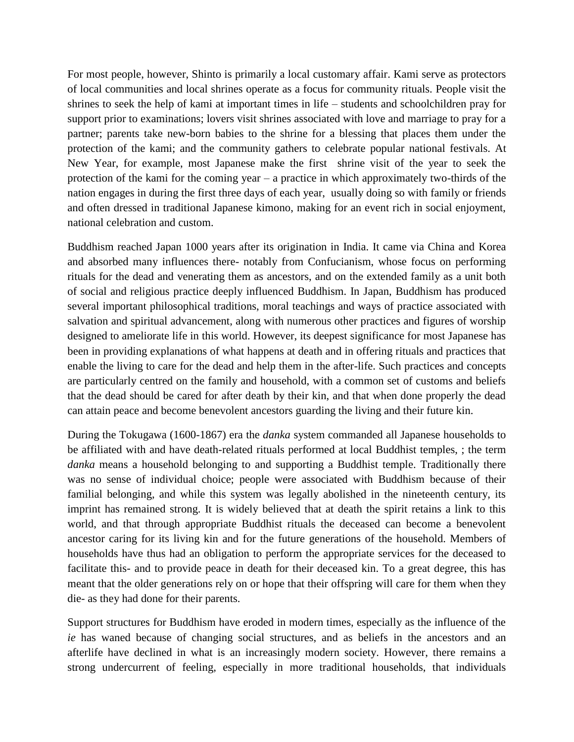For most people, however, Shinto is primarily a local customary affair. Kami serve as protectors of local communities and local shrines operate as a focus for community rituals. People visit the shrines to seek the help of kami at important times in life – students and schoolchildren pray for support prior to examinations; lovers visit shrines associated with love and marriage to pray for a partner; parents take new-born babies to the shrine for a blessing that places them under the protection of the kami; and the community gathers to celebrate popular national festivals. At New Year, for example, most Japanese make the first shrine visit of the year to seek the protection of the kami for the coming year – a practice in which approximately two-thirds of the nation engages in during the first three days of each year, usually doing so with family or friends and often dressed in traditional Japanese kimono, making for an event rich in social enjoyment, national celebration and custom.

Buddhism reached Japan 1000 years after its origination in India. It came via China and Korea and absorbed many influences there- notably from Confucianism, whose focus on performing rituals for the dead and venerating them as ancestors, and on the extended family as a unit both of social and religious practice deeply influenced Buddhism. In Japan, Buddhism has produced several important philosophical traditions, moral teachings and ways of practice associated with salvation and spiritual advancement, along with numerous other practices and figures of worship designed to ameliorate life in this world. However, its deepest significance for most Japanese has been in providing explanations of what happens at death and in offering rituals and practices that enable the living to care for the dead and help them in the after-life. Such practices and concepts are particularly centred on the family and household, with a common set of customs and beliefs that the dead should be cared for after death by their kin, and that when done properly the dead can attain peace and become benevolent ancestors guarding the living and their future kin.

During the Tokugawa (1600-1867) era the *danka* system commanded all Japanese households to be affiliated with and have death-related rituals performed at local Buddhist temples, ; the term *danka* means a household belonging to and supporting a Buddhist temple. Traditionally there was no sense of individual choice; people were associated with Buddhism because of their familial belonging, and while this system was legally abolished in the nineteenth century, its imprint has remained strong. It is widely believed that at death the spirit retains a link to this world, and that through appropriate Buddhist rituals the deceased can become a benevolent ancestor caring for its living kin and for the future generations of the household. Members of households have thus had an obligation to perform the appropriate services for the deceased to facilitate this- and to provide peace in death for their deceased kin. To a great degree, this has meant that the older generations rely on or hope that their offspring will care for them when they die- as they had done for their parents.

Support structures for Buddhism have eroded in modern times, especially as the influence of the *ie* has waned because of changing social structures, and as beliefs in the ancestors and an afterlife have declined in what is an increasingly modern society. However, there remains a strong undercurrent of feeling, especially in more traditional households, that individuals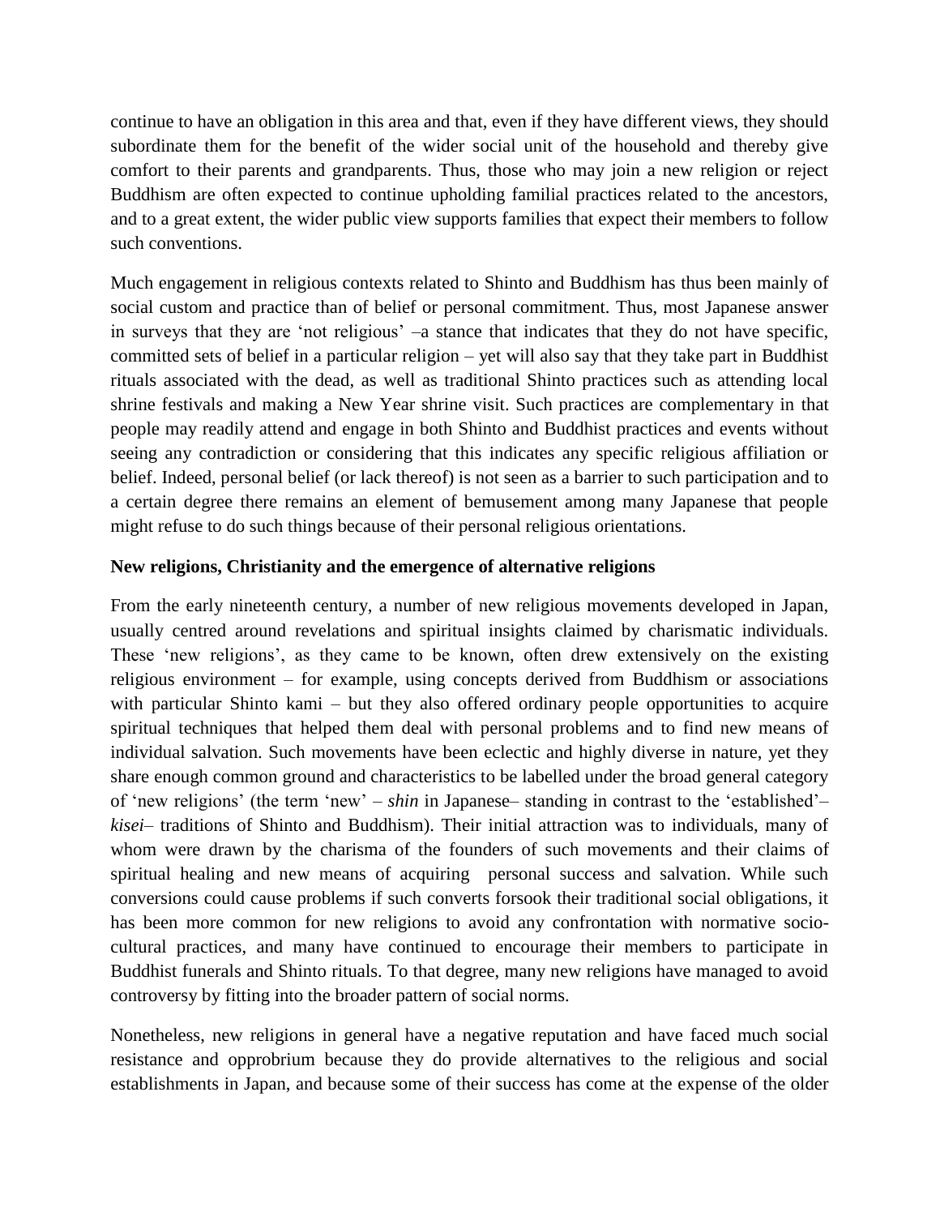continue to have an obligation in this area and that, even if they have different views, they should subordinate them for the benefit of the wider social unit of the household and thereby give comfort to their parents and grandparents. Thus, those who may join a new religion or reject Buddhism are often expected to continue upholding familial practices related to the ancestors, and to a great extent, the wider public view supports families that expect their members to follow such conventions.

Much engagement in religious contexts related to Shinto and Buddhism has thus been mainly of social custom and practice than of belief or personal commitment. Thus, most Japanese answer in surveys that they are 'not religious' –a stance that indicates that they do not have specific, committed sets of belief in a particular religion – yet will also say that they take part in Buddhist rituals associated with the dead, as well as traditional Shinto practices such as attending local shrine festivals and making a New Year shrine visit. Such practices are complementary in that people may readily attend and engage in both Shinto and Buddhist practices and events without seeing any contradiction or considering that this indicates any specific religious affiliation or belief. Indeed, personal belief (or lack thereof) is not seen as a barrier to such participation and to a certain degree there remains an element of bemusement among many Japanese that people might refuse to do such things because of their personal religious orientations.

**New religions, Christianity and the emergence of alternative religions**

From the early nineteenth century, a number of new religious movements developed in Japan, usually centred around revelations and spiritual insights claimed by charismatic individuals. These 'new religions', as they came to be known, often drew extensively on the existing religious environment – for example, using concepts derived from Buddhism or associations with particular Shinto kami – but they also offered ordinary people opportunities to acquire spiritual techniques that helped them deal with personal problems and to find new means of individual salvation. Such movements have been eclectic and highly diverse in nature, yet they share enough common ground and characteristics to be labelled under the broad general category of 'new religions' (the term 'new' – *shin* in Japanese– standing in contrast to the 'established'– *kisei*– traditions of Shinto and Buddhism). Their initial attraction was to individuals, many of whom were drawn by the charisma of the founders of such movements and their claims of spiritual healing and new means of acquiring personal success and salvation. While such conversions could cause problems if such converts forsook their traditional social obligations, it has been more common for new religions to avoid any confrontation with normative socio-cultural practices, and many have continued to encourage their members to participate in Buddhist funerals and Shinto rituals. To that degree, many new religions have managed to avoid controversy by fitting into the broader pattern of social norms.

Nonetheless, new religions in general have a negative reputation and have faced much social resistance and opprobrium because they do provide alternatives to the religious and social establishments in Japan, and because some of their success has come at the expense of the older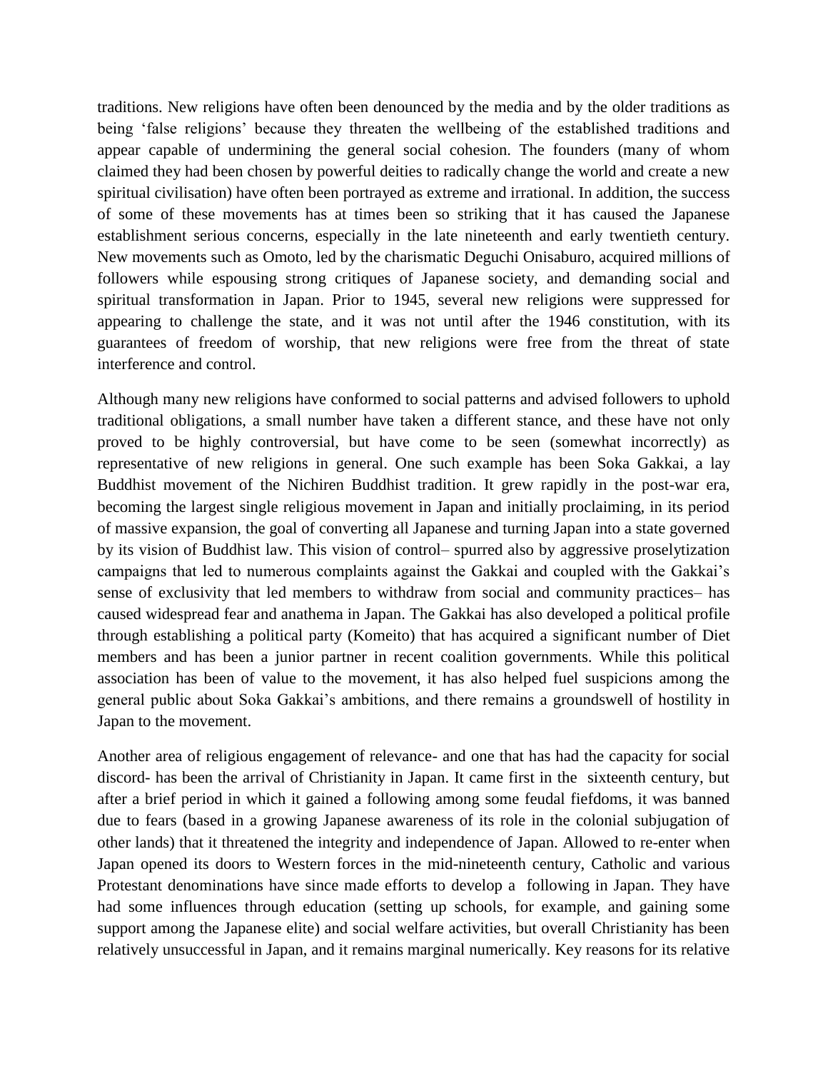traditions. New religions have often been denounced by the media and by the older traditions as being 'false religions' because they threaten the wellbeing of the established traditions and appear capable of undermining the general social cohesion. The founders (many of whom claimed they had been chosen by powerful deities to radically change the world and create a new spiritual civilisation) have often been portrayed as extreme and irrational. In addition, the success of some of these movements has at times been so striking that it has caused the Japanese establishment serious concerns, especially in the late nineteenth and early twentieth century. New movements such as Omoto, led by the charismatic Deguchi Onisaburo, acquired millions of followers while espousing strong critiques of Japanese society, and demanding social and spiritual transformation in Japan. Prior to 1945, several new religions were suppressed for appearing to challenge the state, and it was not until after the 1946 constitution, with its guarantees of freedom of worship, that new religions were free from the threat of state interference and control.

Although many new religions have conformed to social patterns and advised followers to uphold traditional obligations, a small number have taken a different stance, and these have not only proved to be highly controversial, but have come to be seen (somewhat incorrectly) as representative of new religions in general. One such example has been Soka Gakkai, a lay Buddhist movement of the Nichiren Buddhist tradition. It grew rapidly in the post-war era, becoming the largest single religious movement in Japan and initially proclaiming, in its period of massive expansion, the goal of converting all Japanese and turning Japan into a state governed by its vision of Buddhist law. This vision of control– spurred also by aggressive proselytization campaigns that led to numerous complaints against the Gakkai and coupled with the Gakkai's sense of exclusivity that led members to withdraw from social and community practices– has caused widespread fear and anathema in Japan. The Gakkai has also developed a political profile through establishing a political party (Komeito) that has acquired a significant number of Diet members and has been a junior partner in recent coalition governments. While this political association has been of value to the movement, it has also helped fuel suspicions among the general public about Soka Gakkai's ambitions, and there remains a groundswell of hostility in Japan to the movement.

Another area of religious engagement of relevance- and one that has had the capacity for social discord- has been the arrival of Christianity in Japan. It came first in the sixteenth century, but after a brief period in which it gained a following among some feudal fiefdoms, it was banned due to fears (based in a growing Japanese awareness of its role in the colonial subjugation of other lands) that it threatened the integrity and independence of Japan. Allowed to re-enter when Japan opened its doors to Western forces in the mid-nineteenth century, Catholic and various Protestant denominations have since made efforts to develop a following in Japan. They have had some influences through education (setting up schools, for example, and gaining some support among the Japanese elite) and social welfare activities, but overall Christianity has been relatively unsuccessful in Japan, and it remains marginal numerically. Key reasons for its relative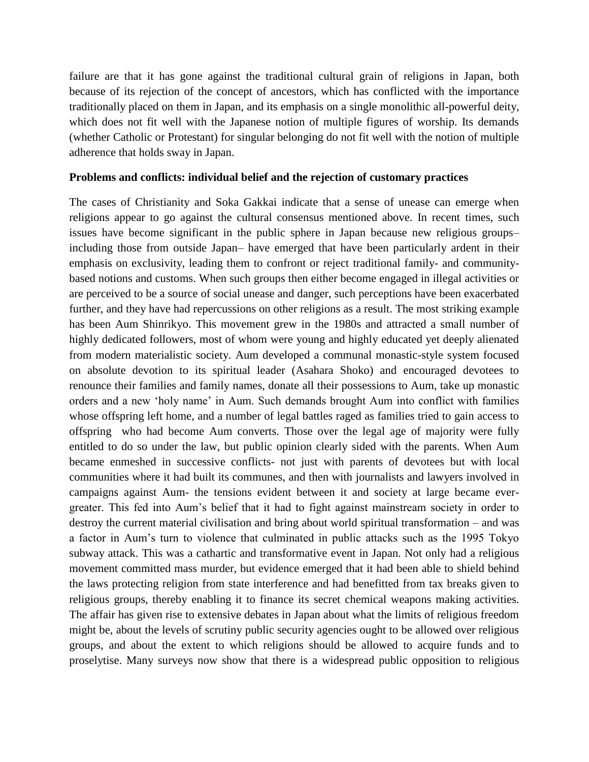failure are that it has gone against the traditional cultural grain of religions in Japan, both because of its rejection of the concept of ancestors, which has conflicted with the importance traditionally placed on them in Japan, and its emphasis on a single monolithic all-powerful deity, which does not fit well with the Japanese notion of multiple figures of worship. Its demands (whether Catholic or Protestant) for singular belonging do not fit well with the notion of multiple adherence that holds sway in Japan.

**Problems and conflicts: individual belief and the rejection of customary practices**

The cases of Christianity and Soka Gakkai indicate that a sense of unease can emerge when religions appear to go against the cultural consensus mentioned above. In recent times, such issues have become significant in the public sphere in Japan because new religious groups– including those from outside Japan– have emerged that have been particularly ardent in their emphasis on exclusivity, leading them to confront or reject traditional family- and community-based notions and customs. When such groups then either become engaged in illegal activities or are perceived to be a source of social unease and danger, such perceptions have been exacerbated further, and they have had repercussions on other religions as a result. The most striking example has been Aum Shinrikyo. This movement grew in the 1980s and attracted a small number of highly dedicated followers, most of whom were young and highly educated yet deeply alienated from modern materialistic society. Aum developed a communal monastic-style system focused on absolute devotion to its spiritual leader (Asahara Shoko) and encouraged devotees to renounce their families and family names, donate all their possessions to Aum, take up monastic orders and a new 'holy name' in Aum. Such demands brought Aum into conflict with families whose offspring left home, and a number of legal battles raged as families tried to gain access to offspring who had become Aum converts. Those over the legal age of majority were fully entitled to do so under the law, but public opinion clearly sided with the parents. When Aum became enmeshed in successive conflicts- not just with parents of devotees but with local communities where it had built its communes, and then with journalists and lawyers involved in campaigns against Aum- the tensions evident between it and society at large became ever-greater. This fed into Aum's belief that it had to fight against mainstream society in order to destroy the current material civilisation and bring about world spiritual transformation – and was a factor in Aum's turn to violence that culminated in public attacks such as the 1995 Tokyo subway attack. This was a cathartic and transformative event in Japan. Not only had a religious movement committed mass murder, but evidence emerged that it had been able to shield behind the laws protecting religion from state interference and had benefitted from tax breaks given to religious groups, thereby enabling it to finance its secret chemical weapons making activities. The affair has given rise to extensive debates in Japan about what the limits of religious freedom might be, about the levels of scrutiny public security agencies ought to be allowed over religious groups, and about the extent to which religions should be allowed to acquire funds and to proselytise. Many surveys now show that there is a widespread public opposition to religious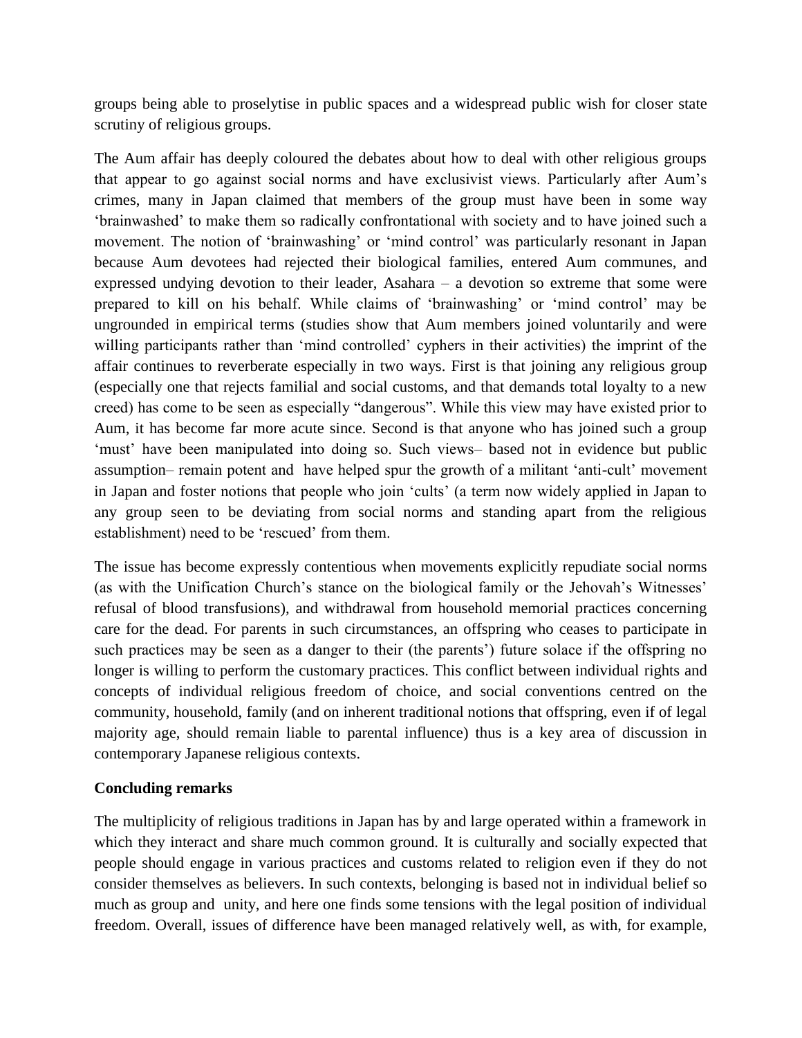groups being able to proselytise in public spaces and a widespread public wish for closer state scrutiny of religious groups.

The Aum affair has deeply coloured the debates about how to deal with other religious groups that appear to go against social norms and have exclusivist views. Particularly after Aum's crimes, many in Japan claimed that members of the group must have been in some way 'brainwashed' to make them so radically confrontational with society and to have joined such a movement. The notion of 'brainwashing' or 'mind control' was particularly resonant in Japan because Aum devotees had rejected their biological families, entered Aum communes, and expressed undying devotion to their leader, Asahara – a devotion so extreme that some were prepared to kill on his behalf. While claims of 'brainwashing' or 'mind control' may be ungrounded in empirical terms (studies show that Aum members joined voluntarily and were willing participants rather than 'mind controlled' cyphers in their activities) the imprint of the affair continues to reverberate especially in two ways. First is that joining any religious group (especially one that rejects familial and social customs, and that demands total loyalty to a new creed) has come to be seen as especially "dangerous". While this view may have existed prior to Aum, it has become far more acute since. Second is that anyone who has joined such a group 'must' have been manipulated into doing so. Such views– based not in evidence but public assumption– remain potent and have helped spur the growth of a militant 'anti-cult' movement in Japan and foster notions that people who join 'cults' (a term now widely applied in Japan to any group seen to be deviating from social norms and standing apart from the religious establishment) need to be 'rescued' from them.

The issue has become expressly contentious when movements explicitly repudiate social norms (as with the Unification Church's stance on the biological family or the Jehovah's Witnesses' refusal of blood transfusions), and withdrawal from household memorial practices concerning care for the dead. For parents in such circumstances, an offspring who ceases to participate in such practices may be seen as a danger to their (the parents') future solace if the offspring no longer is willing to perform the customary practices. This conflict between individual rights and concepts of individual religious freedom of choice, and social conventions centred on the community, household, family (and on inherent traditional notions that offspring, even if of legal majority age, should remain liable to parental influence) thus is a key area of discussion in contemporary Japanese religious contexts.

**Concluding remarks**

The multiplicity of religious traditions in Japan has by and large operated within a framework in which they interact and share much common ground. It is culturally and socially expected that people should engage in various practices and customs related to religion even if they do not consider themselves as believers. In such contexts, belonging is based not in individual belief so much as group and unity, and here one finds some tensions with the legal position of individual freedom. Overall, issues of difference have been managed relatively well, as with, for example,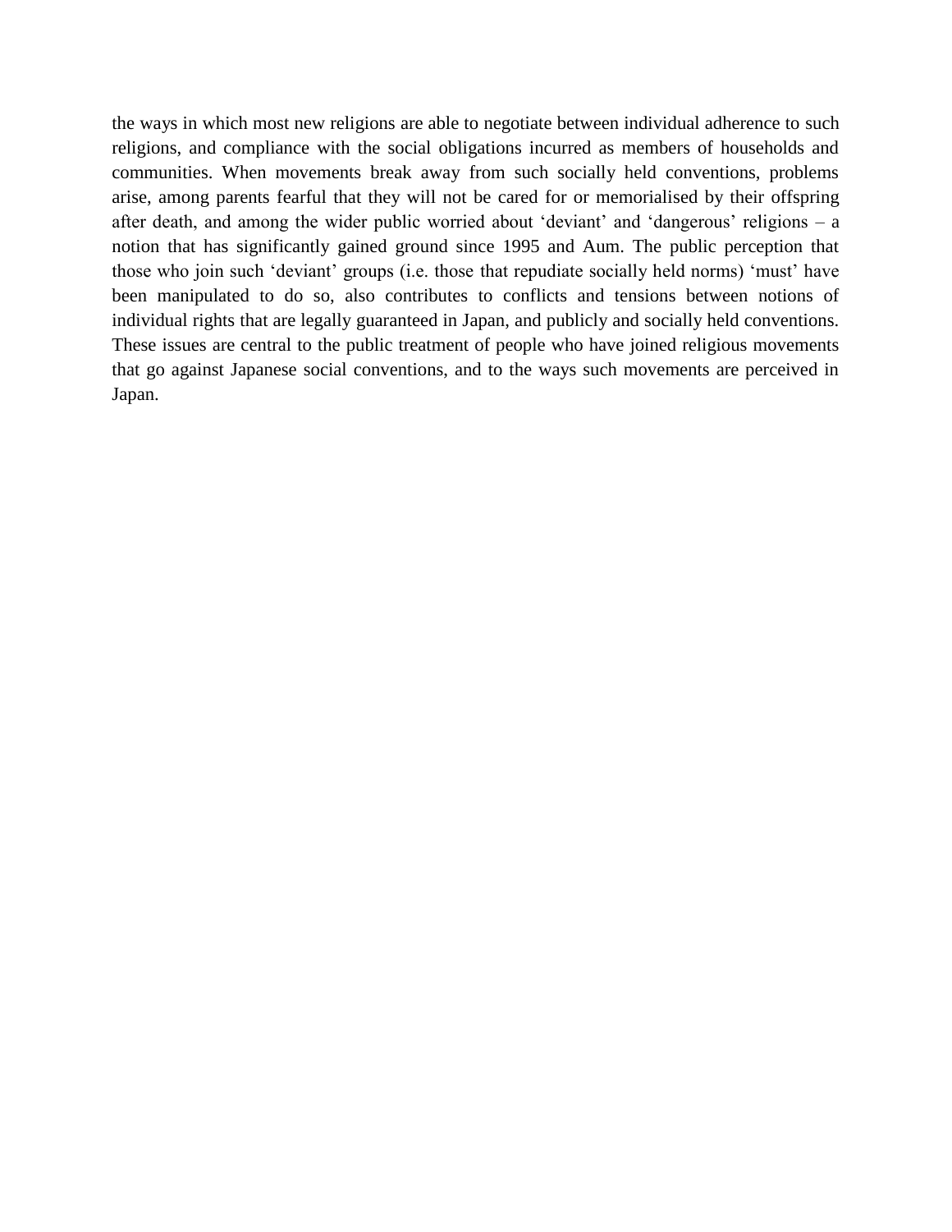the ways in which most new religions are able to negotiate between individual adherence to such religions, and compliance with the social obligations incurred as members of households and communities. When movements break away from such socially held conventions, problems arise, among parents fearful that they will not be cared for or memorialised by their offspring after death, and among the wider public worried about 'deviant' and 'dangerous' religions – a notion that has significantly gained ground since 1995 and Aum. The public perception that those who join such 'deviant' groups (i.e. those that repudiate socially held norms) 'must' have been manipulated to do so, also contributes to conflicts and tensions between notions of individual rights that are legally guaranteed in Japan, and publicly and socially held conventions. These issues are central to the public treatment of people who have joined religious movements that go against Japanese social conventions, and to the ways such movements are perceived in Japan.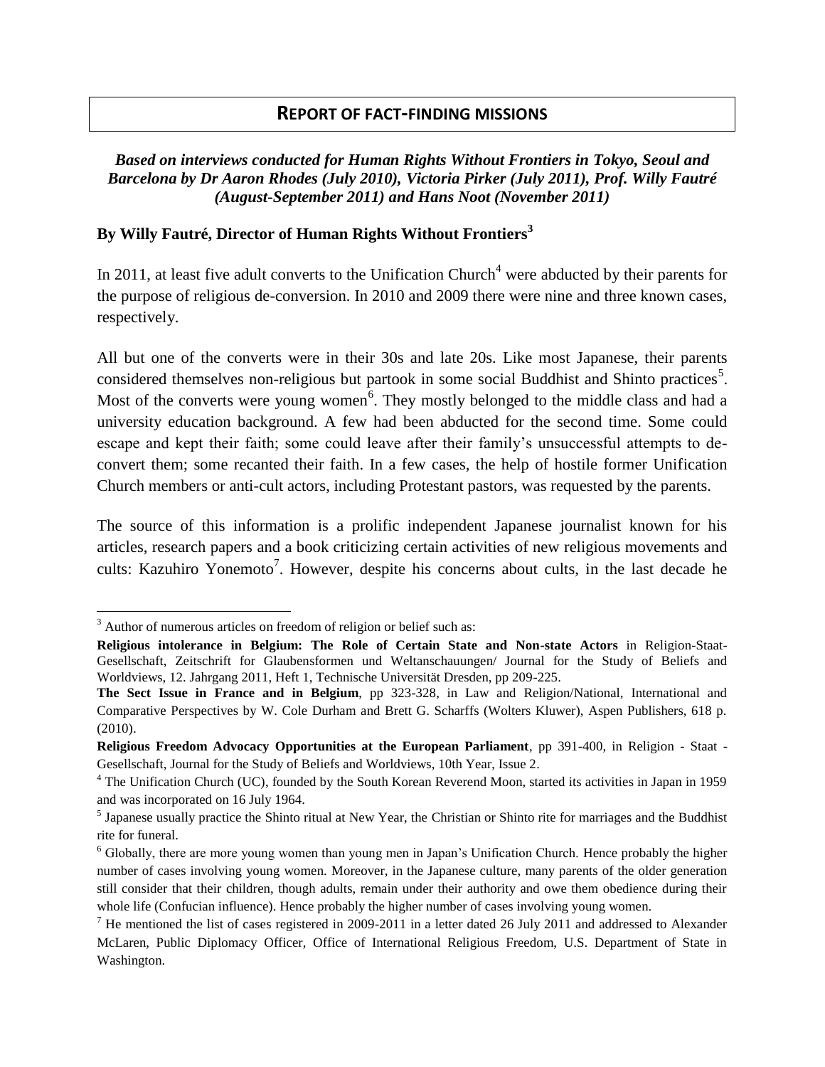## REPORT OF FACT-FINDING MISSIONS

***Based on interviews conducted for Human Rights Without Frontiers in Tokyo, Seoul and Barcelona by Dr Aaron Rhodes (July 2010), Victoria Pirker (July 2011), Prof. Willy Fautré (August-September 2011) and Hans Noot (November 2011)***

**By Willy Fautré, Director of Human Rights Without Frontiers[3]**

In 2011, at least five adult converts to the Unification Church[4] were abducted by their parents for the purpose of religious de-conversion. In 2010 and 2009 there were nine and three known cases, respectively.

All but one of the converts were in their 30s and late 20s. Like most Japanese, their parents considered themselves non-religious but partook in some social Buddhist and Shinto practices[5]. Most of the converts were young women[6]. They mostly belonged to the middle class and had a university education background. A few had been abducted for the second time. Some could escape and kept their faith; some could leave after their family's unsuccessful attempts to de-convert them; some recanted their faith. In a few cases, the help of hostile former Unification Church members or anti-cult actors, including Protestant pastors, was requested by the parents.

The source of this information is a prolific independent Japanese journalist known for his articles, research papers and a book criticizing certain activities of new religious movements and cults: Kazuhiro Yonemoto[7]. However, despite his concerns about cults, in the last decade he

---

[3] Author of numerous articles on freedom of religion or belief such as:

**Religious intolerance in Belgium: The Role of Certain State and Non-state Actors** in Religion-Staat-Gesellschaft, Zeitschrift for Glaubensformen und Weltanschauungen/ Journal for the Study of Beliefs and Worldviews, 12. Jahrgang 2011, Heft 1, Technische Universität Dresden, pp 209-225.

**The Sect Issue in France and in Belgium**, pp 323-328, in Law and Religion/National, International and Comparative Perspectives by W. Cole Durham and Brett G. Scharffs (Wolters Kluwer), Aspen Publishers, 618 p. (2010).

**Religious Freedom Advocacy Opportunities at the European Parliament**, pp 391-400, in Religion - Staat - Gesellschaft, Journal for the Study of Beliefs and Worldviews, 10th Year, Issue 2.

[4] The Unification Church (UC), founded by the South Korean Reverend Moon, started its activities in Japan in 1959 and was incorporated on 16 July 1964.

[5] Japanese usually practice the Shinto ritual at New Year, the Christian or Shinto rite for marriages and the Buddhist rite for funeral.

[6] Globally, there are more young women than young men in Japan's Unification Church. Hence probably the higher number of cases involving young women. Moreover, in the Japanese culture, many parents of the older generation still consider that their children, though adults, remain under their authority and owe them obedience during their whole life (Confucian influence). Hence probably the higher number of cases involving young women.

[7] He mentioned the list of cases registered in 2009-2011 in a letter dated 26 July 2011 and addressed to Alexander McLaren, Public Diplomacy Officer, Office of International Religious Freedom, U.S. Department of State in Washington.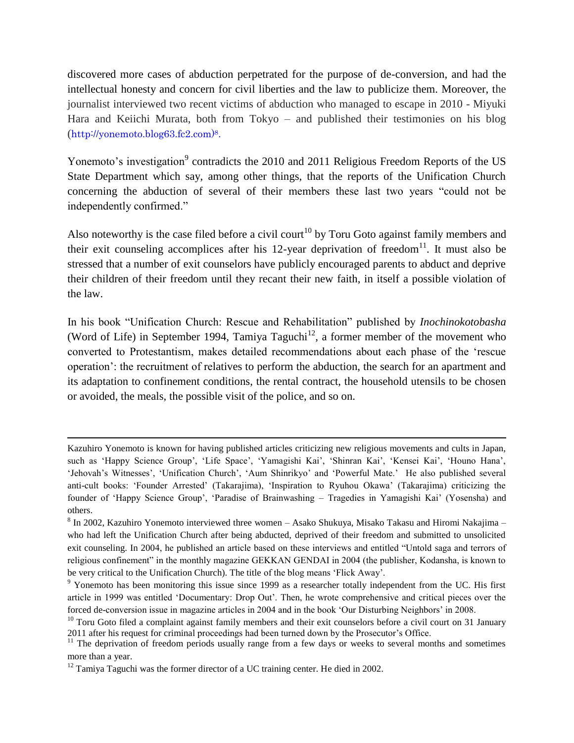discovered more cases of abduction perpetrated for the purpose of de-conversion, and had the intellectual honesty and concern for civil liberties and the law to publicize them. Moreover, the journalist interviewed two recent victims of abduction who managed to escape in 2010 - Miyuki Hara and Keiichi Murata, both from Tokyo – and published their testimonies on his blog (http://yonemoto.blog63.fc2.com)[8].

Yonemoto's investigation[9] contradicts the 2010 and 2011 Religious Freedom Reports of the US State Department which say, among other things, that the reports of the Unification Church concerning the abduction of several of their members these last two years "could not be independently confirmed."

Also noteworthy is the case filed before a civil court[10] by Toru Goto against family members and their exit counseling accomplices after his 12-year deprivation of freedom[11]. It must also be stressed that a number of exit counselors have publicly encouraged parents to abduct and deprive their children of their freedom until they recant their new faith, in itself a possible violation of the law.

In his book "Unification Church: Rescue and Rehabilitation" published by *Inochinokotobasha* (Word of Life) in September 1994, Tamiya Taguchi[12], a former member of the movement who converted to Protestantism, makes detailed recommendations about each phase of the 'rescue operation': the recruitment of relatives to perform the abduction, the search for an apartment and its adaptation to confinement conditions, the rental contract, the household utensils to be chosen or avoided, the meals, the possible visit of the police, and so on.

---

Kazuhiro Yonemoto is known for having published articles criticizing new religious movements and cults in Japan, such as 'Happy Science Group', 'Life Space', 'Yamagishi Kai', 'Shinran Kai', 'Kensei Kai', 'Houno Hana', 'Jehovah's Witnesses', 'Unification Church', 'Aum Shinrikyo' and 'Powerful Mate.' He also published several anti-cult books: 'Founder Arrested' (Takarajima), 'Inspiration to Ryuhou Okawa' (Takarajima) criticizing the founder of 'Happy Science Group', 'Paradise of Brainwashing – Tragedies in Yamagishi Kai' (Yosensha) and others.

[8] In 2002, Kazuhiro Yonemoto interviewed three women – Asako Shukuya, Misako Takasu and Hiromi Nakajima – who had left the Unification Church after being abducted, deprived of their freedom and submitted to unsolicited exit counseling. In 2004, he published an article based on these interviews and entitled "Untold saga and terrors of religious confinement" in the monthly magazine GEKKAN GENDAI in 2004 (the publisher, Kodansha, is known to be very critical to the Unification Church). The title of the blog means 'Flick Away'.

[9] Yonemoto has been monitoring this issue since 1999 as a researcher totally independent from the UC. His first article in 1999 was entitled 'Documentary: Drop Out'. Then, he wrote comprehensive and critical pieces over the forced de-conversion issue in magazine articles in 2004 and in the book 'Our Disturbing Neighbors' in 2008.

[10] Toru Goto filed a complaint against family members and their exit counselors before a civil court on 31 January 2011 after his request for criminal proceedings had been turned down by the Prosecutor's Office.

[11] The deprivation of freedom periods usually range from a few days or weeks to several months and sometimes more than a year.

[12] Tamiya Taguchi was the former director of a UC training center. He died in 2002.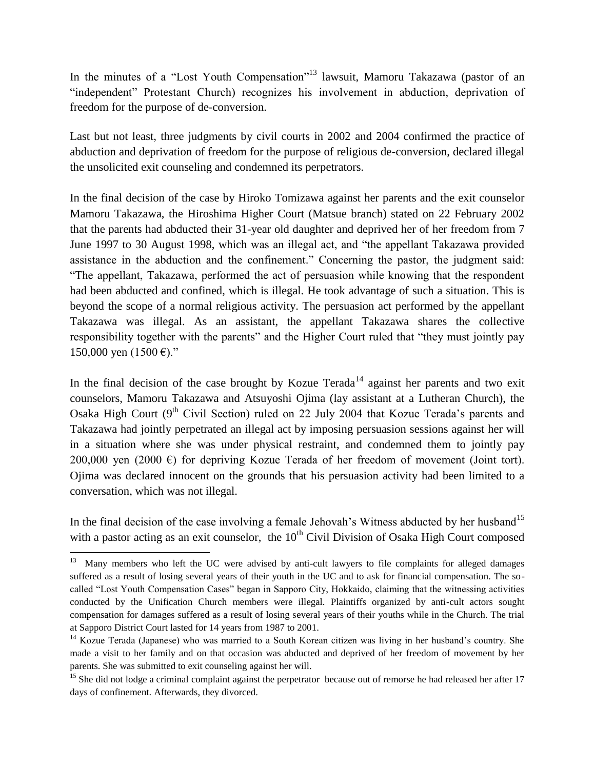In the minutes of a "Lost Youth Compensation"[13] lawsuit, Mamoru Takazawa (pastor of an "independent" Protestant Church) recognizes his involvement in abduction, deprivation of freedom for the purpose of de-conversion.

Last but not least, three judgments by civil courts in 2002 and 2004 confirmed the practice of abduction and deprivation of freedom for the purpose of religious de-conversion, declared illegal the unsolicited exit counseling and condemned its perpetrators.

In the final decision of the case by Hiroko Tomizawa against her parents and the exit counselor Mamoru Takazawa, the Hiroshima Higher Court (Matsue branch) stated on 22 February 2002 that the parents had abducted their 31-year old daughter and deprived her of her freedom from 7 June 1997 to 30 August 1998, which was an illegal act, and "the appellant Takazawa provided assistance in the abduction and the confinement." Concerning the pastor, the judgment said: "The appellant, Takazawa, performed the act of persuasion while knowing that the respondent had been abducted and confined, which is illegal. He took advantage of such a situation. This is beyond the scope of a normal religious activity. The persuasion act performed by the appellant Takazawa was illegal. As an assistant, the appellant Takazawa shares the collective responsibility together with the parents" and the Higher Court ruled that "they must jointly pay 150,000 yen (1500 €)."

In the final decision of the case brought by Kozue Terada[14] against her parents and two exit counselors, Mamoru Takazawa and Atsuyoshi Ojima (lay assistant at a Lutheran Church), the Osaka High Court (9th Civil Section) ruled on 22 July 2004 that Kozue Terada's parents and Takazawa had jointly perpetrated an illegal act by imposing persuasion sessions against her will in a situation where she was under physical restraint, and condemned them to jointly pay 200,000 yen (2000 €) for depriving Kozue Terada of her freedom of movement (Joint tort). Ojima was declared innocent on the grounds that his persuasion activity had been limited to a conversation, which was not illegal.

In the final decision of the case involving a female Jehovah's Witness abducted by her husband[15] with a pastor acting as an exit counselor, the 10th Civil Division of Osaka High Court composed

---

[13] Many members who left the UC were advised by anti-cult lawyers to file complaints for alleged damages suffered as a result of losing several years of their youth in the UC and to ask for financial compensation. The so-called "Lost Youth Compensation Cases" began in Sapporo City, Hokkaido, claiming that the witnessing activities conducted by the Unification Church members were illegal. Plaintiffs organized by anti-cult actors sought compensation for damages suffered as a result of losing several years of their youths while in the Church. The trial at Sapporo District Court lasted for 14 years from 1987 to 2001.

[14] Kozue Terada (Japanese) who was married to a South Korean citizen was living in her husband's country. She made a visit to her family and on that occasion was abducted and deprived of her freedom of movement by her parents. She was submitted to exit counseling against her will.

[15] She did not lodge a criminal complaint against the perpetrator because out of remorse he had released her after 17 days of confinement. Afterwards, they divorced.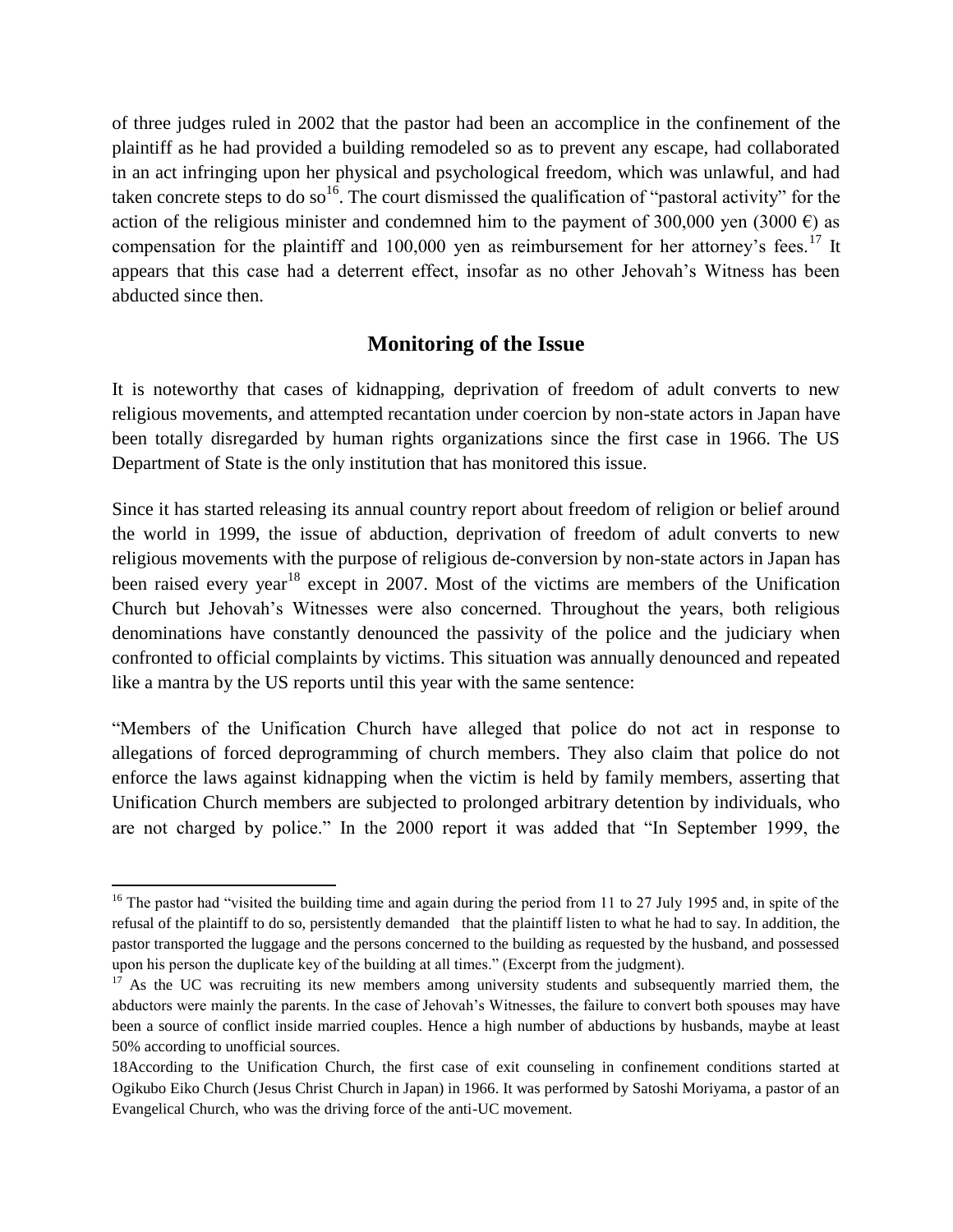of three judges ruled in 2002 that the pastor had been an accomplice in the confinement of the plaintiff as he had provided a building remodeled so as to prevent any escape, had collaborated in an act infringing upon her physical and psychological freedom, which was unlawful, and had taken concrete steps to do so[16]. The court dismissed the qualification of "pastoral activity" for the action of the religious minister and condemned him to the payment of 300,000 yen (3000 €) as compensation for the plaintiff and 100,000 yen as reimbursement for her attorney's fees.[17] It appears that this case had a deterrent effect, insofar as no other Jehovah's Witness has been abducted since then.

## Monitoring of the Issue

It is noteworthy that cases of kidnapping, deprivation of freedom of adult converts to new religious movements, and attempted recantation under coercion by non-state actors in Japan have been totally disregarded by human rights organizations since the first case in 1966. The US Department of State is the only institution that has monitored this issue.

Since it has started releasing its annual country report about freedom of religion or belief around the world in 1999, the issue of abduction, deprivation of freedom of adult converts to new religious movements with the purpose of religious de-conversion by non-state actors in Japan has been raised every year[18] except in 2007. Most of the victims are members of the Unification Church but Jehovah's Witnesses were also concerned. Throughout the years, both religious denominations have constantly denounced the passivity of the police and the judiciary when confronted to official complaints by victims. This situation was annually denounced and repeated like a mantra by the US reports until this year with the same sentence:

"Members of the Unification Church have alleged that police do not act in response to allegations of forced deprogramming of church members. They also claim that police do not enforce the laws against kidnapping when the victim is held by family members, asserting that Unification Church members are subjected to prolonged arbitrary detention by individuals, who are not charged by police." In the 2000 report it was added that "In September 1999, the

---

[16] The pastor had "visited the building time and again during the period from 11 to 27 July 1995 and, in spite of the refusal of the plaintiff to do so, persistently demanded that the plaintiff listen to what he had to say. In addition, the pastor transported the luggage and the persons concerned to the building as requested by the husband, and possessed upon his person the duplicate key of the building at all times." (Excerpt from the judgment).

[17] As the UC was recruiting its new members among university students and subsequently married them, the abductors were mainly the parents. In the case of Jehovah's Witnesses, the failure to convert both spouses may have been a source of conflict inside married couples. Hence a high number of abductions by husbands, maybe at least 50% according to unofficial sources.

[18] According to the Unification Church, the first case of exit counseling in confinement conditions started at Ogikubo Eiko Church (Jesus Christ Church in Japan) in 1966. It was performed by Satoshi Moriyama, a pastor of an Evangelical Church, who was the driving force of the anti-UC movement.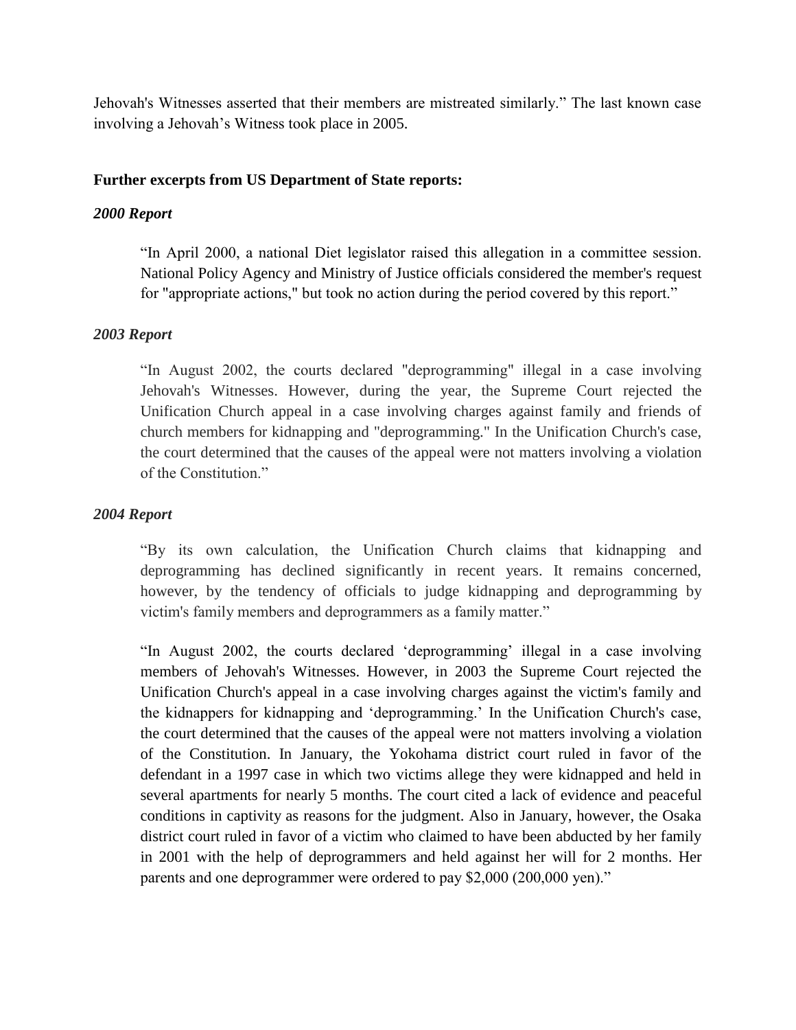Jehovah's Witnesses asserted that their members are mistreated similarly." The last known case involving a Jehovah's Witness took place in 2005.

**Further excerpts from US Department of State reports:**

***2000 Report***

> "In April 2000, a national Diet legislator raised this allegation in a committee session. National Policy Agency and Ministry of Justice officials considered the member's request for "appropriate actions," but took no action during the period covered by this report."

***2003 Report***

> "In August 2002, the courts declared "deprogramming" illegal in a case involving Jehovah's Witnesses. However, during the year, the Supreme Court rejected the Unification Church appeal in a case involving charges against family and friends of church members for kidnapping and "deprogramming." In the Unification Church's case, the court determined that the causes of the appeal were not matters involving a violation of the Constitution."

***2004 Report***

> "By its own calculation, the Unification Church claims that kidnapping and deprogramming has declined significantly in recent years. It remains concerned, however, by the tendency of officials to judge kidnapping and deprogramming by victim's family members and deprogrammers as a family matter."
>
> "In August 2002, the courts declared 'deprogramming' illegal in a case involving members of Jehovah's Witnesses. However, in 2003 the Supreme Court rejected the Unification Church's appeal in a case involving charges against the victim's family and the kidnappers for kidnapping and 'deprogramming.' In the Unification Church's case, the court determined that the causes of the appeal were not matters involving a violation of the Constitution. In January, the Yokohama district court ruled in favor of the defendant in a 1997 case in which two victims allege they were kidnapped and held in several apartments for nearly 5 months. The court cited a lack of evidence and peaceful conditions in captivity as reasons for the judgment. Also in January, however, the Osaka district court ruled in favor of a victim who claimed to have been abducted by her family in 2001 with the help of deprogrammers and held against her will for 2 months. Her parents and one deprogrammer were ordered to pay $2,000 (200,000 yen)."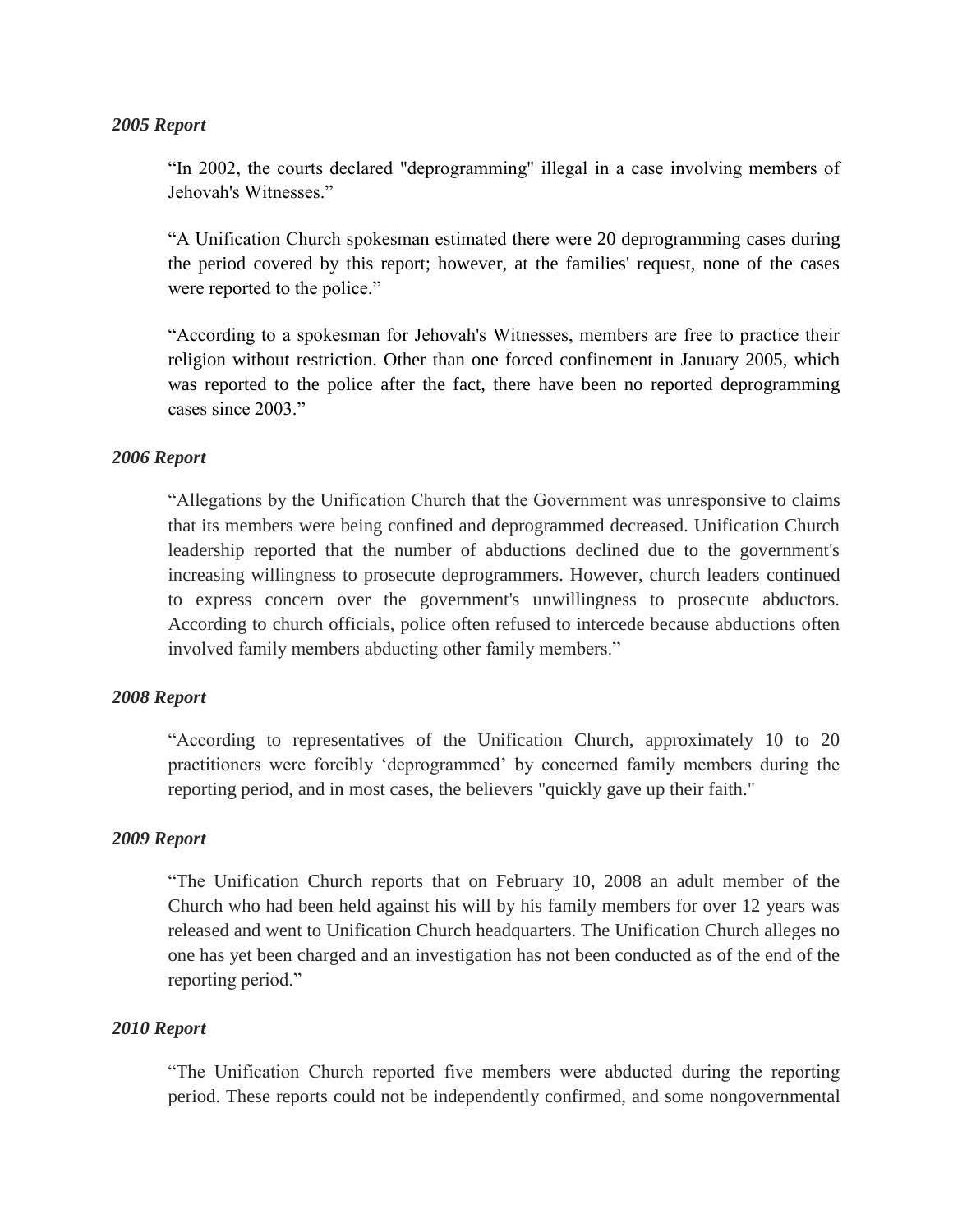*2005 Report*

> "In 2002, the courts declared "deprogramming" illegal in a case involving members of Jehovah's Witnesses."
>
> "A Unification Church spokesman estimated there were 20 deprogramming cases during the period covered by this report; however, at the families' request, none of the cases were reported to the police."
>
> "According to a spokesman for Jehovah's Witnesses, members are free to practice their religion without restriction. Other than one forced confinement in January 2005, which was reported to the police after the fact, there have been no reported deprogramming cases since 2003."

*2006 Report*

> "Allegations by the Unification Church that the Government was unresponsive to claims that its members were being confined and deprogrammed decreased. Unification Church leadership reported that the number of abductions declined due to the government's increasing willingness to prosecute deprogrammers. However, church leaders continued to express concern over the government's unwillingness to prosecute abductors. According to church officials, police often refused to intercede because abductions often involved family members abducting other family members."

*2008 Report*

> "According to representatives of the Unification Church, approximately 10 to 20 practitioners were forcibly 'deprogrammed' by concerned family members during the reporting period, and in most cases, the believers "quickly gave up their faith."

*2009 Report*

> "The Unification Church reports that on February 10, 2008 an adult member of the Church who had been held against his will by his family members for over 12 years was released and went to Unification Church headquarters. The Unification Church alleges no one has yet been charged and an investigation has not been conducted as of the end of the reporting period."

*2010 Report*

> "The Unification Church reported five members were abducted during the reporting period. These reports could not be independently confirmed, and some nongovernmental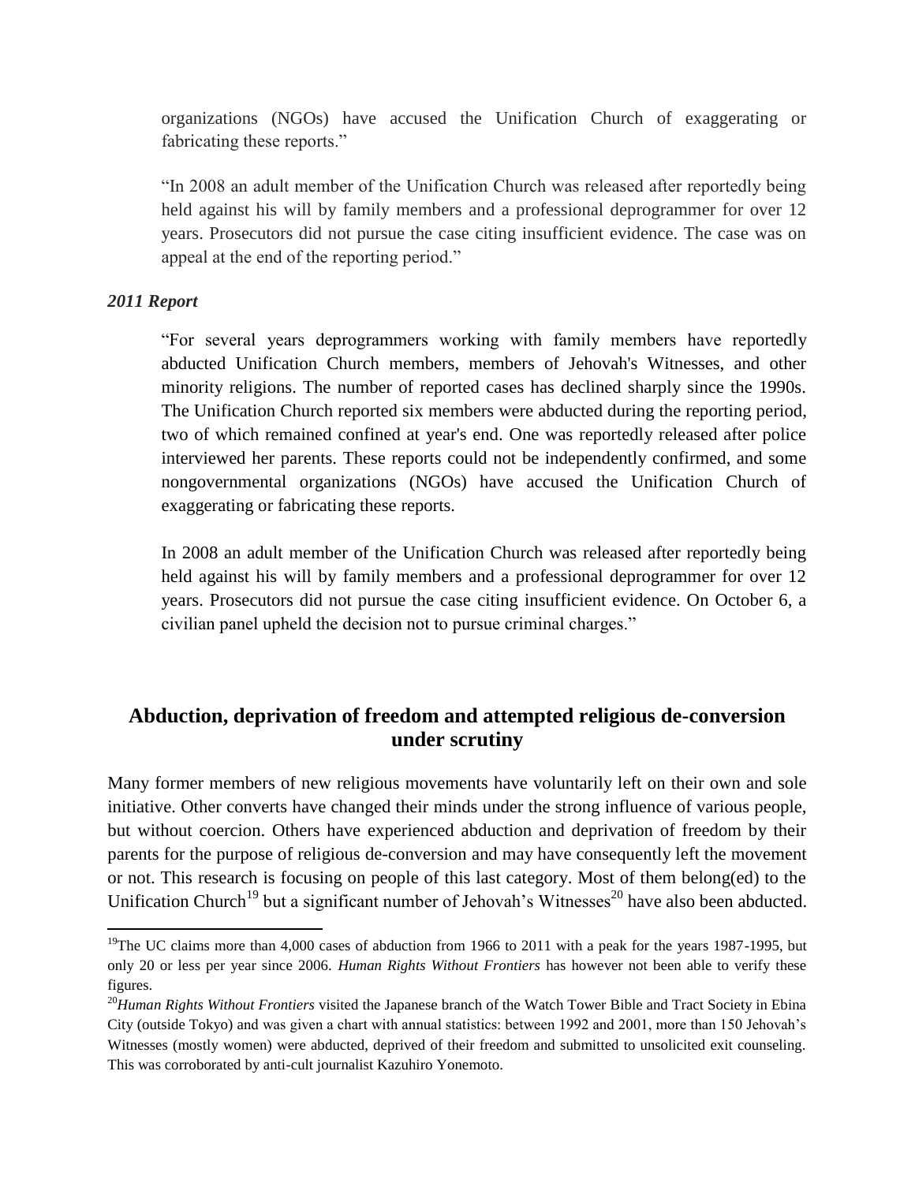organizations (NGOs) have accused the Unification Church of exaggerating or fabricating these reports."

"In 2008 an adult member of the Unification Church was released after reportedly being held against his will by family members and a professional deprogrammer for over 12 years. Prosecutors did not pursue the case citing insufficient evidence. The case was on appeal at the end of the reporting period."

***2011 Report***

"For several years deprogrammers working with family members have reportedly abducted Unification Church members, members of Jehovah's Witnesses, and other minority religions. The number of reported cases has declined sharply since the 1990s. The Unification Church reported six members were abducted during the reporting period, two of which remained confined at year's end. One was reportedly released after police interviewed her parents. These reports could not be independently confirmed, and some nongovernmental organizations (NGOs) have accused the Unification Church of exaggerating or fabricating these reports.

In 2008 an adult member of the Unification Church was released after reportedly being held against his will by family members and a professional deprogrammer for over 12 years. Prosecutors did not pursue the case citing insufficient evidence. On October 6, a civilian panel upheld the decision not to pursue criminal charges."

## Abduction, deprivation of freedom and attempted religious de-conversion under scrutiny

Many former members of new religious movements have voluntarily left on their own and sole initiative. Other converts have changed their minds under the strong influence of various people, but without coercion. Others have experienced abduction and deprivation of freedom by their parents for the purpose of religious de-conversion and may have consequently left the movement or not. This research is focusing on people of this last category. Most of them belong(ed) to the Unification Church[19] but a significant number of Jehovah's Witnesses[20] have also been abducted.

---

[19]The UC claims more than 4,000 cases of abduction from 1966 to 2011 with a peak for the years 1987-1995, but only 20 or less per year since 2006. *Human Rights Without Frontiers* has however not been able to verify these figures.

[20]*Human Rights Without Frontiers* visited the Japanese branch of the Watch Tower Bible and Tract Society in Ebina City (outside Tokyo) and was given a chart with annual statistics: between 1992 and 2001, more than 150 Jehovah's Witnesses (mostly women) were abducted, deprived of their freedom and submitted to unsolicited exit counseling. This was corroborated by anti-cult journalist Kazuhiro Yonemoto.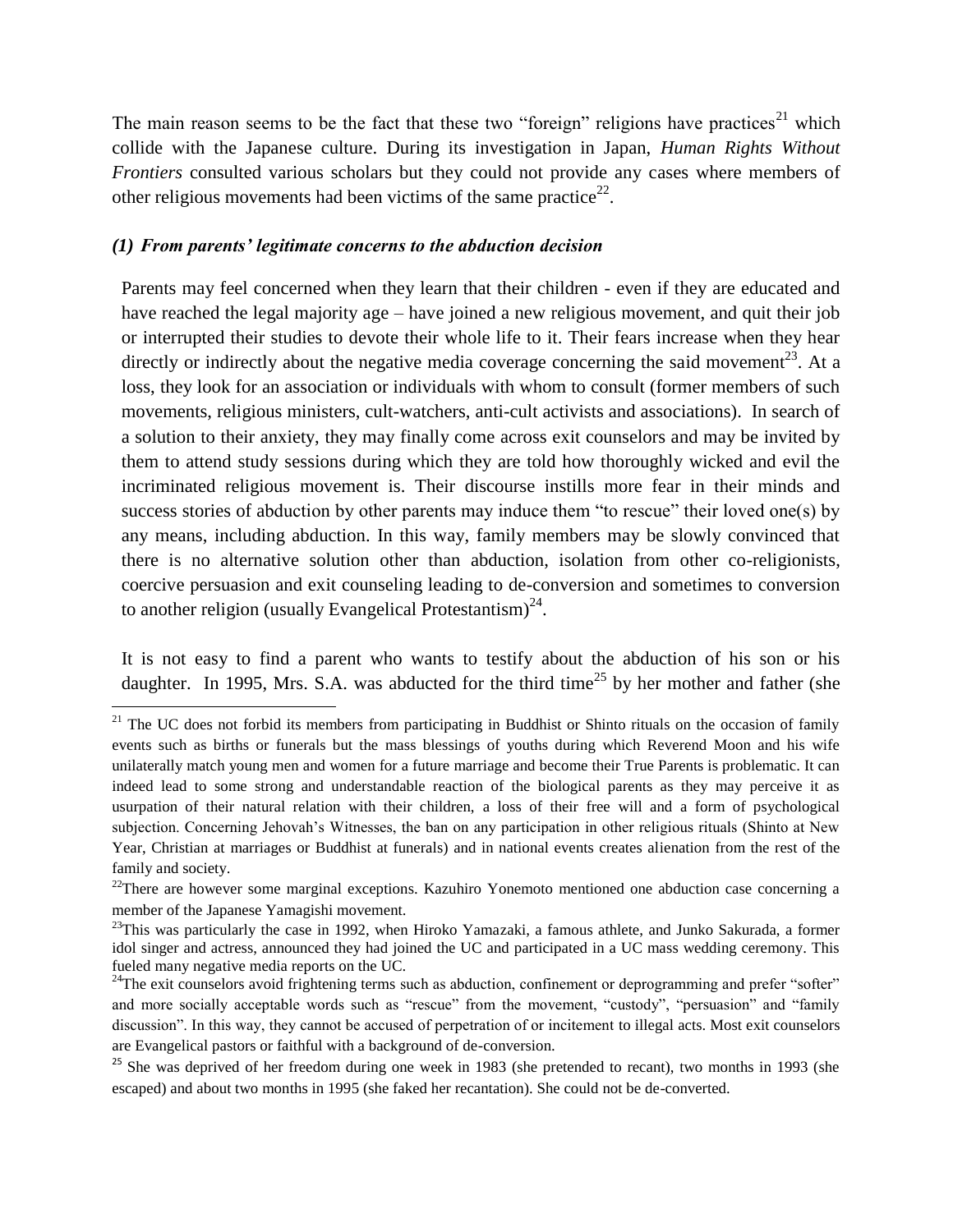The main reason seems to be the fact that these two "foreign" religions have practices[21] which collide with the Japanese culture. During its investigation in Japan, *Human Rights Without Frontiers* consulted various scholars but they could not provide any cases where members of other religious movements had been victims of the same practice[22].

### *(1) From parents' legitimate concerns to the abduction decision*

Parents may feel concerned when they learn that their children - even if they are educated and have reached the legal majority age – have joined a new religious movement, and quit their job or interrupted their studies to devote their whole life to it. Their fears increase when they hear directly or indirectly about the negative media coverage concerning the said movement[23]. At a loss, they look for an association or individuals with whom to consult (former members of such movements, religious ministers, cult-watchers, anti-cult activists and associations). In search of a solution to their anxiety, they may finally come across exit counselors and may be invited by them to attend study sessions during which they are told how thoroughly wicked and evil the incriminated religious movement is. Their discourse instills more fear in their minds and success stories of abduction by other parents may induce them "to rescue" their loved one(s) by any means, including abduction. In this way, family members may be slowly convinced that there is no alternative solution other than abduction, isolation from other co-religionists, coercive persuasion and exit counseling leading to de-conversion and sometimes to conversion to another religion (usually Evangelical Protestantism)[24].

It is not easy to find a parent who wants to testify about the abduction of his son or his daughter. In 1995, Mrs. S.A. was abducted for the third time[25] by her mother and father (she

---

[21] The UC does not forbid its members from participating in Buddhist or Shinto rituals on the occasion of family events such as births or funerals but the mass blessings of youths during which Reverend Moon and his wife unilaterally match young men and women for a future marriage and become their True Parents is problematic. It can indeed lead to some strong and understandable reaction of the biological parents as they may perceive it as usurpation of their natural relation with their children, a loss of their free will and a form of psychological subjection. Concerning Jehovah's Witnesses, the ban on any participation in other religious rituals (Shinto at New Year, Christian at marriages or Buddhist at funerals) and in national events creates alienation from the rest of the family and society.

[22] There are however some marginal exceptions. Kazuhiro Yonemoto mentioned one abduction case concerning a member of the Japanese Yamagishi movement.

[23] This was particularly the case in 1992, when Hiroko Yamazaki, a famous athlete, and Junko Sakurada, a former idol singer and actress, announced they had joined the UC and participated in a UC mass wedding ceremony. This fueled many negative media reports on the UC.

[24] The exit counselors avoid frightening terms such as abduction, confinement or deprogramming and prefer "softer" and more socially acceptable words such as "rescue" from the movement, "custody", "persuasion" and "family discussion". In this way, they cannot be accused of perpetration of or incitement to illegal acts. Most exit counselors are Evangelical pastors or faithful with a background of de-conversion.

[25] She was deprived of her freedom during one week in 1983 (she pretended to recant), two months in 1993 (she escaped) and about two months in 1995 (she faked her recantation). She could not be de-converted.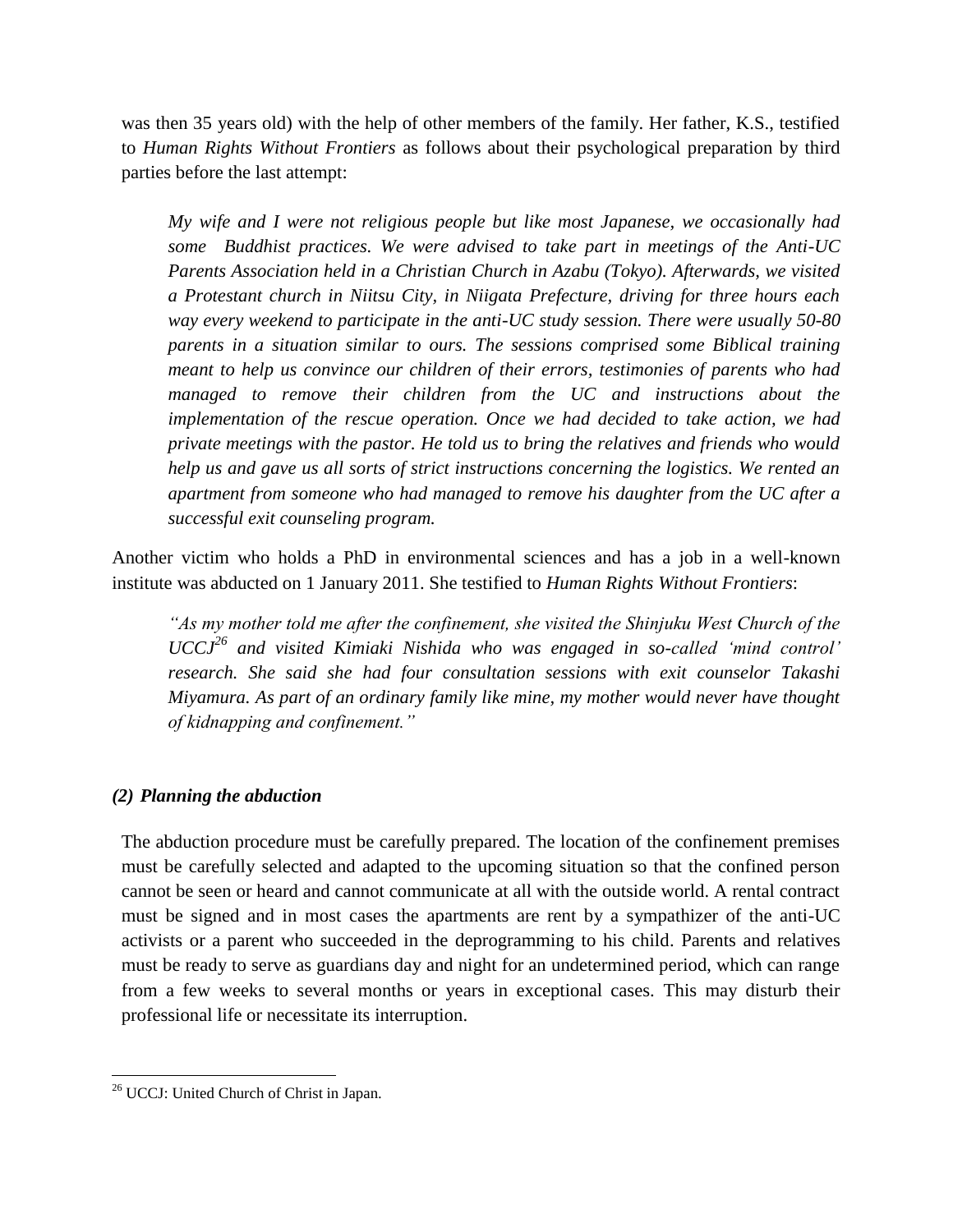was then 35 years old) with the help of other members of the family. Her father, K.S., testified to *Human Rights Without Frontiers* as follows about their psychological preparation by third parties before the last attempt:

> *My wife and I were not religious people but like most Japanese, we occasionally had some Buddhist practices. We were advised to take part in meetings of the Anti-UC Parents Association held in a Christian Church in Azabu (Tokyo). Afterwards, we visited a Protestant church in Niitsu City, in Niigata Prefecture, driving for three hours each way every weekend to participate in the anti-UC study session. There were usually 50-80 parents in a situation similar to ours. The sessions comprised some Biblical training meant to help us convince our children of their errors, testimonies of parents who had managed to remove their children from the UC and instructions about the implementation of the rescue operation. Once we had decided to take action, we had private meetings with the pastor. He told us to bring the relatives and friends who would help us and gave us all sorts of strict instructions concerning the logistics. We rented an apartment from someone who had managed to remove his daughter from the UC after a successful exit counseling program.*

Another victim who holds a PhD in environmental sciences and has a job in a well-known institute was abducted on 1 January 2011. She testified to *Human Rights Without Frontiers*:

> *"As my mother told me after the confinement, she visited the Shinjuku West Church of the UCCJ[26] and visited Kimiaki Nishida who was engaged in so-called 'mind control' research. She said she had four consultation sessions with exit counselor Takashi Miyamura. As part of an ordinary family like mine, my mother would never have thought of kidnapping and confinement."*

### *(2) Planning the abduction*

The abduction procedure must be carefully prepared. The location of the confinement premises must be carefully selected and adapted to the upcoming situation so that the confined person cannot be seen or heard and cannot communicate at all with the outside world. A rental contract must be signed and in most cases the apartments are rent by a sympathizer of the anti-UC activists or a parent who succeeded in the deprogramming to his child. Parents and relatives must be ready to serve as guardians day and night for an undetermined period, which can range from a few weeks to several months or years in exceptional cases. This may disturb their professional life or necessitate its interruption.

---

[26] UCCJ: United Church of Christ in Japan.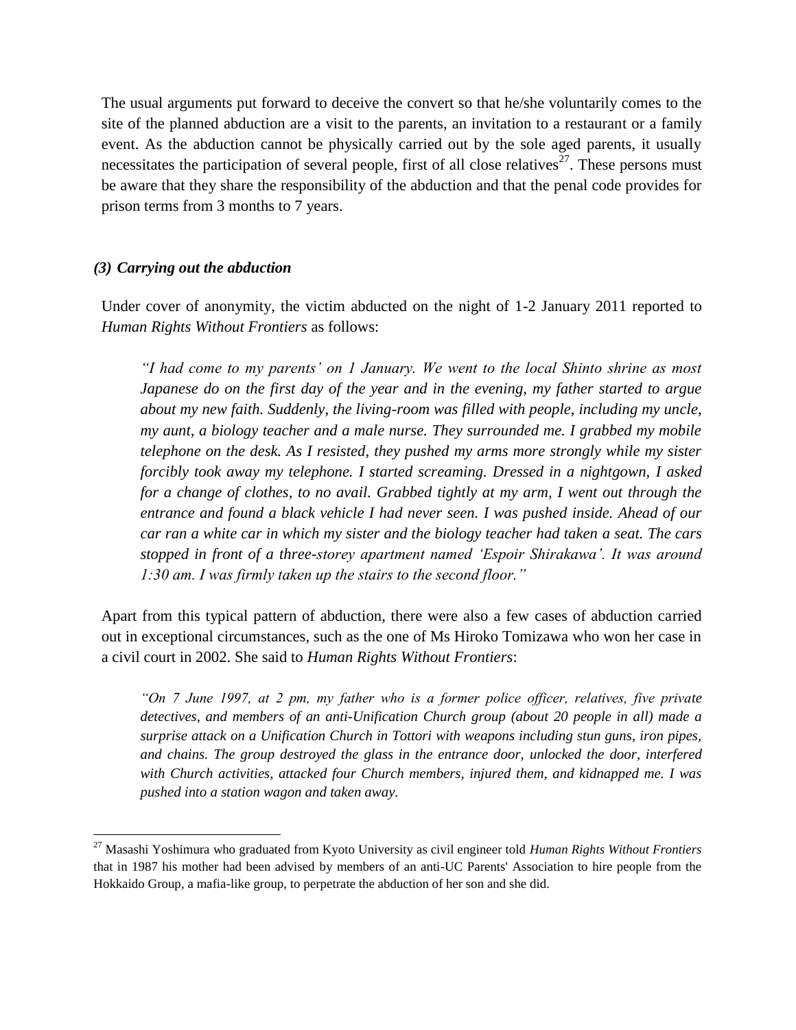The usual arguments put forward to deceive the convert so that he/she voluntarily comes to the site of the planned abduction are a visit to the parents, an invitation to a restaurant or a family event. As the abduction cannot be physically carried out by the sole aged parents, it usually necessitates the participation of several people, first of all close relatives[27]. These persons must be aware that they share the responsibility of the abduction and that the penal code provides for prison terms from 3 months to 7 years.

### *(3) Carrying out the abduction*

Under cover of anonymity, the victim abducted on the night of 1-2 January 2011 reported to *Human Rights Without Frontiers* as follows:

> *"I had come to my parents' on 1 January. We went to the local Shinto shrine as most Japanese do on the first day of the year and in the evening, my father started to argue about my new faith. Suddenly, the living-room was filled with people, including my uncle, my aunt, a biology teacher and a male nurse. They surrounded me. I grabbed my mobile telephone on the desk. As I resisted, they pushed my arms more strongly while my sister forcibly took away my telephone. I started screaming. Dressed in a nightgown, I asked for a change of clothes, to no avail. Grabbed tightly at my arm, I went out through the entrance and found a black vehicle I had never seen. I was pushed inside. Ahead of our car ran a white car in which my sister and the biology teacher had taken a seat. The cars stopped in front of a three-storey apartment named 'Espoir Shirakawa'. It was around 1:30 am. I was firmly taken up the stairs to the second floor."*

Apart from this typical pattern of abduction, there were also a few cases of abduction carried out in exceptional circumstances, such as the one of Ms Hiroko Tomizawa who won her case in a civil court in 2002. She said to *Human Rights Without Frontiers*:

> *"On 7 June 1997, at 2 pm, my father who is a former police officer, relatives, five private detectives, and members of an anti-Unification Church group (about 20 people in all) made a surprise attack on a Unification Church in Tottori with weapons including stun guns, iron pipes, and chains. The group destroyed the glass in the entrance door, unlocked the door, interfered with Church activities, attacked four Church members, injured them, and kidnapped me. I was pushed into a station wagon and taken away.*

---

[27] Masashi Yoshimura who graduated from Kyoto University as civil engineer told *Human Rights Without Frontiers* that in 1987 his mother had been advised by members of an anti-UC Parents' Association to hire people from the Hokkaido Group, a mafia-like group, to perpetrate the abduction of her son and she did.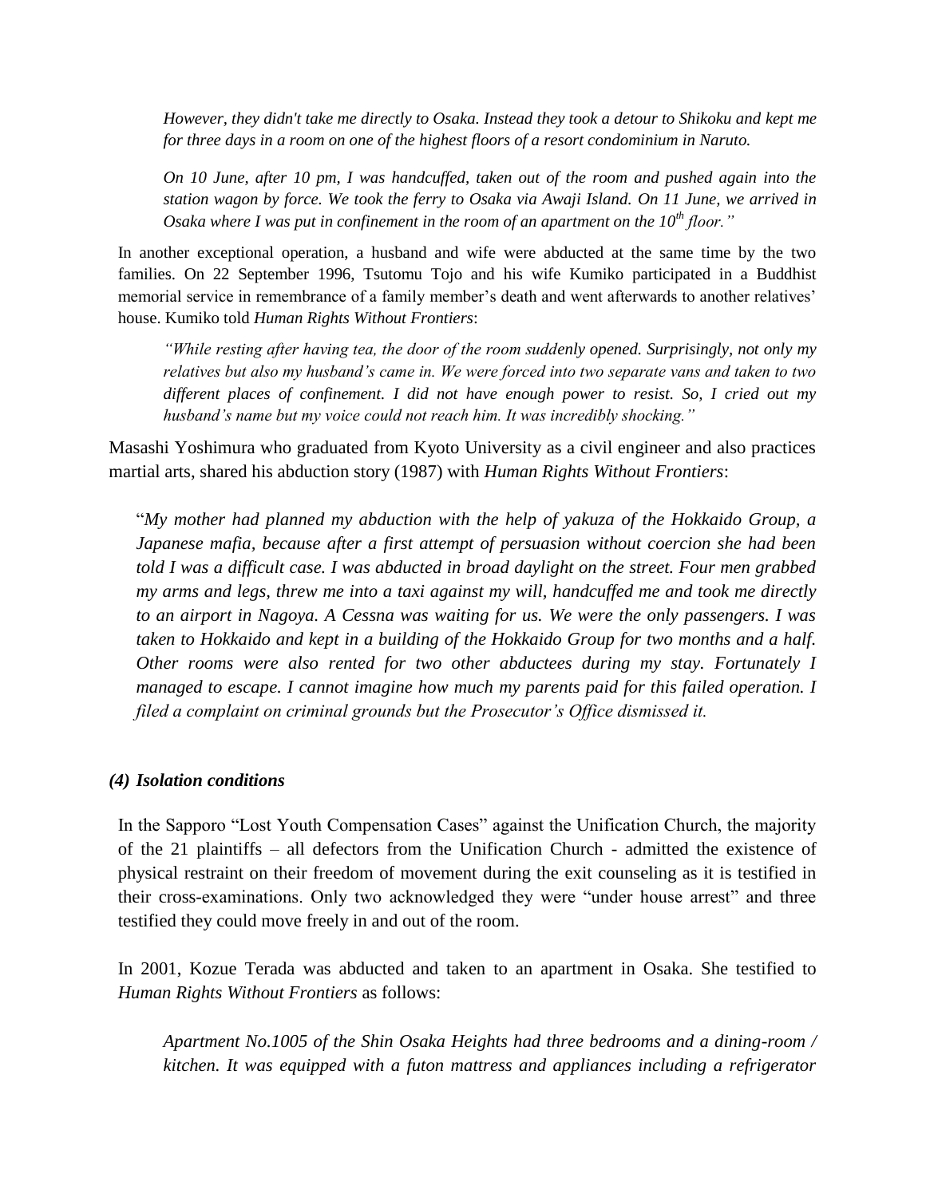*However, they didn't take me directly to Osaka. Instead they took a detour to Shikoku and kept me for three days in a room on one of the highest floors of a resort condominium in Naruto.*

*On 10 June, after 10 pm, I was handcuffed, taken out of the room and pushed again into the station wagon by force. We took the ferry to Osaka via Awaji Island. On 11 June, we arrived in Osaka where I was put in confinement in the room of an apartment on the 10th floor."*

In another exceptional operation, a husband and wife were abducted at the same time by the two families. On 22 September 1996, Tsutomu Tojo and his wife Kumiko participated in a Buddhist memorial service in remembrance of a family member's death and went afterwards to another relatives' house. Kumiko told *Human Rights Without Frontiers*:

*"While resting after having tea, the door of the room suddenly opened. Surprisingly, not only my relatives but also my husband's came in. We were forced into two separate vans and taken to two different places of confinement. I did not have enough power to resist. So, I cried out my husband's name but my voice could not reach him. It was incredibly shocking."*

Masashi Yoshimura who graduated from Kyoto University as a civil engineer and also practices martial arts, shared his abduction story (1987) with *Human Rights Without Frontiers*:

"*My mother had planned my abduction with the help of yakuza of the Hokkaido Group, a Japanese mafia, because after a first attempt of persuasion without coercion she had been told I was a difficult case. I was abducted in broad daylight on the street. Four men grabbed my arms and legs, threw me into a taxi against my will, handcuffed me and took me directly to an airport in Nagoya. A Cessna was waiting for us. We were the only passengers. I was taken to Hokkaido and kept in a building of the Hokkaido Group for two months and a half. Other rooms were also rented for two other abductees during my stay. Fortunately I managed to escape. I cannot imagine how much my parents paid for this failed operation. I filed a complaint on criminal grounds but the Prosecutor's Office dismissed it.*

***(4) Isolation conditions***

In the Sapporo "Lost Youth Compensation Cases" against the Unification Church, the majority of the 21 plaintiffs – all defectors from the Unification Church - admitted the existence of physical restraint on their freedom of movement during the exit counseling as it is testified in their cross-examinations. Only two acknowledged they were "under house arrest" and three testified they could move freely in and out of the room.

In 2001, Kozue Terada was abducted and taken to an apartment in Osaka. She testified to *Human Rights Without Frontiers* as follows:

*Apartment No.1005 of the Shin Osaka Heights had three bedrooms and a dining-room / kitchen. It was equipped with a futon mattress and appliances including a refrigerator*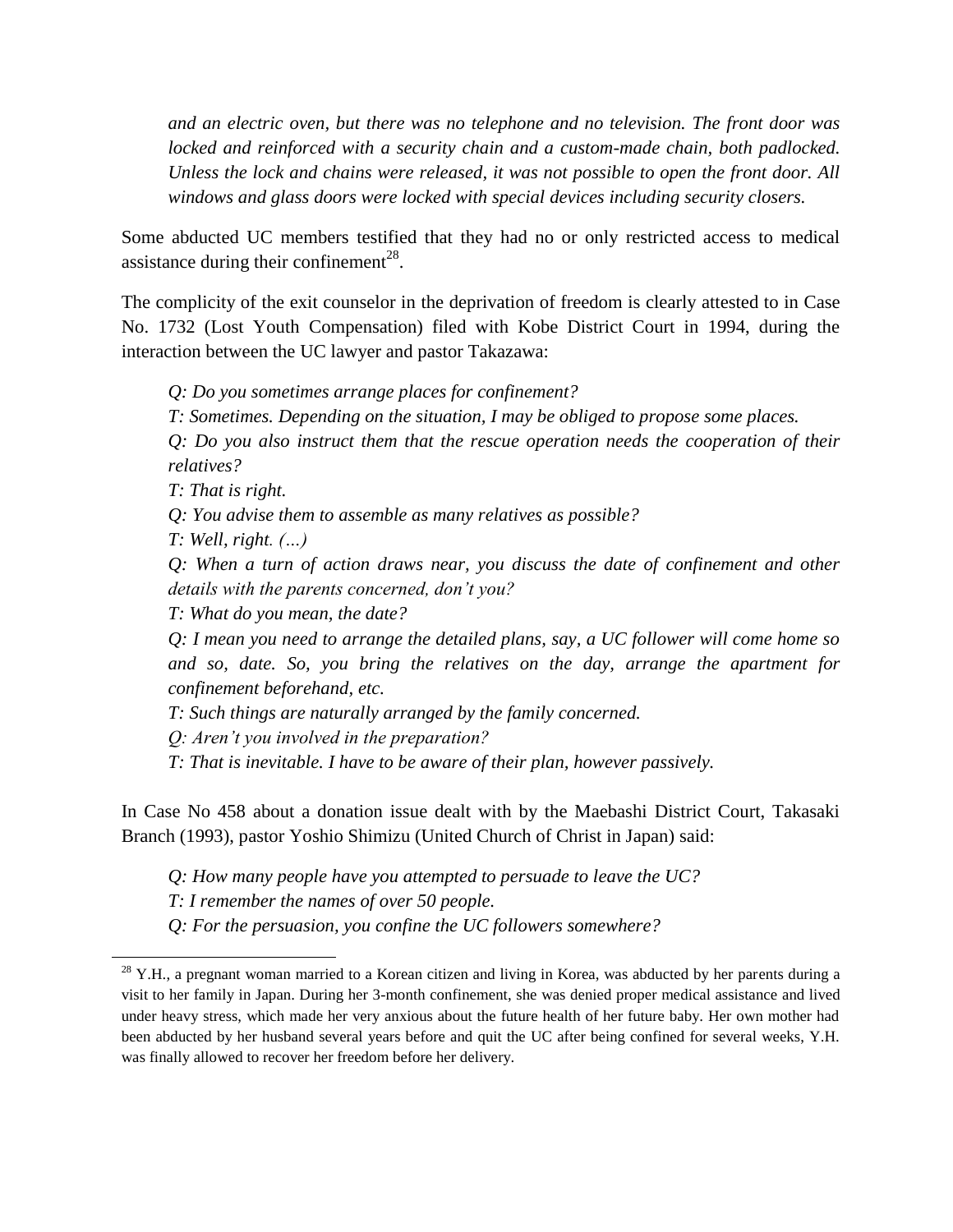*and an electric oven, but there was no telephone and no television. The front door was locked and reinforced with a security chain and a custom-made chain, both padlocked. Unless the lock and chains were released, it was not possible to open the front door. All windows and glass doors were locked with special devices including security closers.*

Some abducted UC members testified that they had no or only restricted access to medical assistance during their confinement[28].

The complicity of the exit counselor in the deprivation of freedom is clearly attested to in Case No. 1732 (Lost Youth Compensation) filed with Kobe District Court in 1994, during the interaction between the UC lawyer and pastor Takazawa:

> *Q: Do you sometimes arrange places for confinement?*
> *T: Sometimes. Depending on the situation, I may be obliged to propose some places.*
> *Q: Do you also instruct them that the rescue operation needs the cooperation of their relatives?*
> *T: That is right.*
> *Q: You advise them to assemble as many relatives as possible?*
> *T: Well, right. (…)*
> *Q: When a turn of action draws near, you discuss the date of confinement and other details with the parents concerned, don't you?*
> *T: What do you mean, the date?*
> *Q: I mean you need to arrange the detailed plans, say, a UC follower will come home so and so, date. So, you bring the relatives on the day, arrange the apartment for confinement beforehand, etc.*
> *T: Such things are naturally arranged by the family concerned.*
> *Q: Aren't you involved in the preparation?*
> *T: That is inevitable. I have to be aware of their plan, however passively.*

In Case No 458 about a donation issue dealt with by the Maebashi District Court, Takasaki Branch (1993), pastor Yoshio Shimizu (United Church of Christ in Japan) said:

> *Q: How many people have you attempted to persuade to leave the UC?*
> *T: I remember the names of over 50 people.*
> *Q: For the persuasion, you confine the UC followers somewhere?*

---

[28] Y.H., a pregnant woman married to a Korean citizen and living in Korea, was abducted by her parents during a visit to her family in Japan. During her 3-month confinement, she was denied proper medical assistance and lived under heavy stress, which made her very anxious about the future health of her future baby. Her own mother had been abducted by her husband several years before and quit the UC after being confined for several weeks, Y.H. was finally allowed to recover her freedom before her delivery.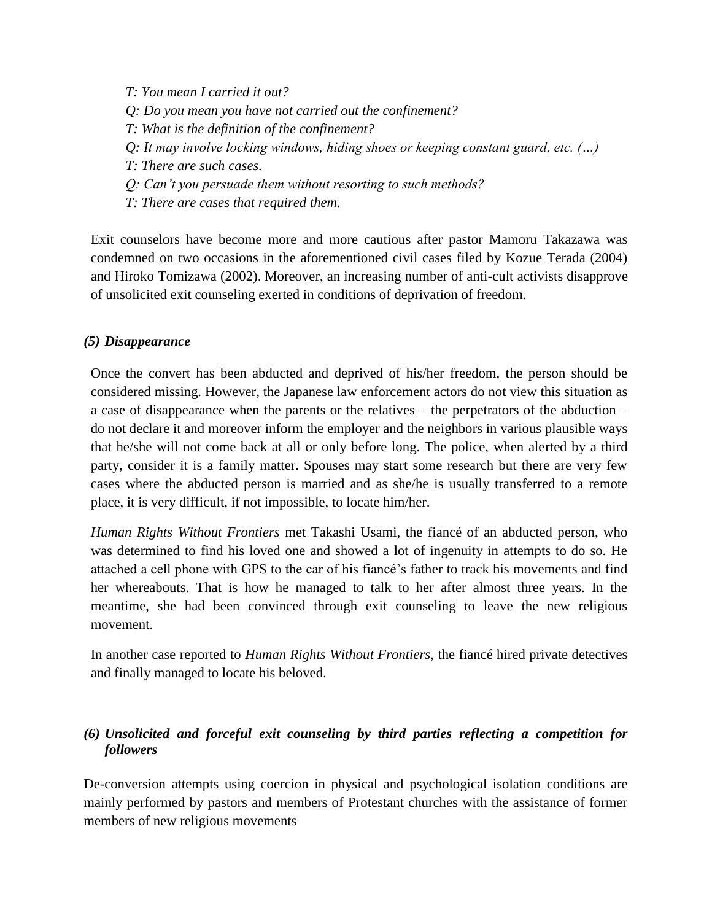*T: You mean I carried it out?*
*Q: Do you mean you have not carried out the confinement?*
*T: What is the definition of the confinement?*
*Q: It may involve locking windows, hiding shoes or keeping constant guard, etc. (…)*
*T: There are such cases.*
*Q: Can't you persuade them without resorting to such methods?*
*T: There are cases that required them.*

Exit counselors have become more and more cautious after pastor Mamoru Takazawa was condemned on two occasions in the aforementioned civil cases filed by Kozue Terada (2004) and Hiroko Tomizawa (2002). Moreover, an increasing number of anti-cult activists disapprove of unsolicited exit counseling exerted in conditions of deprivation of freedom.

### *(5) Disappearance*

Once the convert has been abducted and deprived of his/her freedom, the person should be considered missing. However, the Japanese law enforcement actors do not view this situation as a case of disappearance when the parents or the relatives – the perpetrators of the abduction – do not declare it and moreover inform the employer and the neighbors in various plausible ways that he/she will not come back at all or only before long. The police, when alerted by a third party, consider it is a family matter. Spouses may start some research but there are very few cases where the abducted person is married and as she/he is usually transferred to a remote place, it is very difficult, if not impossible, to locate him/her.

*Human Rights Without Frontiers* met Takashi Usami, the fiancé of an abducted person, who was determined to find his loved one and showed a lot of ingenuity in attempts to do so. He attached a cell phone with GPS to the car of his fiancé's father to track his movements and find her whereabouts. That is how he managed to talk to her after almost three years. In the meantime, she had been convinced through exit counseling to leave the new religious movement.

In another case reported to *Human Rights Without Frontiers*, the fiancé hired private detectives and finally managed to locate his beloved.

### *(6) Unsolicited and forceful exit counseling by third parties reflecting a competition for followers*

De-conversion attempts using coercion in physical and psychological isolation conditions are mainly performed by pastors and members of Protestant churches with the assistance of former members of new religious movements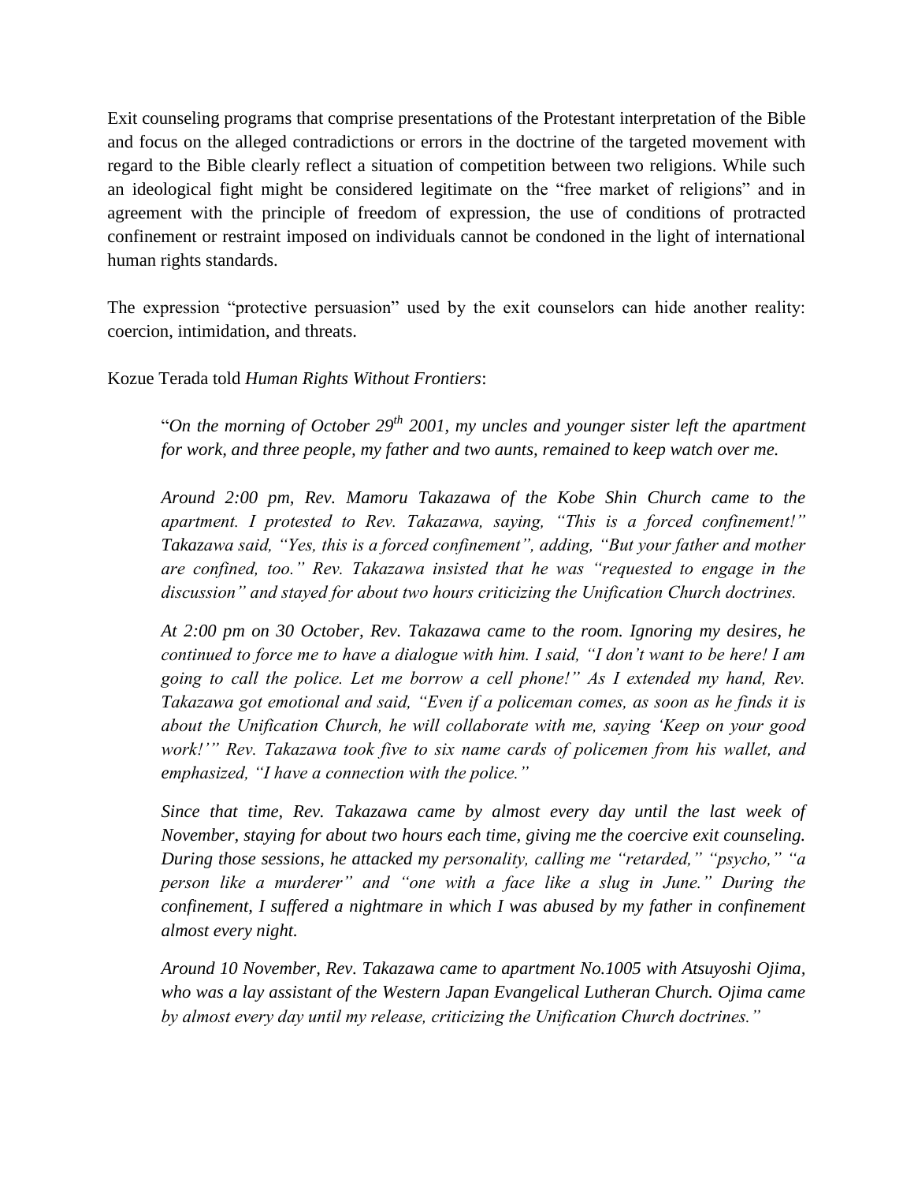Exit counseling programs that comprise presentations of the Protestant interpretation of the Bible and focus on the alleged contradictions or errors in the doctrine of the targeted movement with regard to the Bible clearly reflect a situation of competition between two religions. While such an ideological fight might be considered legitimate on the "free market of religions" and in agreement with the principle of freedom of expression, the use of conditions of protracted confinement or restraint imposed on individuals cannot be condoned in the light of international human rights standards.

The expression "protective persuasion" used by the exit counselors can hide another reality: coercion, intimidation, and threats.

Kozue Terada told *Human Rights Without Frontiers*:

> "*On the morning of October 29th 2001, my uncles and younger sister left the apartment for work, and three people, my father and two aunts, remained to keep watch over me.*
>
> *Around 2:00 pm, Rev. Mamoru Takazawa of the Kobe Shin Church came to the apartment. I protested to Rev. Takazawa, saying, "This is a forced confinement!" Takazawa said, "Yes, this is a forced confinement", adding, "But your father and mother are confined, too." Rev. Takazawa insisted that he was "requested to engage in the discussion" and stayed for about two hours criticizing the Unification Church doctrines.*
>
> *At 2:00 pm on 30 October, Rev. Takazawa came to the room. Ignoring my desires, he continued to force me to have a dialogue with him. I said, "I don't want to be here! I am going to call the police. Let me borrow a cell phone!" As I extended my hand, Rev. Takazawa got emotional and said, "Even if a policeman comes, as soon as he finds it is about the Unification Church, he will collaborate with me, saying 'Keep on your good work!'" Rev. Takazawa took five to six name cards of policemen from his wallet, and emphasized, "I have a connection with the police."*
>
> *Since that time, Rev. Takazawa came by almost every day until the last week of November, staying for about two hours each time, giving me the coercive exit counseling. During those sessions, he attacked my personality, calling me "retarded," "psycho," "a person like a murderer" and "one with a face like a slug in June." During the confinement, I suffered a nightmare in which I was abused by my father in confinement almost every night.*
>
> *Around 10 November, Rev. Takazawa came to apartment No.1005 with Atsuyoshi Ojima, who was a lay assistant of the Western Japan Evangelical Lutheran Church. Ojima came by almost every day until my release, criticizing the Unification Church doctrines.*"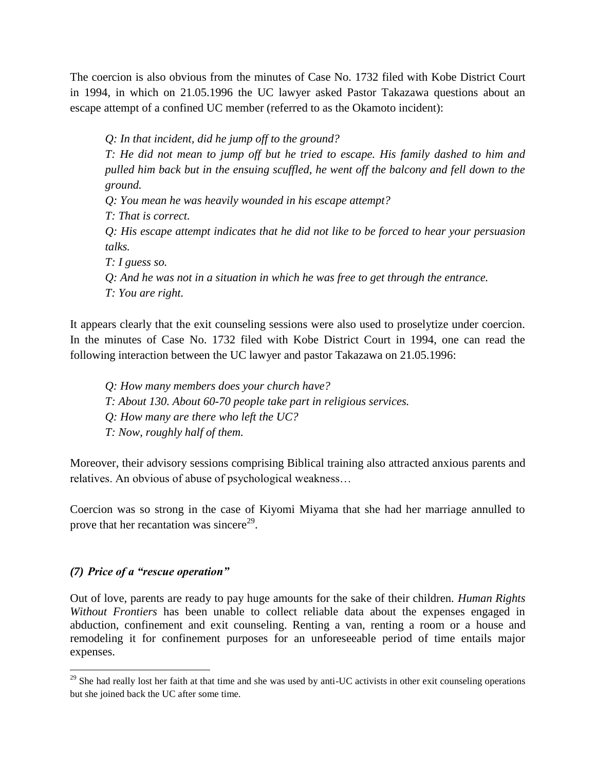The coercion is also obvious from the minutes of Case No. 1732 filed with Kobe District Court in 1994, in which on 21.05.1996 the UC lawyer asked Pastor Takazawa questions about an escape attempt of a confined UC member (referred to as the Okamoto incident):

> *Q: In that incident, did he jump off to the ground?*
> *T: He did not mean to jump off but he tried to escape. His family dashed to him and pulled him back but in the ensuing scuffled, he went off the balcony and fell down to the ground.*
> *Q: You mean he was heavily wounded in his escape attempt?*
> *T: That is correct.*
> *Q: His escape attempt indicates that he did not like to be forced to hear your persuasion talks.*
> *T: I guess so.*
> *Q: And he was not in a situation in which he was free to get through the entrance.*
> *T: You are right.*

It appears clearly that the exit counseling sessions were also used to proselytize under coercion. In the minutes of Case No. 1732 filed with Kobe District Court in 1994, one can read the following interaction between the UC lawyer and pastor Takazawa on 21.05.1996:

> *Q: How many members does your church have?*
> *T: About 130. About 60-70 people take part in religious services.*
> *Q: How many are there who left the UC?*
> *T: Now, roughly half of them.*

Moreover, their advisory sessions comprising Biblical training also attracted anxious parents and relatives. An obvious of abuse of psychological weakness…

Coercion was so strong in the case of Kiyomi Miyama that she had her marriage annulled to prove that her recantation was sincere[29].

### *(7) Price of a "rescue operation"*

Out of love, parents are ready to pay huge amounts for the sake of their children. *Human Rights Without Frontiers* has been unable to collect reliable data about the expenses engaged in abduction, confinement and exit counseling. Renting a van, renting a room or a house and remodeling it for confinement purposes for an unforeseeable period of time entails major expenses.

---

[29] She had really lost her faith at that time and she was used by anti-UC activists in other exit counseling operations but she joined back the UC after some time.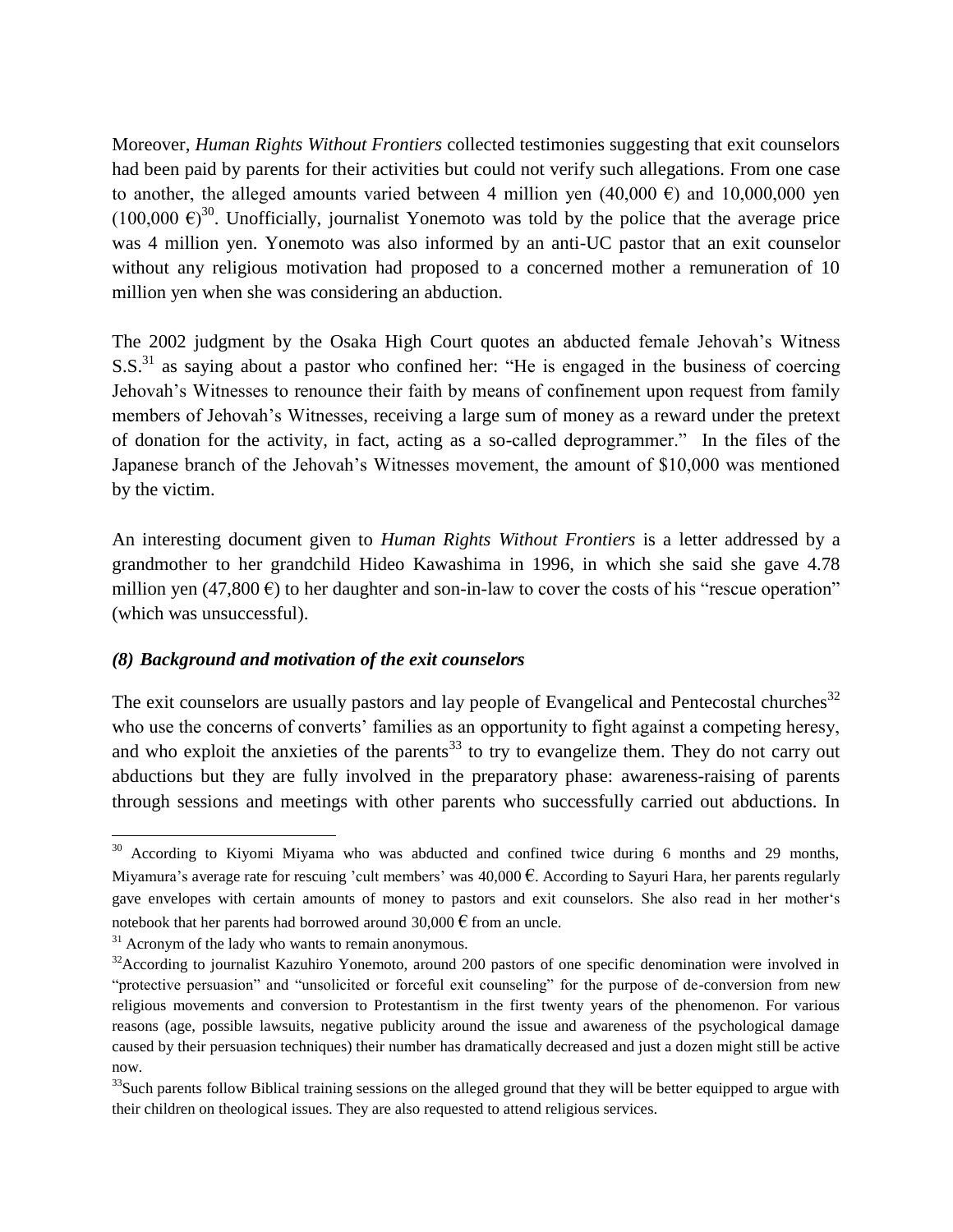Moreover, *Human Rights Without Frontiers* collected testimonies suggesting that exit counselors had been paid by parents for their activities but could not verify such allegations. From one case to another, the alleged amounts varied between 4 million yen (40,000 €) and 10,000,000 yen (100,000 €)[30]. Unofficially, journalist Yonemoto was told by the police that the average price was 4 million yen. Yonemoto was also informed by an anti-UC pastor that an exit counselor without any religious motivation had proposed to a concerned mother a remuneration of 10 million yen when she was considering an abduction.

The 2002 judgment by the Osaka High Court quotes an abducted female Jehovah's Witness S.S.[31] as saying about a pastor who confined her: "He is engaged in the business of coercing Jehovah's Witnesses to renounce their faith by means of confinement upon request from family members of Jehovah's Witnesses, receiving a large sum of money as a reward under the pretext of donation for the activity, in fact, acting as a so-called deprogrammer." In the files of the Japanese branch of the Jehovah's Witnesses movement, the amount of $10,000 was mentioned by the victim.

An interesting document given to *Human Rights Without Frontiers* is a letter addressed by a grandmother to her grandchild Hideo Kawashima in 1996, in which she said she gave 4.78 million yen (47,800 €) to her daughter and son-in-law to cover the costs of his "rescue operation" (which was unsuccessful).

### *(8) Background and motivation of the exit counselors*

The exit counselors are usually pastors and lay people of Evangelical and Pentecostal churches[32] who use the concerns of converts' families as an opportunity to fight against a competing heresy, and who exploit the anxieties of the parents[33] to try to evangelize them. They do not carry out abductions but they are fully involved in the preparatory phase: awareness-raising of parents through sessions and meetings with other parents who successfully carried out abductions. In

---

[30] According to Kiyomi Miyama who was abducted and confined twice during 6 months and 29 months, Miyamura's average rate for rescuing 'cult members' was 40,000 €. According to Sayuri Hara, her parents regularly gave envelopes with certain amounts of money to pastors and exit counselors. She also read in her mother's notebook that her parents had borrowed around 30,000 € from an uncle.

[31] Acronym of the lady who wants to remain anonymous.

[32] According to journalist Kazuhiro Yonemoto, around 200 pastors of one specific denomination were involved in "protective persuasion" and "unsolicited or forceful exit counseling" for the purpose of de-conversion from new religious movements and conversion to Protestantism in the first twenty years of the phenomenon. For various reasons (age, possible lawsuits, negative publicity around the issue and awareness of the psychological damage caused by their persuasion techniques) their number has dramatically decreased and just a dozen might still be active now.

[33] Such parents follow Biblical training sessions on the alleged ground that they will be better equipped to argue with their children on theological issues. They are also requested to attend religious services.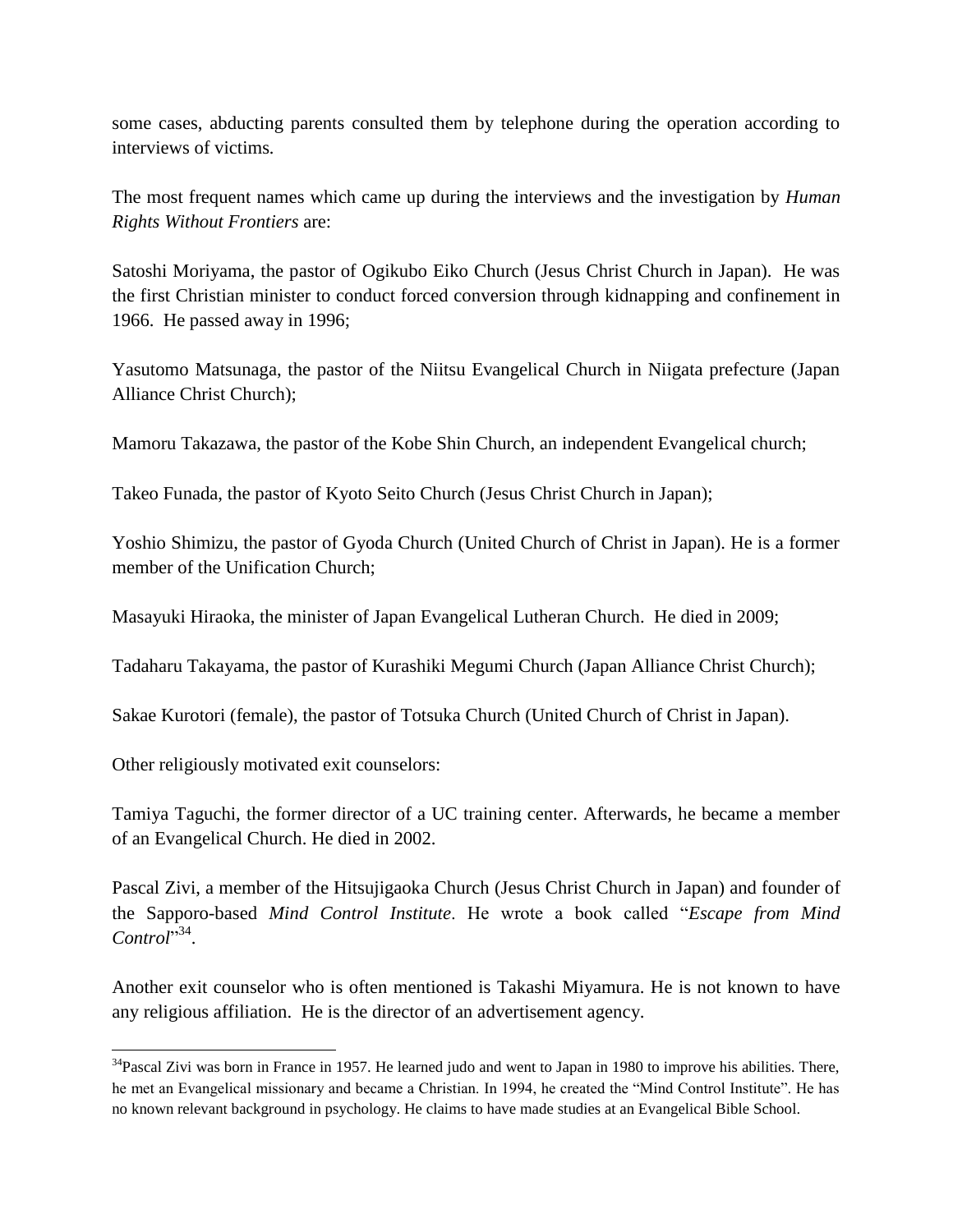some cases, abducting parents consulted them by telephone during the operation according to interviews of victims.

The most frequent names which came up during the interviews and the investigation by *Human Rights Without Frontiers* are:

Satoshi Moriyama, the pastor of Ogikubo Eiko Church (Jesus Christ Church in Japan). He was the first Christian minister to conduct forced conversion through kidnapping and confinement in 1966. He passed away in 1996;

Yasutomo Matsunaga, the pastor of the Niitsu Evangelical Church in Niigata prefecture (Japan Alliance Christ Church);

Mamoru Takazawa, the pastor of the Kobe Shin Church, an independent Evangelical church;

Takeo Funada, the pastor of Kyoto Seito Church (Jesus Christ Church in Japan);

Yoshio Shimizu, the pastor of Gyoda Church (United Church of Christ in Japan). He is a former member of the Unification Church;

Masayuki Hiraoka, the minister of Japan Evangelical Lutheran Church. He died in 2009;

Tadaharu Takayama, the pastor of Kurashiki Megumi Church (Japan Alliance Christ Church);

Sakae Kurotori (female), the pastor of Totsuka Church (United Church of Christ in Japan).

Other religiously motivated exit counselors:

Tamiya Taguchi, the former director of a UC training center. Afterwards, he became a member of an Evangelical Church. He died in 2002.

Pascal Zivi, a member of the Hitsujigaoka Church (Jesus Christ Church in Japan) and founder of the Sapporo-based *Mind Control Institute*. He wrote a book called "*Escape from Mind Control*"[34].

Another exit counselor who is often mentioned is Takashi Miyamura. He is not known to have any religious affiliation. He is the director of an advertisement agency.

---

[34] Pascal Zivi was born in France in 1957. He learned judo and went to Japan in 1980 to improve his abilities. There, he met an Evangelical missionary and became a Christian. In 1994, he created the "Mind Control Institute". He has no known relevant background in psychology. He claims to have made studies at an Evangelical Bible School.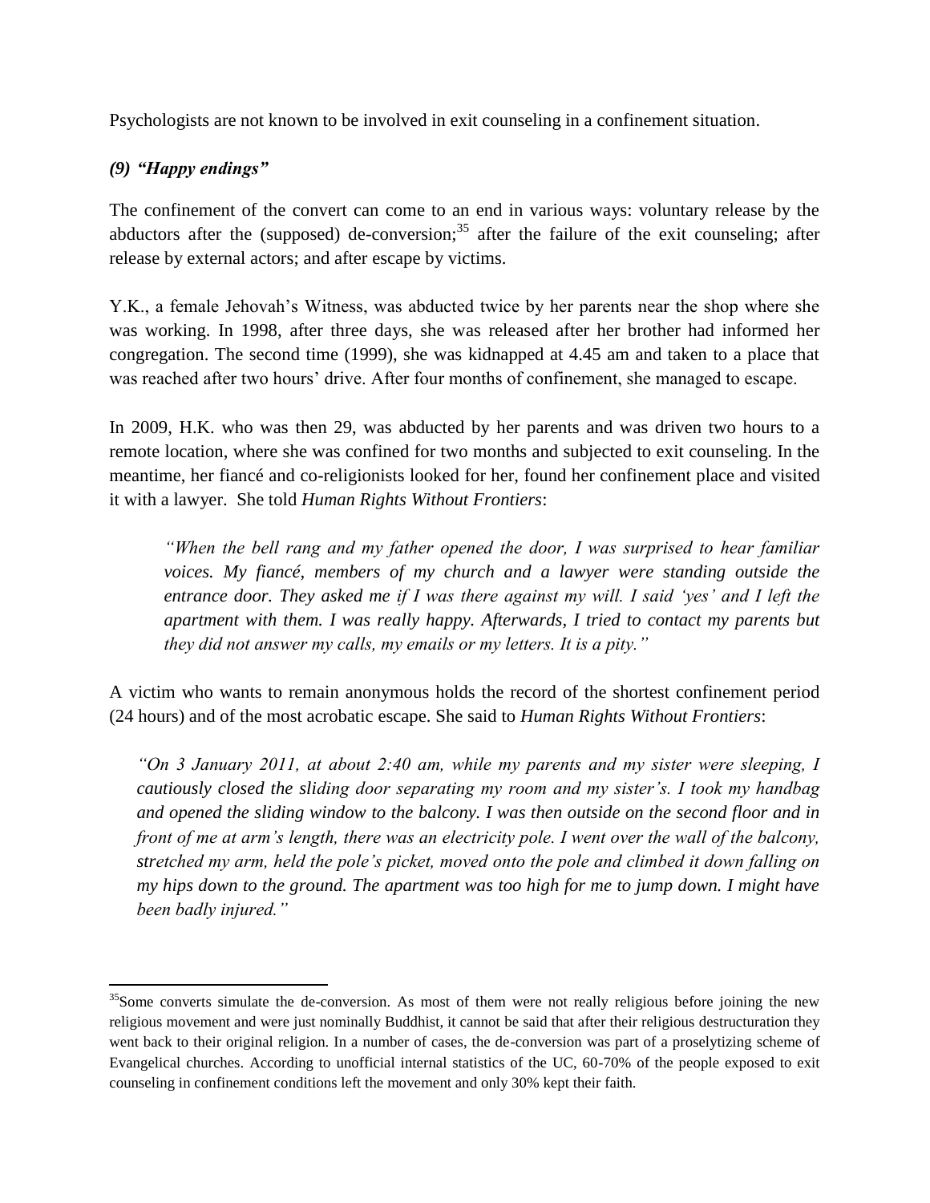Psychologists are not known to be involved in exit counseling in a confinement situation.

### *(9) "Happy endings"*

The confinement of the convert can come to an end in various ways: voluntary release by the abductors after the (supposed) de-conversion;[35] after the failure of the exit counseling; after release by external actors; and after escape by victims.

Y.K., a female Jehovah's Witness, was abducted twice by her parents near the shop where she was working. In 1998, after three days, she was released after her brother had informed her congregation. The second time (1999), she was kidnapped at 4.45 am and taken to a place that was reached after two hours' drive. After four months of confinement, she managed to escape.

In 2009, H.K. who was then 29, was abducted by her parents and was driven two hours to a remote location, where she was confined for two months and subjected to exit counseling. In the meantime, her fiancé and co-religionists looked for her, found her confinement place and visited it with a lawyer. She told *Human Rights Without Frontiers*:

> *"When the bell rang and my father opened the door, I was surprised to hear familiar voices. My fiancé, members of my church and a lawyer were standing outside the entrance door. They asked me if I was there against my will. I said 'yes' and I left the apartment with them. I was really happy. Afterwards, I tried to contact my parents but they did not answer my calls, my emails or my letters. It is a pity."*

A victim who wants to remain anonymous holds the record of the shortest confinement period (24 hours) and of the most acrobatic escape. She said to *Human Rights Without Frontiers*:

> *"On 3 January 2011, at about 2:40 am, while my parents and my sister were sleeping, I cautiously closed the sliding door separating my room and my sister's. I took my handbag and opened the sliding window to the balcony. I was then outside on the second floor and in front of me at arm's length, there was an electricity pole. I went over the wall of the balcony, stretched my arm, held the pole's picket, moved onto the pole and climbed it down falling on my hips down to the ground. The apartment was too high for me to jump down. I might have been badly injured."*

---

[35] Some converts simulate the de-conversion. As most of them were not really religious before joining the new religious movement and were just nominally Buddhist, it cannot be said that after their religious destructuration they went back to their original religion. In a number of cases, the de-conversion was part of a proselytizing scheme of Evangelical churches. According to unofficial internal statistics of the UC, 60-70% of the people exposed to exit counseling in confinement conditions left the movement and only 30% kept their faith.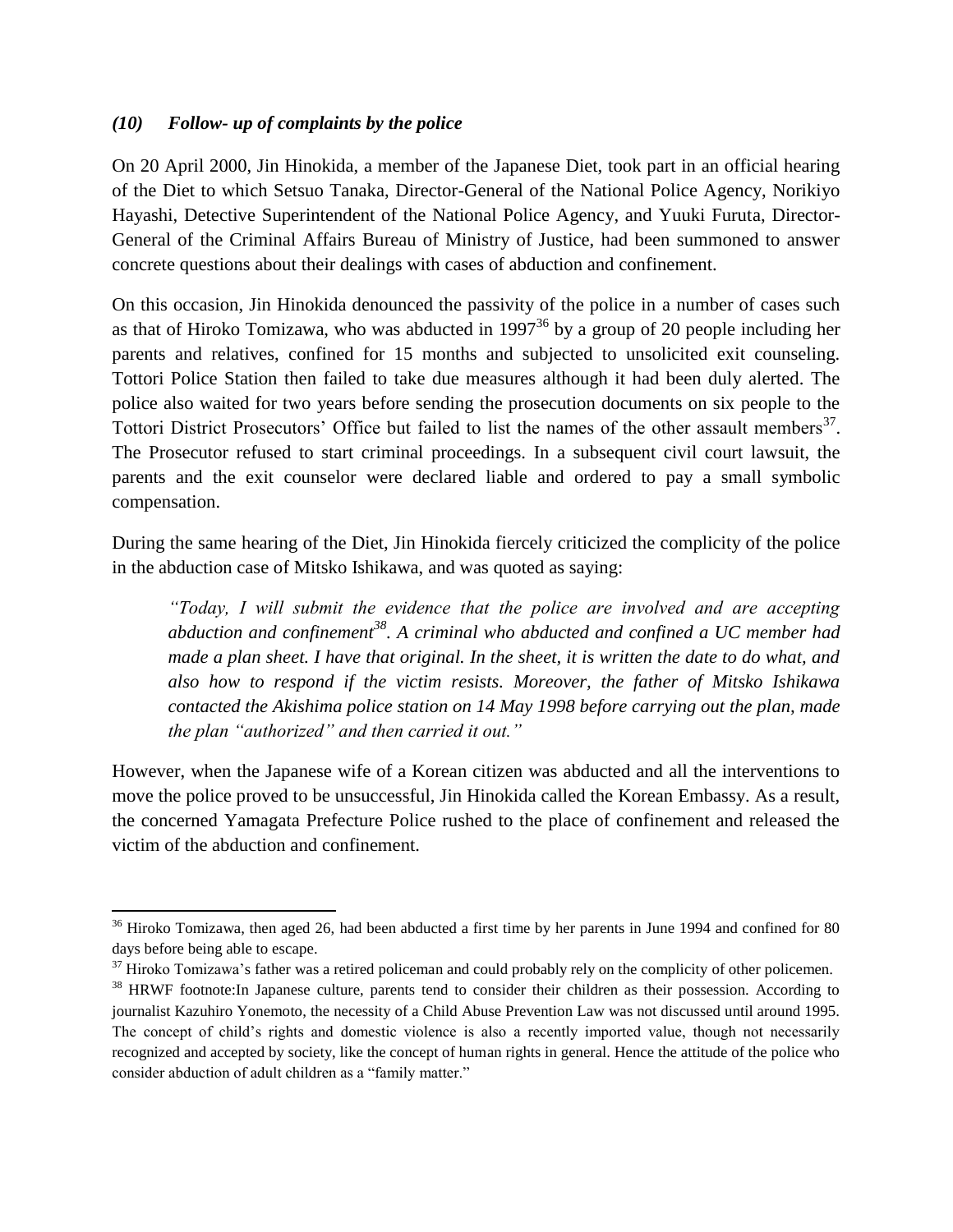### *(10) Follow- up of complaints by the police*

On 20 April 2000, Jin Hinokida, a member of the Japanese Diet, took part in an official hearing of the Diet to which Setsuo Tanaka, Director-General of the National Police Agency, Norikiyo Hayashi, Detective Superintendent of the National Police Agency, and Yuuki Furuta, Director-General of the Criminal Affairs Bureau of Ministry of Justice, had been summoned to answer concrete questions about their dealings with cases of abduction and confinement.

On this occasion, Jin Hinokida denounced the passivity of the police in a number of cases such as that of Hiroko Tomizawa, who was abducted in 1997[36] by a group of 20 people including her parents and relatives, confined for 15 months and subjected to unsolicited exit counseling. Tottori Police Station then failed to take due measures although it had been duly alerted. The police also waited for two years before sending the prosecution documents on six people to the Tottori District Prosecutors' Office but failed to list the names of the other assault members[37]. The Prosecutor refused to start criminal proceedings. In a subsequent civil court lawsuit, the parents and the exit counselor were declared liable and ordered to pay a small symbolic compensation.

During the same hearing of the Diet, Jin Hinokida fiercely criticized the complicity of the police in the abduction case of Mitsko Ishikawa, and was quoted as saying:

> *"Today, I will submit the evidence that the police are involved and are accepting abduction and confinement[38]. A criminal who abducted and confined a UC member had made a plan sheet. I have that original. In the sheet, it is written the date to do what, and also how to respond if the victim resists. Moreover, the father of Mitsko Ishikawa contacted the Akishima police station on 14 May 1998 before carrying out the plan, made the plan "authorized" and then carried it out."*

However, when the Japanese wife of a Korean citizen was abducted and all the interventions to move the police proved to be unsuccessful, Jin Hinokida called the Korean Embassy. As a result, the concerned Yamagata Prefecture Police rushed to the place of confinement and released the victim of the abduction and confinement.

---

[36] Hiroko Tomizawa, then aged 26, had been abducted a first time by her parents in June 1994 and confined for 80 days before being able to escape.

[37] Hiroko Tomizawa's father was a retired policeman and could probably rely on the complicity of other policemen.

[38] HRWF footnote:In Japanese culture, parents tend to consider their children as their possession. According to journalist Kazuhiro Yonemoto, the necessity of a Child Abuse Prevention Law was not discussed until around 1995. The concept of child's rights and domestic violence is also a recently imported value, though not necessarily recognized and accepted by society, like the concept of human rights in general. Hence the attitude of the police who consider abduction of adult children as a "family matter."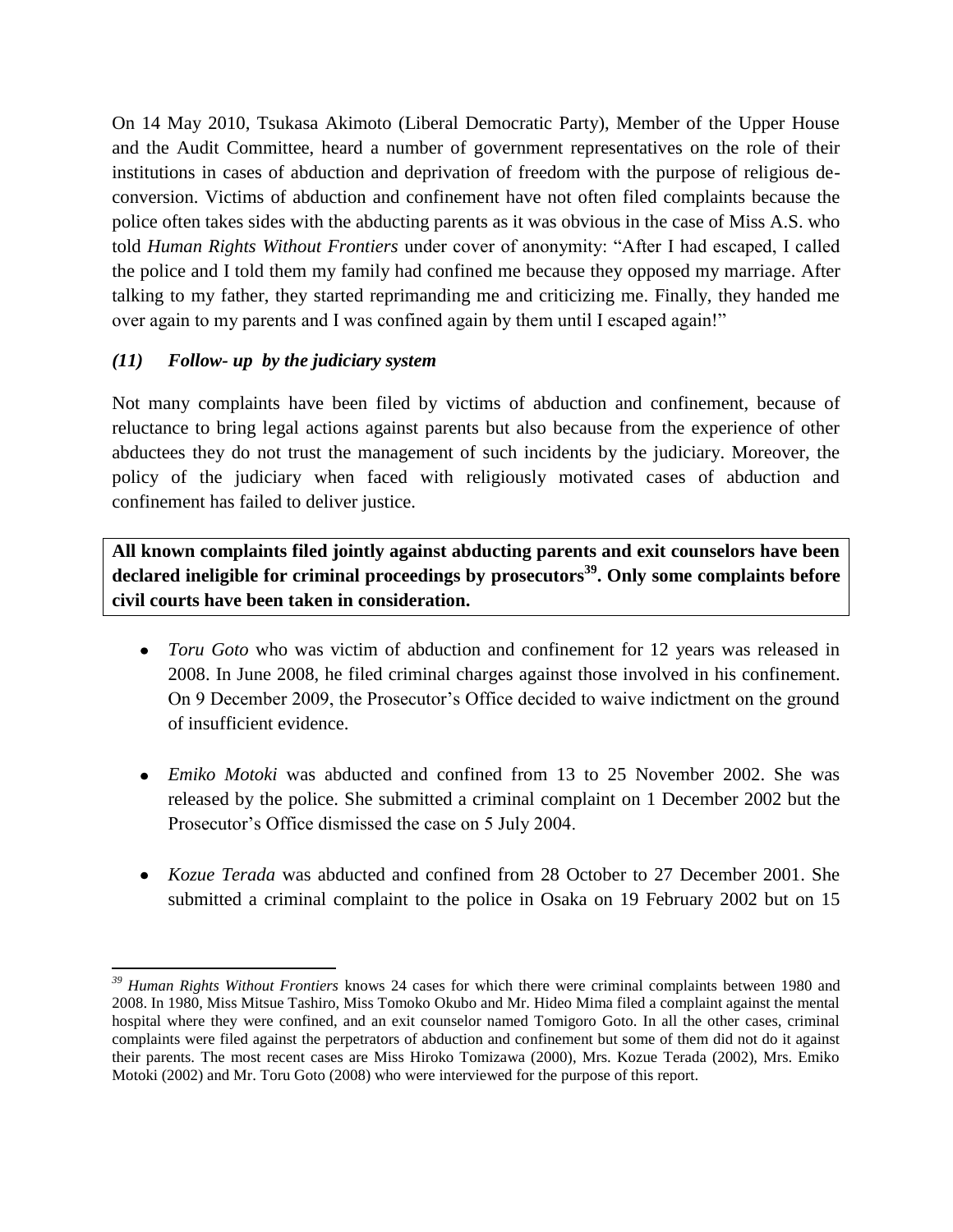On 14 May 2010, Tsukasa Akimoto (Liberal Democratic Party), Member of the Upper House and the Audit Committee, heard a number of government representatives on the role of their institutions in cases of abduction and deprivation of freedom with the purpose of religious de-conversion. Victims of abduction and confinement have not often filed complaints because the police often takes sides with the abducting parents as it was obvious in the case of Miss A.S. who told *Human Rights Without Frontiers* under cover of anonymity: "After I had escaped, I called the police and I told them my family had confined me because they opposed my marriage. After talking to my father, they started reprimanding me and criticizing me. Finally, they handed me over again to my parents and I was confined again by them until I escaped again!"

### *(11) Follow- up by the judiciary system*

Not many complaints have been filed by victims of abduction and confinement, because of reluctance to bring legal actions against parents but also because from the experience of other abductees they do not trust the management of such incidents by the judiciary. Moreover, the policy of the judiciary when faced with religiously motivated cases of abduction and confinement has failed to deliver justice.

**All known complaints filed jointly against abducting parents and exit counselors have been declared ineligible for criminal proceedings by prosecutors[39]. Only some complaints before civil courts have been taken in consideration.**

- *Toru Goto* who was victim of abduction and confinement for 12 years was released in 2008. In June 2008, he filed criminal charges against those involved in his confinement. On 9 December 2009, the Prosecutor's Office decided to waive indictment on the ground of insufficient evidence.

- *Emiko Motoki* was abducted and confined from 13 to 25 November 2002. She was released by the police. She submitted a criminal complaint on 1 December 2002 but the Prosecutor's Office dismissed the case on 5 July 2004.

- *Kozue Terada* was abducted and confined from 28 October to 27 December 2001. She submitted a criminal complaint to the police in Osaka on 19 February 2002 but on 15

---

[39] *Human Rights Without Frontiers* knows 24 cases for which there were criminal complaints between 1980 and 2008. In 1980, Miss Mitsue Tashiro, Miss Tomoko Okubo and Mr. Hideo Mima filed a complaint against the mental hospital where they were confined, and an exit counselor named Tomigoro Goto. In all the other cases, criminal complaints were filed against the perpetrators of abduction and confinement but some of them did not do it against their parents. The most recent cases are Miss Hiroko Tomizawa (2000), Mrs. Kozue Terada (2002), Mrs. Emiko Motoki (2002) and Mr. Toru Goto (2008) who were interviewed for the purpose of this report.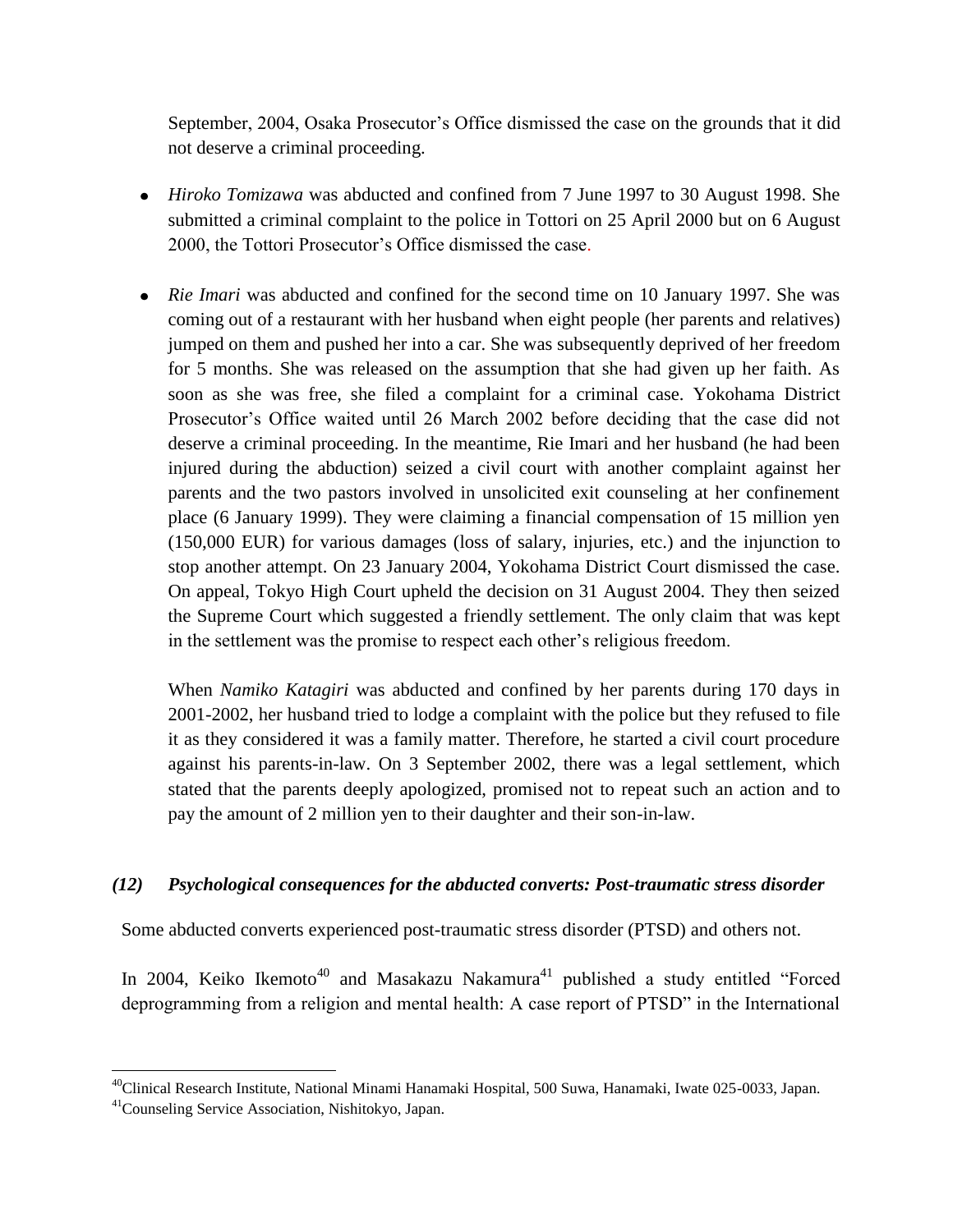September, 2004, Osaka Prosecutor's Office dismissed the case on the grounds that it did not deserve a criminal proceeding.

- *Hiroko Tomizawa* was abducted and confined from 7 June 1997 to 30 August 1998. She submitted a criminal complaint to the police in Tottori on 25 April 2000 but on 6 August 2000, the Tottori Prosecutor's Office dismissed the case.

- *Rie Imari* was abducted and confined for the second time on 10 January 1997. She was coming out of a restaurant with her husband when eight people (her parents and relatives) jumped on them and pushed her into a car. She was subsequently deprived of her freedom for 5 months. She was released on the assumption that she had given up her faith. As soon as she was free, she filed a complaint for a criminal case. Yokohama District Prosecutor's Office waited until 26 March 2002 before deciding that the case did not deserve a criminal proceeding. In the meantime, Rie Imari and her husband (he had been injured during the abduction) seized a civil court with another complaint against her parents and the two pastors involved in unsolicited exit counseling at her confinement place (6 January 1999). They were claiming a financial compensation of 15 million yen (150,000 EUR) for various damages (loss of salary, injuries, etc.) and the injunction to stop another attempt. On 23 January 2004, Yokohama District Court dismissed the case. On appeal, Tokyo High Court upheld the decision on 31 August 2004. They then seized the Supreme Court which suggested a friendly settlement. The only claim that was kept in the settlement was the promise to respect each other's religious freedom.

  When *Namiko Katagiri* was abducted and confined by her parents during 170 days in 2001-2002, her husband tried to lodge a complaint with the police but they refused to file it as they considered it was a family matter. Therefore, he started a civil court procedure against his parents-in-law. On 3 September 2002, there was a legal settlement, which stated that the parents deeply apologized, promised not to repeat such an action and to pay the amount of 2 million yen to their daughter and their son-in-law.

### *(12) Psychological consequences for the abducted converts: Post-traumatic stress disorder*

Some abducted converts experienced post-traumatic stress disorder (PTSD) and others not.

In 2004, Keiko Ikemoto[40] and Masakazu Nakamura[41] published a study entitled "Forced deprogramming from a religion and mental health: A case report of PTSD" in the International

---

[40] Clinical Research Institute, National Minami Hanamaki Hospital, 500 Suwa, Hanamaki, Iwate 025-0033, Japan.

[41] Counseling Service Association, Nishitokyo, Japan.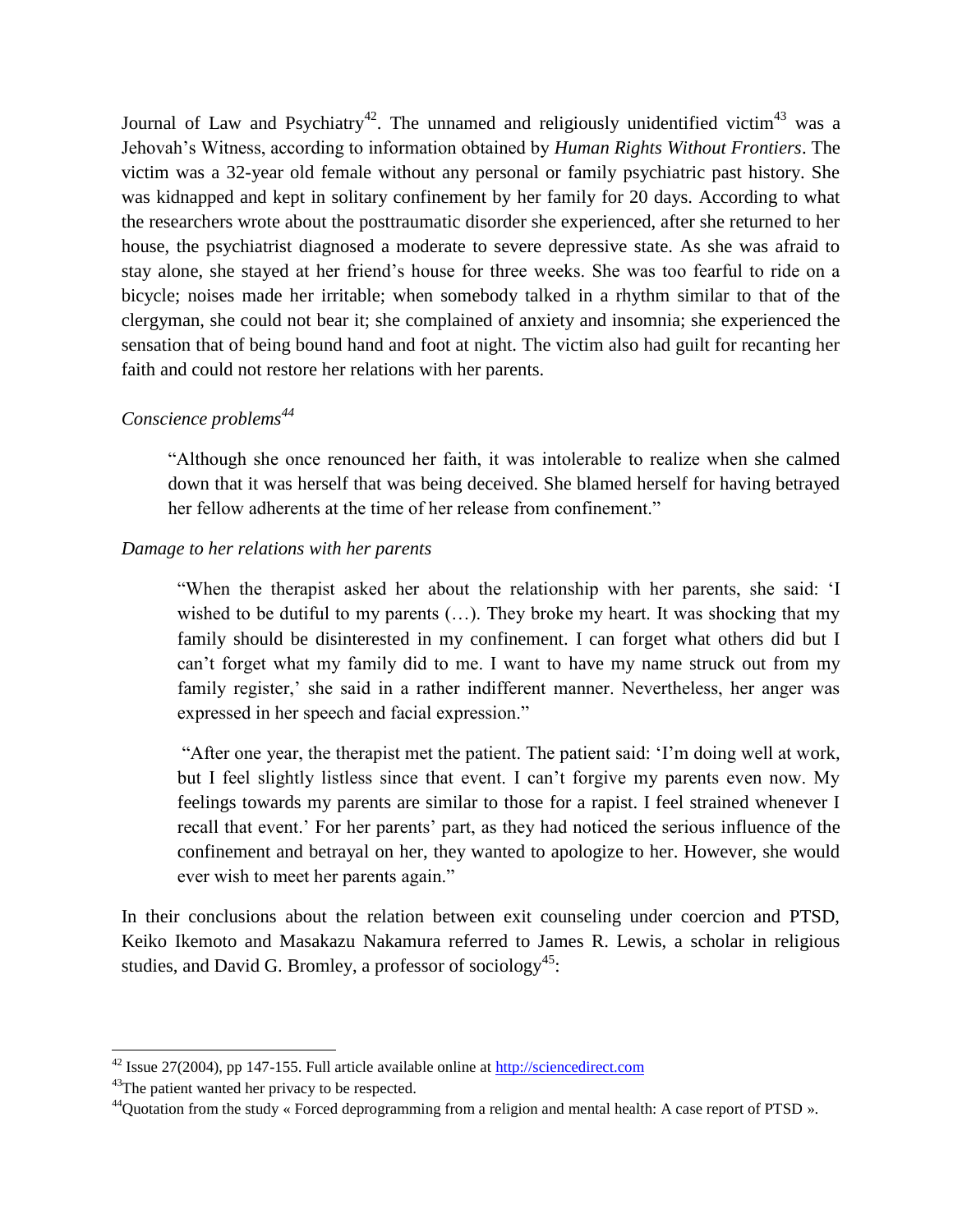Journal of Law and Psychiatry[42]. The unnamed and religiously unidentified victim[43] was a Jehovah's Witness, according to information obtained by *Human Rights Without Frontiers*. The victim was a 32-year old female without any personal or family psychiatric past history. She was kidnapped and kept in solitary confinement by her family for 20 days. According to what the researchers wrote about the posttraumatic disorder she experienced, after she returned to her house, the psychiatrist diagnosed a moderate to severe depressive state. As she was afraid to stay alone, she stayed at her friend's house for three weeks. She was too fearful to ride on a bicycle; noises made her irritable; when somebody talked in a rhythm similar to that of the clergyman, she could not bear it; she complained of anxiety and insomnia; she experienced the sensation that of being bound hand and foot at night. The victim also had guilt for recanting her faith and could not restore her relations with her parents.

*Conscience problems[44]*

> "Although she once renounced her faith, it was intolerable to realize when she calmed down that it was herself that was being deceived. She blamed herself for having betrayed her fellow adherents at the time of her release from confinement."

*Damage to her relations with her parents*

> "When the therapist asked her about the relationship with her parents, she said: 'I wished to be dutiful to my parents (…). They broke my heart. It was shocking that my family should be disinterested in my confinement. I can forget what others did but I can't forget what my family did to me. I want to have my name struck out from my family register,' she said in a rather indifferent manner. Nevertheless, her anger was expressed in her speech and facial expression."
>
> "After one year, the therapist met the patient. The patient said: 'I'm doing well at work, but I feel slightly listless since that event. I can't forgive my parents even now. My feelings towards my parents are similar to those for a rapist. I feel strained whenever I recall that event.' For her parents' part, as they had noticed the serious influence of the confinement and betrayal on her, they wanted to apologize to her. However, she would ever wish to meet her parents again."

In their conclusions about the relation between exit counseling under coercion and PTSD, Keiko Ikemoto and Masakazu Nakamura referred to James R. Lewis, a scholar in religious studies, and David G. Bromley, a professor of sociology[45]:

---

[42] Issue 27(2004), pp 147-155. Full article available online at http://sciencedirect.com

[43] The patient wanted her privacy to be respected.

[44] Quotation from the study « Forced deprogramming from a religion and mental health: A case report of PTSD ».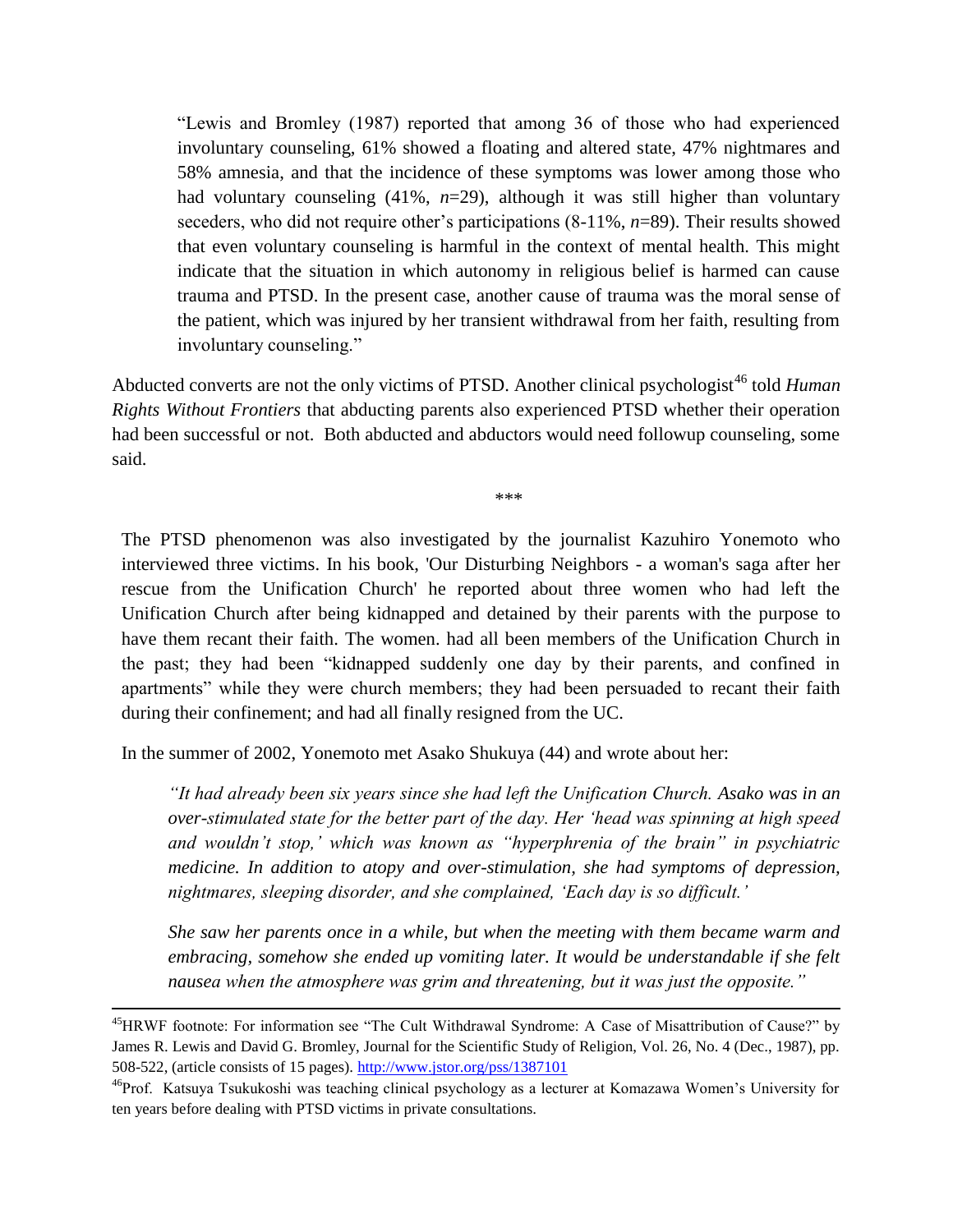> "Lewis and Bromley (1987) reported that among 36 of those who had experienced involuntary counseling, 61% showed a floating and altered state, 47% nightmares and 58% amnesia, and that the incidence of these symptoms was lower among those who had voluntary counseling (41%, $n$=29), although it was still higher than voluntary seceders, who did not require other's participations (8-11%, $n$=89). Their results showed that even voluntary counseling is harmful in the context of mental health. This might indicate that the situation in which autonomy in religious belief is harmed can cause trauma and PTSD. In the present case, another cause of trauma was the moral sense of the patient, which was injured by her transient withdrawal from her faith, resulting from involuntary counseling."

Abducted converts are not the only victims of PTSD. Another clinical psychologist[46] told *Human Rights Without Frontiers* that abducting parents also experienced PTSD whether their operation had been successful or not. Both abducted and abductors would need followup counseling, some said.

\*\*\*

The PTSD phenomenon was also investigated by the journalist Kazuhiro Yonemoto who interviewed three victims. In his book, 'Our Disturbing Neighbors - a woman's saga after her rescue from the Unification Church' he reported about three women who had left the Unification Church after being kidnapped and detained by their parents with the purpose to have them recant their faith. The women. had all been members of the Unification Church in the past; they had been "kidnapped suddenly one day by their parents, and confined in apartments" while they were church members; they had been persuaded to recant their faith during their confinement; and had all finally resigned from the UC.

In the summer of 2002, Yonemoto met Asako Shukuya (44) and wrote about her:

> *"It had already been six years since she had left the Unification Church. Asako was in an over-stimulated state for the better part of the day. Her 'head was spinning at high speed and wouldn't stop,' which was known as "hyperphrenia of the brain" in psychiatric medicine. In addition to atopy and over-stimulation, she had symptoms of depression, nightmares, sleeping disorder, and she complained, 'Each day is so difficult.'*
>
> *She saw her parents once in a while, but when the meeting with them became warm and embracing, somehow she ended up vomiting later. It would be understandable if she felt nausea when the atmosphere was grim and threatening, but it was just the opposite."*

---

[45] HRWF footnote: For information see "The Cult Withdrawal Syndrome: A Case of Misattribution of Cause?" by James R. Lewis and David G. Bromley, Journal for the Scientific Study of Religion, Vol. 26, No. 4 (Dec., 1987), pp. 508-522, (article consists of 15 pages). http://www.jstor.org/pss/1387101

[46] Prof. Katsuya Tsukukoshi was teaching clinical psychology as a lecturer at Komazawa Women's University for ten years before dealing with PTSD victims in private consultations.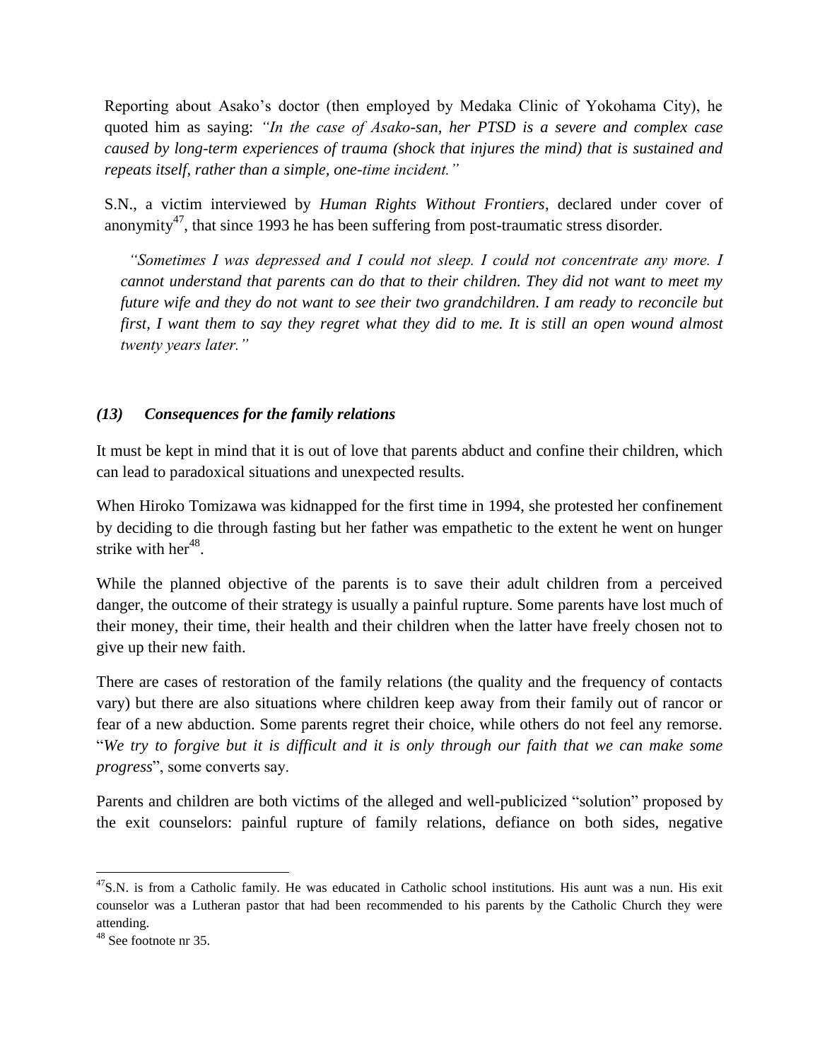Reporting about Asako's doctor (then employed by Medaka Clinic of Yokohama City), he quoted him as saying: *"In the case of Asako-san, her PTSD is a severe and complex case caused by long-term experiences of trauma (shock that injures the mind) that is sustained and repeats itself, rather than a simple, one-time incident."*

S.N., a victim interviewed by *Human Rights Without Frontiers*, declared under cover of anonymity[47], that since 1993 he has been suffering from post-traumatic stress disorder.

> *"Sometimes I was depressed and I could not sleep. I could not concentrate any more. I cannot understand that parents can do that to their children. They did not want to meet my future wife and they do not want to see their two grandchildren. I am ready to reconcile but first, I want them to say they regret what they did to me. It is still an open wound almost twenty years later."*

### *(13) Consequences for the family relations*

It must be kept in mind that it is out of love that parents abduct and confine their children, which can lead to paradoxical situations and unexpected results.

When Hiroko Tomizawa was kidnapped for the first time in 1994, she protested her confinement by deciding to die through fasting but her father was empathetic to the extent he went on hunger strike with her[48].

While the planned objective of the parents is to save their adult children from a perceived danger, the outcome of their strategy is usually a painful rupture. Some parents have lost much of their money, their time, their health and their children when the latter have freely chosen not to give up their new faith.

There are cases of restoration of the family relations (the quality and the frequency of contacts vary) but there are also situations where children keep away from their family out of rancor or fear of a new abduction. Some parents regret their choice, while others do not feel any remorse. "*We try to forgive but it is difficult and it is only through our faith that we can make some progress*", some converts say.

Parents and children are both victims of the alleged and well-publicized "solution" proposed by the exit counselors: painful rupture of family relations, defiance on both sides, negative

---

[47] S.N. is from a Catholic family. He was educated in Catholic school institutions. His aunt was a nun. His exit counselor was a Lutheran pastor that had been recommended to his parents by the Catholic Church they were attending.

[48] See footnote nr 35.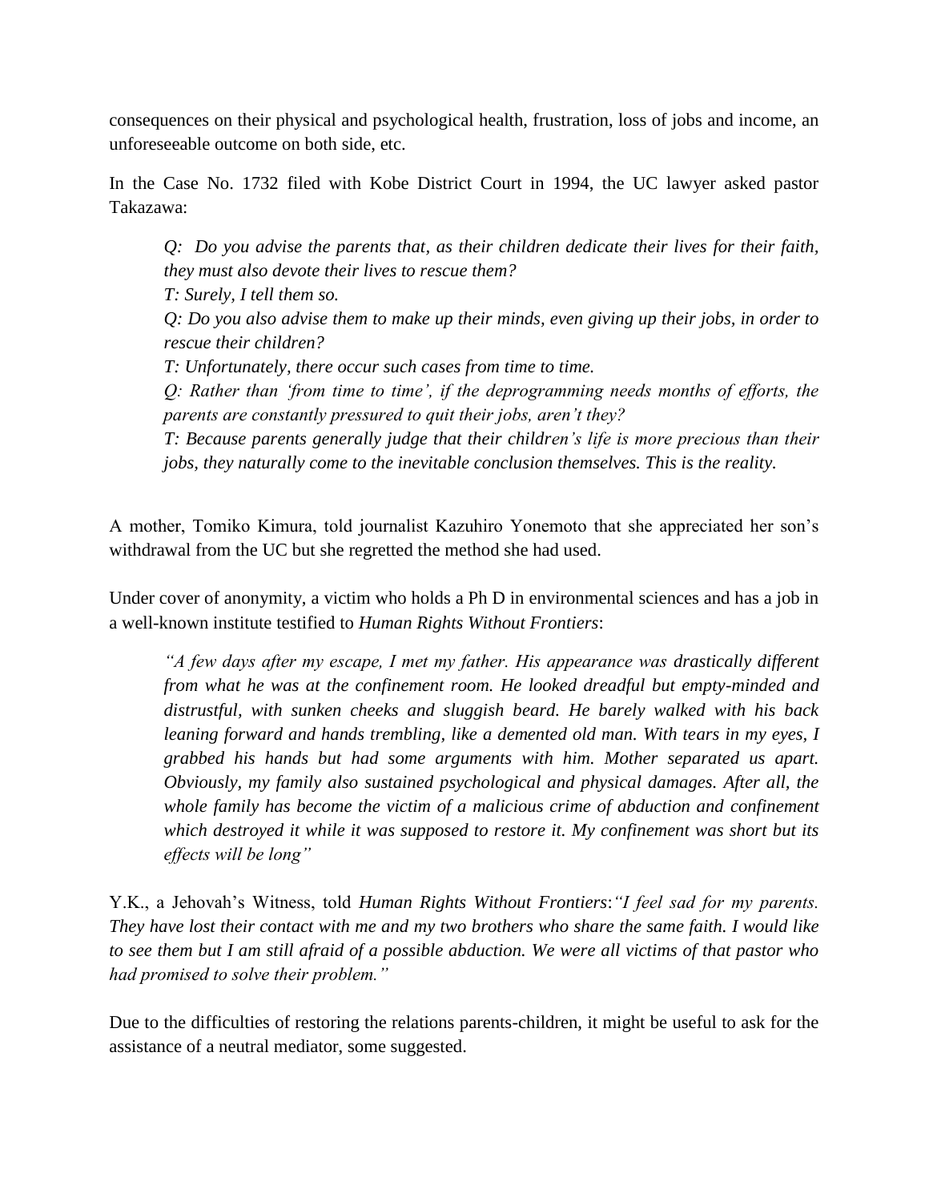consequences on their physical and psychological health, frustration, loss of jobs and income, an unforeseeable outcome on both side, etc.

In the Case No. 1732 filed with Kobe District Court in 1994, the UC lawyer asked pastor Takazawa:

> *Q: Do you advise the parents that, as their children dedicate their lives for their faith, they must also devote their lives to rescue them?*
> *T: Surely, I tell them so.*
> *Q: Do you also advise them to make up their minds, even giving up their jobs, in order to rescue their children?*
> *T: Unfortunately, there occur such cases from time to time.*
> *Q: Rather than 'from time to time', if the deprogramming needs months of efforts, the parents are constantly pressured to quit their jobs, aren't they?*
> *T: Because parents generally judge that their children's life is more precious than their jobs, they naturally come to the inevitable conclusion themselves. This is the reality.*

A mother, Tomiko Kimura, told journalist Kazuhiro Yonemoto that she appreciated her son's withdrawal from the UC but she regretted the method she had used.

Under cover of anonymity, a victim who holds a Ph D in environmental sciences and has a job in a well-known institute testified to *Human Rights Without Frontiers*:

> *"A few days after my escape, I met my father. His appearance was drastically different from what he was at the confinement room. He looked dreadful but empty-minded and distrustful, with sunken cheeks and sluggish beard. He barely walked with his back leaning forward and hands trembling, like a demented old man. With tears in my eyes, I grabbed his hands but had some arguments with him. Mother separated us apart. Obviously, my family also sustained psychological and physical damages. After all, the whole family has become the victim of a malicious crime of abduction and confinement which destroyed it while it was supposed to restore it. My confinement was short but its effects will be long"*

Y.K., a Jehovah's Witness, told *Human Rights Without Frontiers*:*"I feel sad for my parents. They have lost their contact with me and my two brothers who share the same faith. I would like to see them but I am still afraid of a possible abduction. We were all victims of that pastor who had promised to solve their problem."*

Due to the difficulties of restoring the relations parents-children, it might be useful to ask for the assistance of a neutral mediator, some suggested.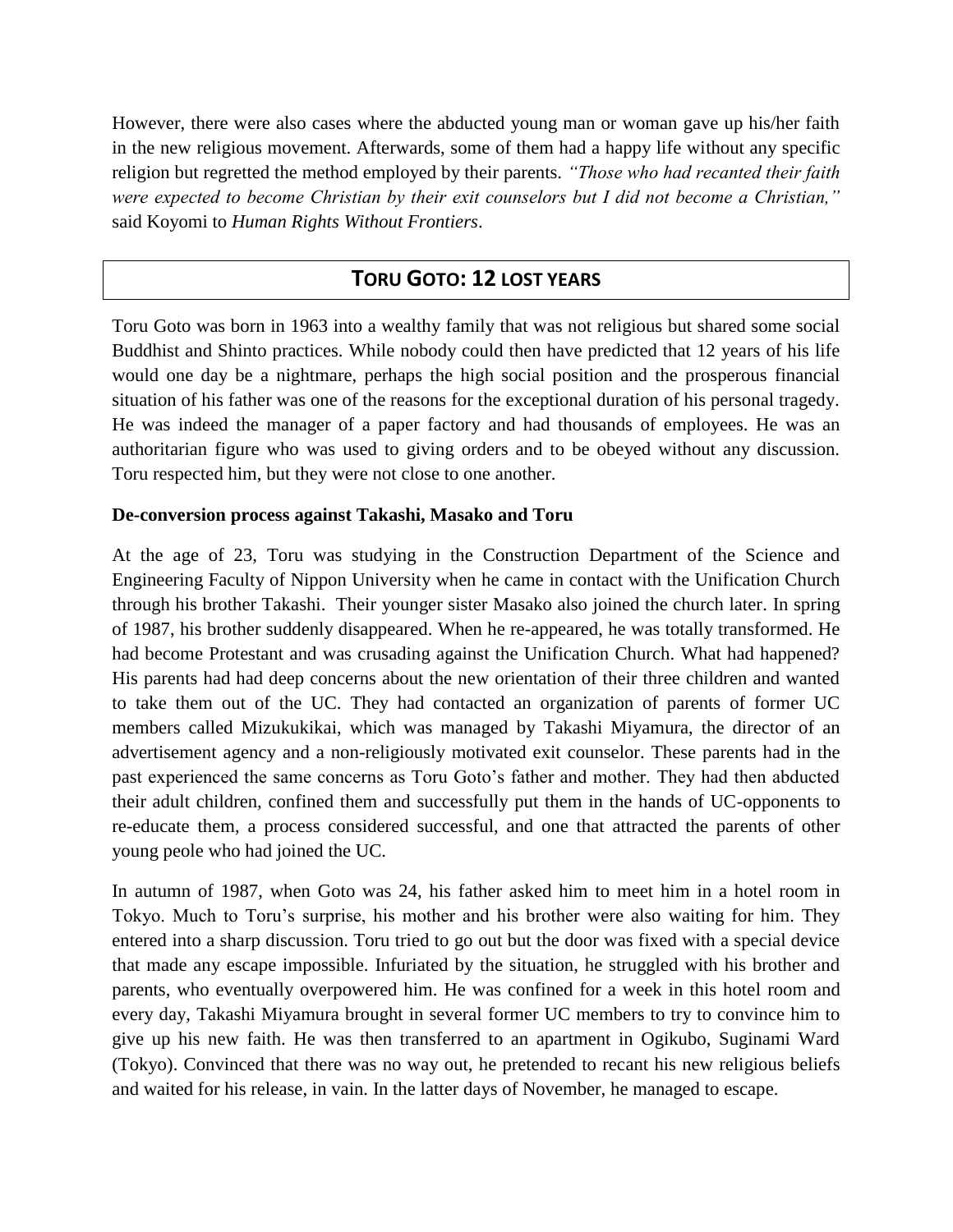However, there were also cases where the abducted young man or woman gave up his/her faith in the new religious movement. Afterwards, some of them had a happy life without any specific religion but regretted the method employed by their parents. *"Those who had recanted their faith were expected to become Christian by their exit counselors but I did not become a Christian,"* said Koyomi to *Human Rights Without Frontiers*.

## TORU GOTO: 12 LOST YEARS

Toru Goto was born in 1963 into a wealthy family that was not religious but shared some social Buddhist and Shinto practices. While nobody could then have predicted that 12 years of his life would one day be a nightmare, perhaps the high social position and the prosperous financial situation of his father was one of the reasons for the exceptional duration of his personal tragedy. He was indeed the manager of a paper factory and had thousands of employees. He was an authoritarian figure who was used to giving orders and to be obeyed without any discussion. Toru respected him, but they were not close to one another.

**De-conversion process against Takashi, Masako and Toru**

At the age of 23, Toru was studying in the Construction Department of the Science and Engineering Faculty of Nippon University when he came in contact with the Unification Church through his brother Takashi. Their younger sister Masako also joined the church later. In spring of 1987, his brother suddenly disappeared. When he re-appeared, he was totally transformed. He had become Protestant and was crusading against the Unification Church. What had happened? His parents had had deep concerns about the new orientation of their three children and wanted to take them out of the UC. They had contacted an organization of parents of former UC members called Mizukukikai, which was managed by Takashi Miyamura, the director of an advertisement agency and a non-religiously motivated exit counselor. These parents had in the past experienced the same concerns as Toru Goto's father and mother. They had then abducted their adult children, confined them and successfully put them in the hands of UC-opponents to re-educate them, a process considered successful, and one that attracted the parents of other young peole who had joined the UC.

In autumn of 1987, when Goto was 24, his father asked him to meet him in a hotel room in Tokyo. Much to Toru's surprise, his mother and his brother were also waiting for him. They entered into a sharp discussion. Toru tried to go out but the door was fixed with a special device that made any escape impossible. Infuriated by the situation, he struggled with his brother and parents, who eventually overpowered him. He was confined for a week in this hotel room and every day, Takashi Miyamura brought in several former UC members to try to convince him to give up his new faith. He was then transferred to an apartment in Ogikubo, Suginami Ward (Tokyo). Convinced that there was no way out, he pretended to recant his new religious beliefs and waited for his release, in vain. In the latter days of November, he managed to escape.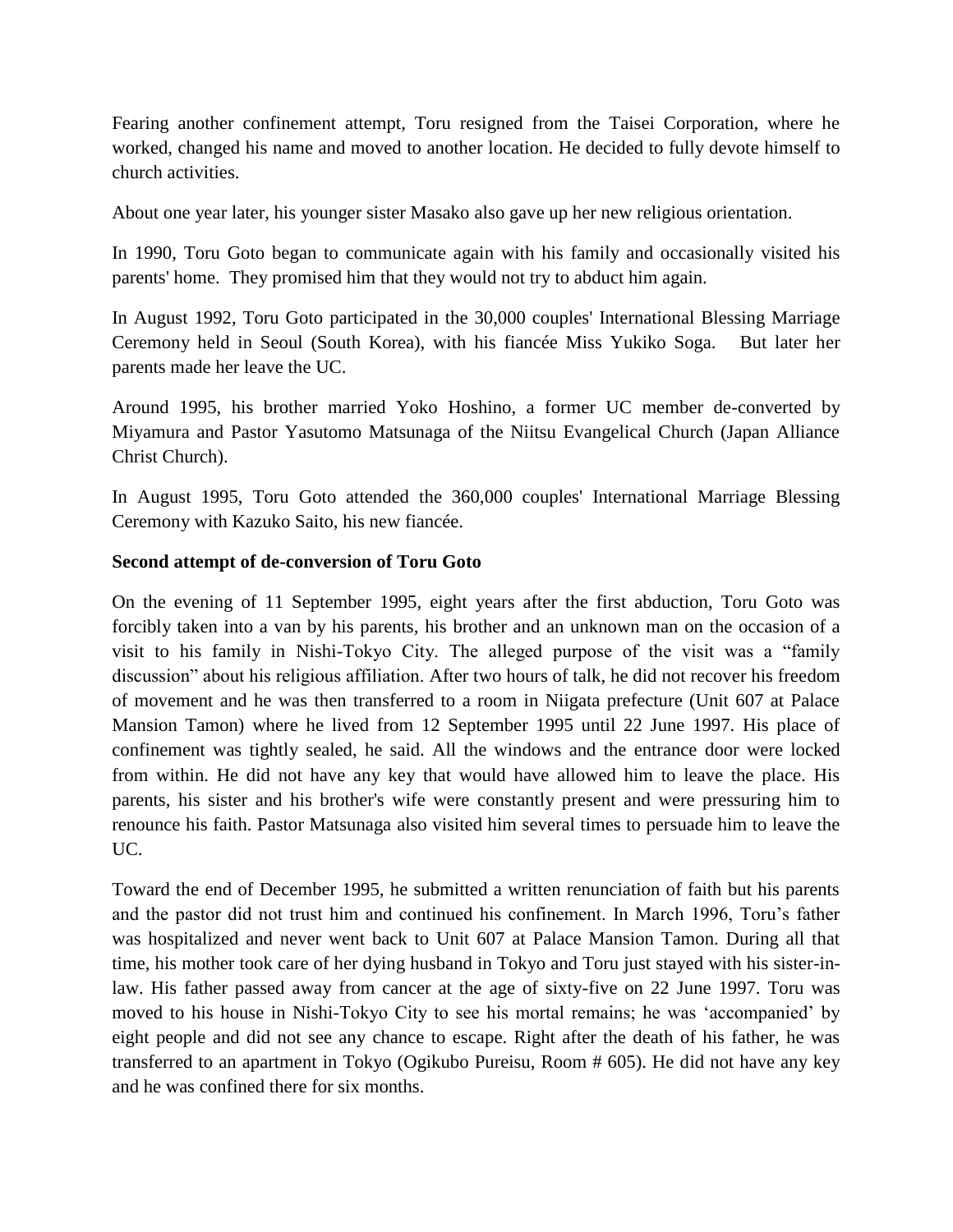Fearing another confinement attempt, Toru resigned from the Taisei Corporation, where he worked, changed his name and moved to another location. He decided to fully devote himself to church activities.

About one year later, his younger sister Masako also gave up her new religious orientation.

In 1990, Toru Goto began to communicate again with his family and occasionally visited his parents' home. They promised him that they would not try to abduct him again.

In August 1992, Toru Goto participated in the 30,000 couples' International Blessing Marriage Ceremony held in Seoul (South Korea), with his fiancée Miss Yukiko Soga. But later her parents made her leave the UC.

Around 1995, his brother married Yoko Hoshino, a former UC member de-converted by Miyamura and Pastor Yasutomo Matsunaga of the Niitsu Evangelical Church (Japan Alliance Christ Church).

In August 1995, Toru Goto attended the 360,000 couples' International Marriage Blessing Ceremony with Kazuko Saito, his new fiancée.

**Second attempt of de-conversion of Toru Goto**

On the evening of 11 September 1995, eight years after the first abduction, Toru Goto was forcibly taken into a van by his parents, his brother and an unknown man on the occasion of a visit to his family in Nishi-Tokyo City. The alleged purpose of the visit was a "family discussion" about his religious affiliation. After two hours of talk, he did not recover his freedom of movement and he was then transferred to a room in Niigata prefecture (Unit 607 at Palace Mansion Tamon) where he lived from 12 September 1995 until 22 June 1997. His place of confinement was tightly sealed, he said. All the windows and the entrance door were locked from within. He did not have any key that would have allowed him to leave the place. His parents, his sister and his brother's wife were constantly present and were pressuring him to renounce his faith. Pastor Matsunaga also visited him several times to persuade him to leave the UC.

Toward the end of December 1995, he submitted a written renunciation of faith but his parents and the pastor did not trust him and continued his confinement. In March 1996, Toru's father was hospitalized and never went back to Unit 607 at Palace Mansion Tamon. During all that time, his mother took care of her dying husband in Tokyo and Toru just stayed with his sister-in-law. His father passed away from cancer at the age of sixty-five on 22 June 1997. Toru was moved to his house in Nishi-Tokyo City to see his mortal remains; he was 'accompanied' by eight people and did not see any chance to escape. Right after the death of his father, he was transferred to an apartment in Tokyo (Ogikubo Pureisu, Room # 605). He did not have any key and he was confined there for six months.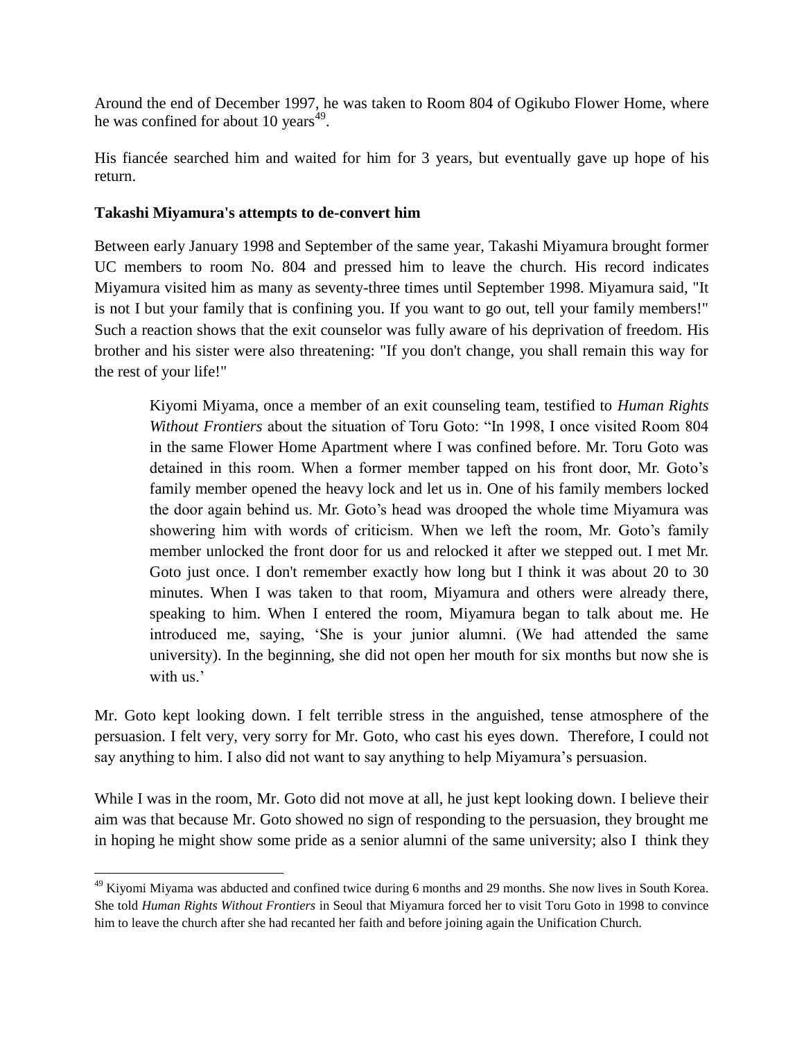Around the end of December 1997, he was taken to Room 804 of Ogikubo Flower Home, where he was confined for about 10 years[49].

His fiancée searched him and waited for him for 3 years, but eventually gave up hope of his return.

**Takashi Miyamura's attempts to de-convert him**

Between early January 1998 and September of the same year, Takashi Miyamura brought former UC members to room No. 804 and pressed him to leave the church. His record indicates Miyamura visited him as many as seventy-three times until September 1998. Miyamura said, "It is not I but your family that is confining you. If you want to go out, tell your family members!" Such a reaction shows that the exit counselor was fully aware of his deprivation of freedom. His brother and his sister were also threatening: "If you don't change, you shall remain this way for the rest of your life!"

> Kiyomi Miyama, once a member of an exit counseling team, testified to *Human Rights Without Frontiers* about the situation of Toru Goto: "In 1998, I once visited Room 804 in the same Flower Home Apartment where I was confined before. Mr. Toru Goto was detained in this room. When a former member tapped on his front door, Mr. Goto's family member opened the heavy lock and let us in. One of his family members locked the door again behind us. Mr. Goto's head was drooped the whole time Miyamura was showering him with words of criticism. When we left the room, Mr. Goto's family member unlocked the front door for us and relocked it after we stepped out. I met Mr. Goto just once. I don't remember exactly how long but I think it was about 20 to 30 minutes. When I was taken to that room, Miyamura and others were already there, speaking to him. When I entered the room, Miyamura began to talk about me. He introduced me, saying, 'She is your junior alumni. (We had attended the same university). In the beginning, she did not open her mouth for six months but now she is with us.'

Mr. Goto kept looking down. I felt terrible stress in the anguished, tense atmosphere of the persuasion. I felt very, very sorry for Mr. Goto, who cast his eyes down. Therefore, I could not say anything to him. I also did not want to say anything to help Miyamura's persuasion.

While I was in the room, Mr. Goto did not move at all, he just kept looking down. I believe their aim was that because Mr. Goto showed no sign of responding to the persuasion, they brought me in hoping he might show some pride as a senior alumni of the same university; also I think they

---

[49] Kiyomi Miyama was abducted and confined twice during 6 months and 29 months. She now lives in South Korea. She told *Human Rights Without Frontiers* in Seoul that Miyamura forced her to visit Toru Goto in 1998 to convince him to leave the church after she had recanted her faith and before joining again the Unification Church.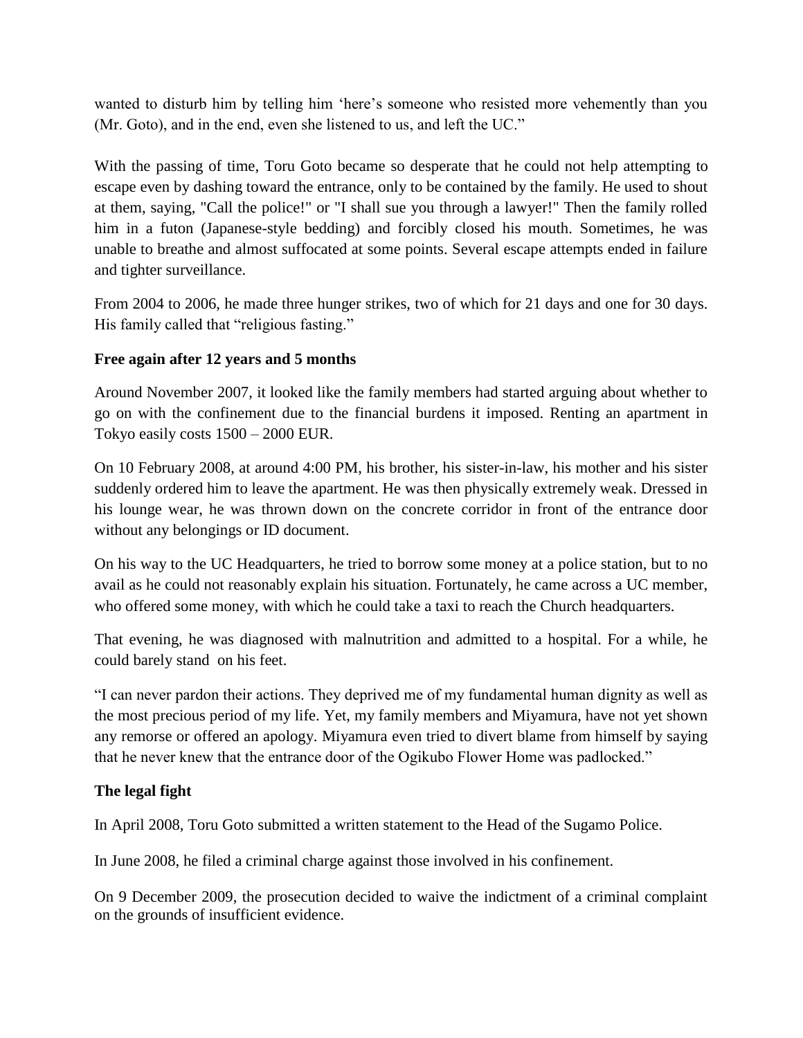wanted to disturb him by telling him 'here's someone who resisted more vehemently than you (Mr. Goto), and in the end, even she listened to us, and left the UC."

With the passing of time, Toru Goto became so desperate that he could not help attempting to escape even by dashing toward the entrance, only to be contained by the family. He used to shout at them, saying, "Call the police!" or "I shall sue you through a lawyer!" Then the family rolled him in a futon (Japanese-style bedding) and forcibly closed his mouth. Sometimes, he was unable to breathe and almost suffocated at some points. Several escape attempts ended in failure and tighter surveillance.

From 2004 to 2006, he made three hunger strikes, two of which for 21 days and one for 30 days. His family called that "religious fasting."

**Free again after 12 years and 5 months**

Around November 2007, it looked like the family members had started arguing about whether to go on with the confinement due to the financial burdens it imposed. Renting an apartment in Tokyo easily costs 1500 – 2000 EUR.

On 10 February 2008, at around 4:00 PM, his brother, his sister-in-law, his mother and his sister suddenly ordered him to leave the apartment. He was then physically extremely weak. Dressed in his lounge wear, he was thrown down on the concrete corridor in front of the entrance door without any belongings or ID document.

On his way to the UC Headquarters, he tried to borrow some money at a police station, but to no avail as he could not reasonably explain his situation. Fortunately, he came across a UC member, who offered some money, with which he could take a taxi to reach the Church headquarters.

That evening, he was diagnosed with malnutrition and admitted to a hospital. For a while, he could barely stand on his feet.

"I can never pardon their actions. They deprived me of my fundamental human dignity as well as the most precious period of my life. Yet, my family members and Miyamura, have not yet shown any remorse or offered an apology. Miyamura even tried to divert blame from himself by saying that he never knew that the entrance door of the Ogikubo Flower Home was padlocked."

**The legal fight**

In April 2008, Toru Goto submitted a written statement to the Head of the Sugamo Police.

In June 2008, he filed a criminal charge against those involved in his confinement.

On 9 December 2009, the prosecution decided to waive the indictment of a criminal complaint on the grounds of insufficient evidence.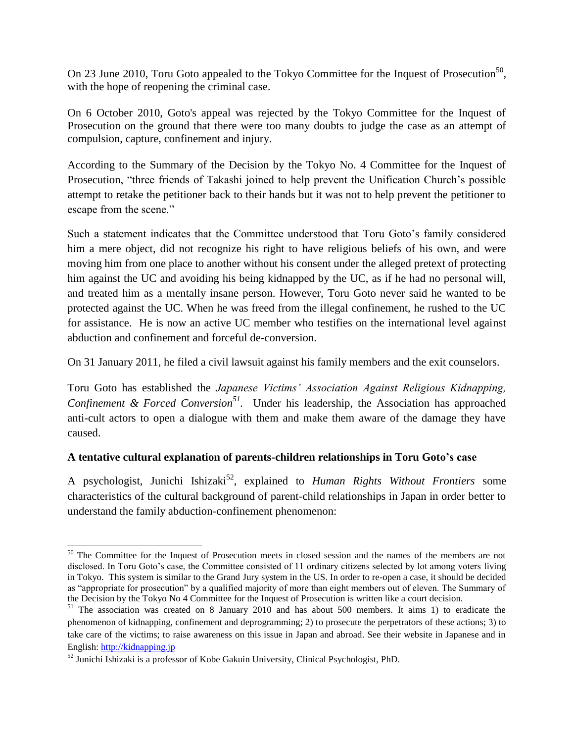On 23 June 2010, Toru Goto appealed to the Tokyo Committee for the Inquest of Prosecution[50], with the hope of reopening the criminal case.

On 6 October 2010, Goto's appeal was rejected by the Tokyo Committee for the Inquest of Prosecution on the ground that there were too many doubts to judge the case as an attempt of compulsion, capture, confinement and injury.

According to the Summary of the Decision by the Tokyo No. 4 Committee for the Inquest of Prosecution, "three friends of Takashi joined to help prevent the Unification Church's possible attempt to retake the petitioner back to their hands but it was not to help prevent the petitioner to escape from the scene."

Such a statement indicates that the Committee understood that Toru Goto's family considered him a mere object, did not recognize his right to have religious beliefs of his own, and were moving him from one place to another without his consent under the alleged pretext of protecting him against the UC and avoiding his being kidnapped by the UC, as if he had no personal will, and treated him as a mentally insane person. However, Toru Goto never said he wanted to be protected against the UC. When he was freed from the illegal confinement, he rushed to the UC for assistance. He is now an active UC member who testifies on the international level against abduction and confinement and forceful de-conversion.

On 31 January 2011, he filed a civil lawsuit against his family members and the exit counselors.

Toru Goto has established the *Japanese Victims' Association Against Religious Kidnapping, Confinement & Forced Conversion*[51]. Under his leadership, the Association has approached anti-cult actors to open a dialogue with them and make them aware of the damage they have caused.

**A tentative cultural explanation of parents-children relationships in Toru Goto's case**

A psychologist, Junichi Ishizaki[52], explained to *Human Rights Without Frontiers* some characteristics of the cultural background of parent-child relationships in Japan in order better to understand the family abduction-confinement phenomenon:

---

[50] The Committee for the Inquest of Prosecution meets in closed session and the names of the members are not disclosed. In Toru Goto's case, the Committee consisted of 11 ordinary citizens selected by lot among voters living in Tokyo. This system is similar to the Grand Jury system in the US. In order to re-open a case, it should be decided as "appropriate for prosecution" by a qualified majority of more than eight members out of eleven. The Summary of the Decision by the Tokyo No 4 Committee for the Inquest of Prosecution is written like a court decision.

[51] The association was created on 8 January 2010 and has about 500 members. It aims 1) to eradicate the phenomenon of kidnapping, confinement and deprogramming; 2) to prosecute the perpetrators of these actions; 3) to take care of the victims; to raise awareness on this issue in Japan and abroad. See their website in Japanese and in English: http://kidnapping.jp

[52] Junichi Ishizaki is a professor of Kobe Gakuin University, Clinical Psychologist, PhD.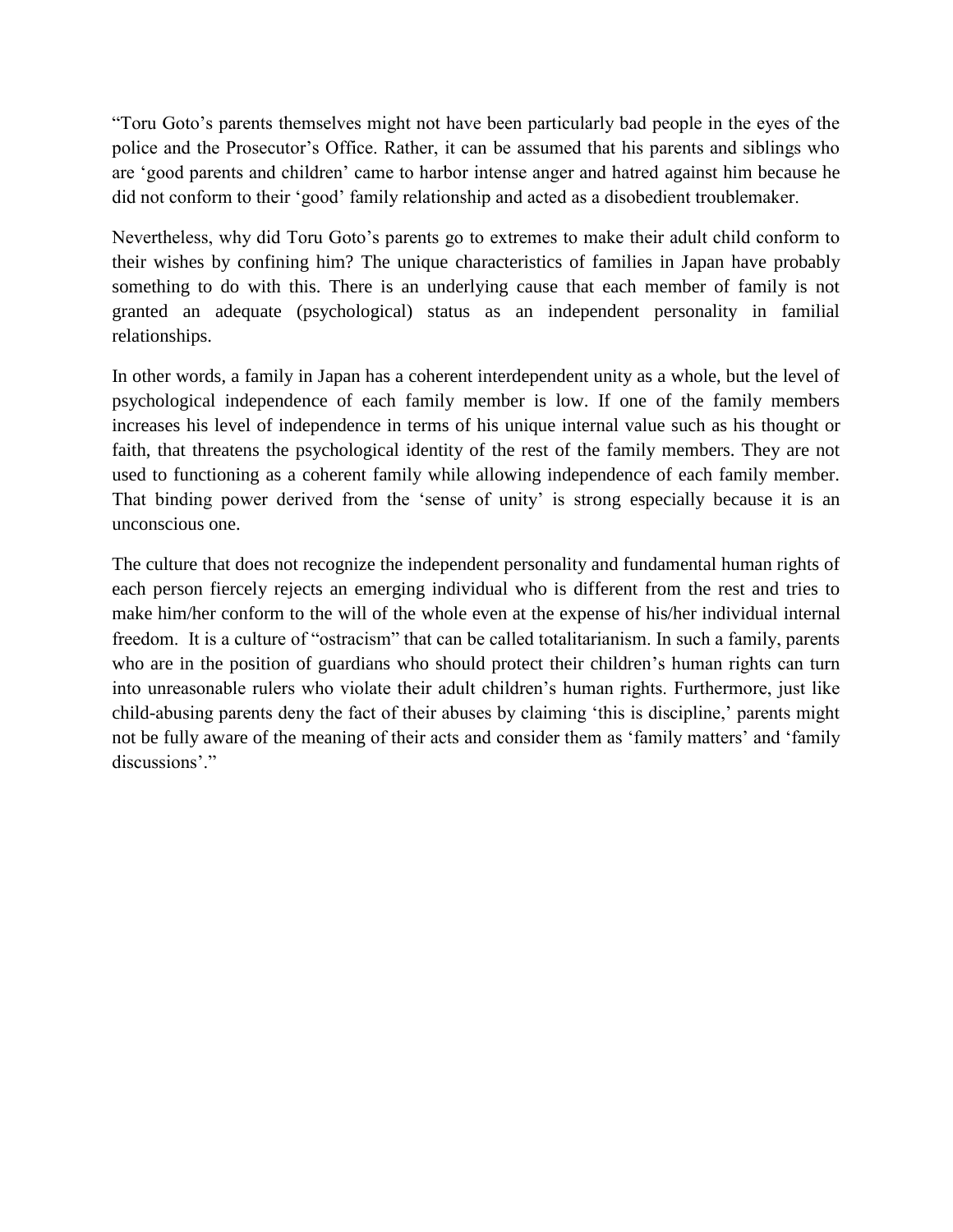"Toru Goto's parents themselves might not have been particularly bad people in the eyes of the police and the Prosecutor's Office. Rather, it can be assumed that his parents and siblings who are 'good parents and children' came to harbor intense anger and hatred against him because he did not conform to their 'good' family relationship and acted as a disobedient troublemaker.

Nevertheless, why did Toru Goto's parents go to extremes to make their adult child conform to their wishes by confining him? The unique characteristics of families in Japan have probably something to do with this. There is an underlying cause that each member of family is not granted an adequate (psychological) status as an independent personality in familial relationships.

In other words, a family in Japan has a coherent interdependent unity as a whole, but the level of psychological independence of each family member is low. If one of the family members increases his level of independence in terms of his unique internal value such as his thought or faith, that threatens the psychological identity of the rest of the family members. They are not used to functioning as a coherent family while allowing independence of each family member. That binding power derived from the 'sense of unity' is strong especially because it is an unconscious one.

The culture that does not recognize the independent personality and fundamental human rights of each person fiercely rejects an emerging individual who is different from the rest and tries to make him/her conform to the will of the whole even at the expense of his/her individual internal freedom. It is a culture of "ostracism" that can be called totalitarianism. In such a family, parents who are in the position of guardians who should protect their children's human rights can turn into unreasonable rulers who violate their adult children's human rights. Furthermore, just like child-abusing parents deny the fact of their abuses by claiming 'this is discipline,' parents might not be fully aware of the meaning of their acts and consider them as 'family matters' and 'family discussions'."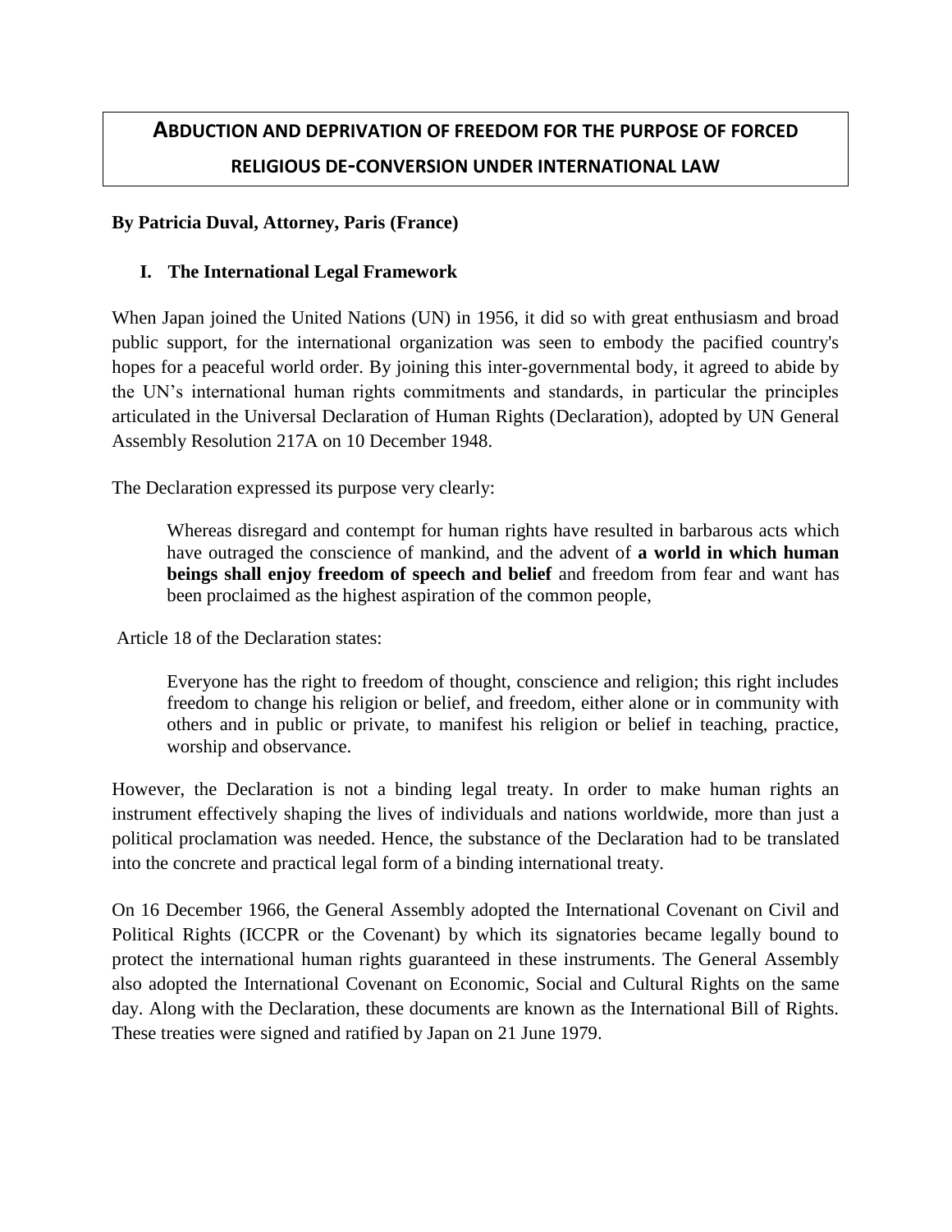# ABDUCTION AND DEPRIVATION OF FREEDOM FOR THE PURPOSE OF FORCED RELIGIOUS DE-CONVERSION UNDER INTERNATIONAL LAW

**By Patricia Duval, Attorney, Paris (France)**

## I. The International Legal Framework

When Japan joined the United Nations (UN) in 1956, it did so with great enthusiasm and broad public support, for the international organization was seen to embody the pacified country's hopes for a peaceful world order. By joining this inter-governmental body, it agreed to abide by the UN's international human rights commitments and standards, in particular the principles articulated in the Universal Declaration of Human Rights (Declaration), adopted by UN General Assembly Resolution 217A on 10 December 1948.

The Declaration expressed its purpose very clearly:

> Whereas disregard and contempt for human rights have resulted in barbarous acts which have outraged the conscience of mankind, and the advent of **a world in which human beings shall enjoy freedom of speech and belief** and freedom from fear and want has been proclaimed as the highest aspiration of the common people,

Article 18 of the Declaration states:

> Everyone has the right to freedom of thought, conscience and religion; this right includes freedom to change his religion or belief, and freedom, either alone or in community with others and in public or private, to manifest his religion or belief in teaching, practice, worship and observance.

However, the Declaration is not a binding legal treaty. In order to make human rights an instrument effectively shaping the lives of individuals and nations worldwide, more than just a political proclamation was needed. Hence, the substance of the Declaration had to be translated into the concrete and practical legal form of a binding international treaty.

On 16 December 1966, the General Assembly adopted the International Covenant on Civil and Political Rights (ICCPR or the Covenant) by which its signatories became legally bound to protect the international human rights guaranteed in these instruments. The General Assembly also adopted the International Covenant on Economic, Social and Cultural Rights on the same day. Along with the Declaration, these documents are known as the International Bill of Rights. These treaties were signed and ratified by Japan on 21 June 1979.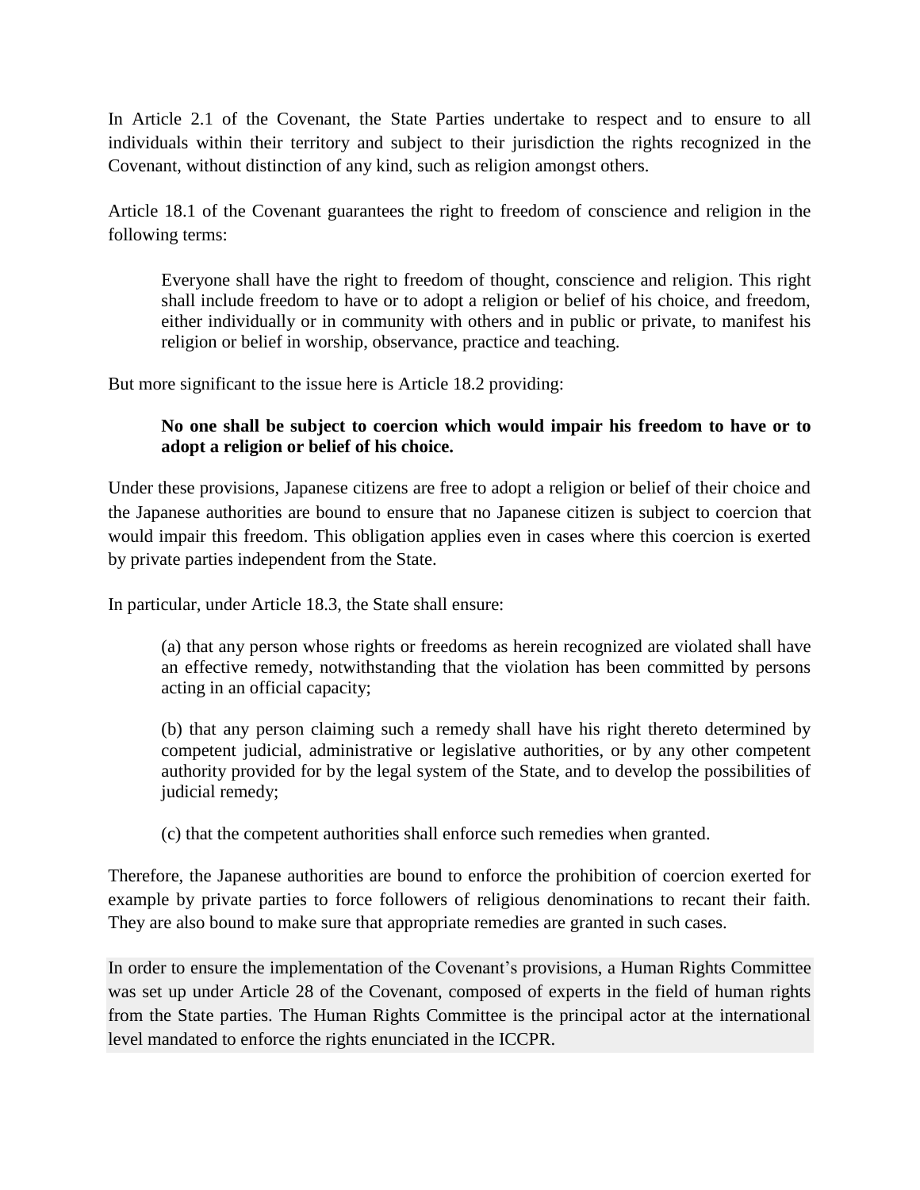In Article 2.1 of the Covenant, the State Parties undertake to respect and to ensure to all individuals within their territory and subject to their jurisdiction the rights recognized in the Covenant, without distinction of any kind, such as religion amongst others.

Article 18.1 of the Covenant guarantees the right to freedom of conscience and religion in the following terms:

> Everyone shall have the right to freedom of thought, conscience and religion. This right shall include freedom to have or to adopt a religion or belief of his choice, and freedom, either individually or in community with others and in public or private, to manifest his religion or belief in worship, observance, practice and teaching.

But more significant to the issue here is Article 18.2 providing:

> **No one shall be subject to coercion which would impair his freedom to have or to adopt a religion or belief of his choice.**

Under these provisions, Japanese citizens are free to adopt a religion or belief of their choice and the Japanese authorities are bound to ensure that no Japanese citizen is subject to coercion that would impair this freedom. This obligation applies even in cases where this coercion is exerted by private parties independent from the State.

In particular, under Article 18.3, the State shall ensure:

> (a) that any person whose rights or freedoms as herein recognized are violated shall have an effective remedy, notwithstanding that the violation has been committed by persons acting in an official capacity;
>
> (b) that any person claiming such a remedy shall have his right thereto determined by competent judicial, administrative or legislative authorities, or by any other competent authority provided for by the legal system of the State, and to develop the possibilities of judicial remedy;
>
> (c) that the competent authorities shall enforce such remedies when granted.

Therefore, the Japanese authorities are bound to enforce the prohibition of coercion exerted for example by private parties to force followers of religious denominations to recant their faith. They are also bound to make sure that appropriate remedies are granted in such cases.

In order to ensure the implementation of the Covenant's provisions, a Human Rights Committee was set up under Article 28 of the Covenant, composed of experts in the field of human rights from the State parties. The Human Rights Committee is the principal actor at the international level mandated to enforce the rights enunciated in the ICCPR.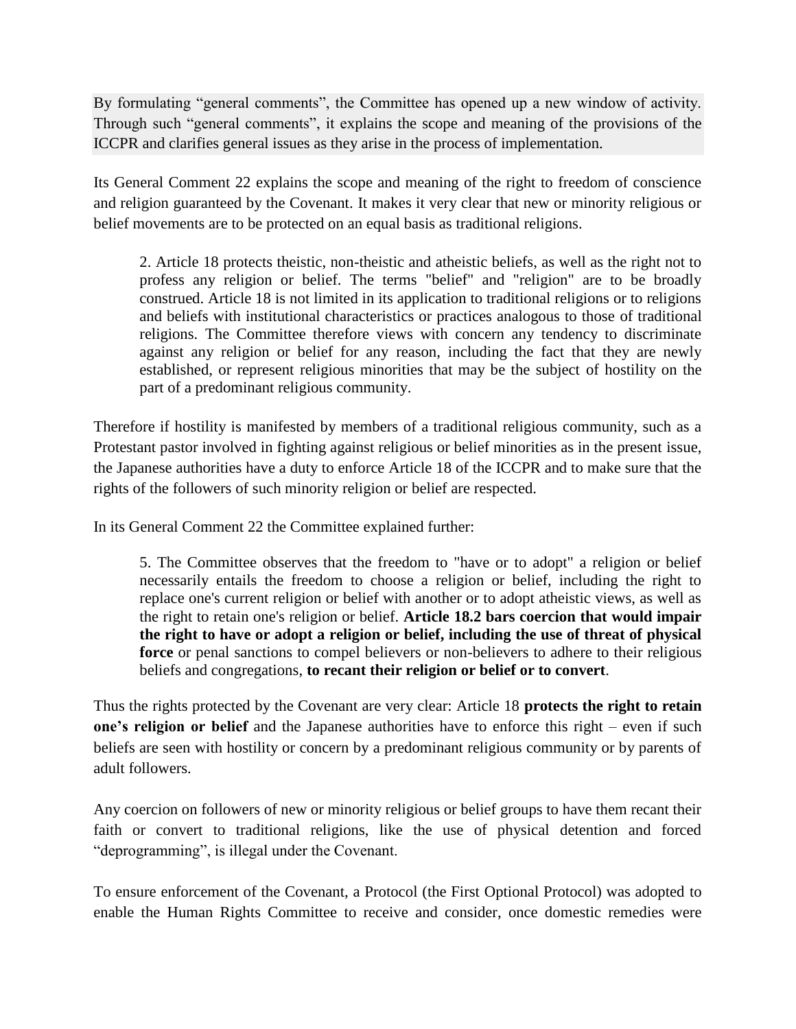By formulating "general comments", the Committee has opened up a new window of activity. Through such "general comments", it explains the scope and meaning of the provisions of the ICCPR and clarifies general issues as they arise in the process of implementation.

Its General Comment 22 explains the scope and meaning of the right to freedom of conscience and religion guaranteed by the Covenant. It makes it very clear that new or minority religious or belief movements are to be protected on an equal basis as traditional religions.

> 2. Article 18 protects theistic, non-theistic and atheistic beliefs, as well as the right not to profess any religion or belief. The terms "belief" and "religion" are to be broadly construed. Article 18 is not limited in its application to traditional religions or to religions and beliefs with institutional characteristics or practices analogous to those of traditional religions. The Committee therefore views with concern any tendency to discriminate against any religion or belief for any reason, including the fact that they are newly established, or represent religious minorities that may be the subject of hostility on the part of a predominant religious community.

Therefore if hostility is manifested by members of a traditional religious community, such as a Protestant pastor involved in fighting against religious or belief minorities as in the present issue, the Japanese authorities have a duty to enforce Article 18 of the ICCPR and to make sure that the rights of the followers of such minority religion or belief are respected.

In its General Comment 22 the Committee explained further:

> 5. The Committee observes that the freedom to "have or to adopt" a religion or belief necessarily entails the freedom to choose a religion or belief, including the right to replace one's current religion or belief with another or to adopt atheistic views, as well as the right to retain one's religion or belief. **Article 18.2 bars coercion that would impair the right to have or adopt a religion or belief, including the use of threat of physical force** or penal sanctions to compel believers or non-believers to adhere to their religious beliefs and congregations, **to recant their religion or belief or to convert**.

Thus the rights protected by the Covenant are very clear: Article 18 **protects the right to retain one's religion or belief** and the Japanese authorities have to enforce this right – even if such beliefs are seen with hostility or concern by a predominant religious community or by parents of adult followers.

Any coercion on followers of new or minority religious or belief groups to have them recant their faith or convert to traditional religions, like the use of physical detention and forced "deprogramming", is illegal under the Covenant.

To ensure enforcement of the Covenant, a Protocol (the First Optional Protocol) was adopted to enable the Human Rights Committee to receive and consider, once domestic remedies were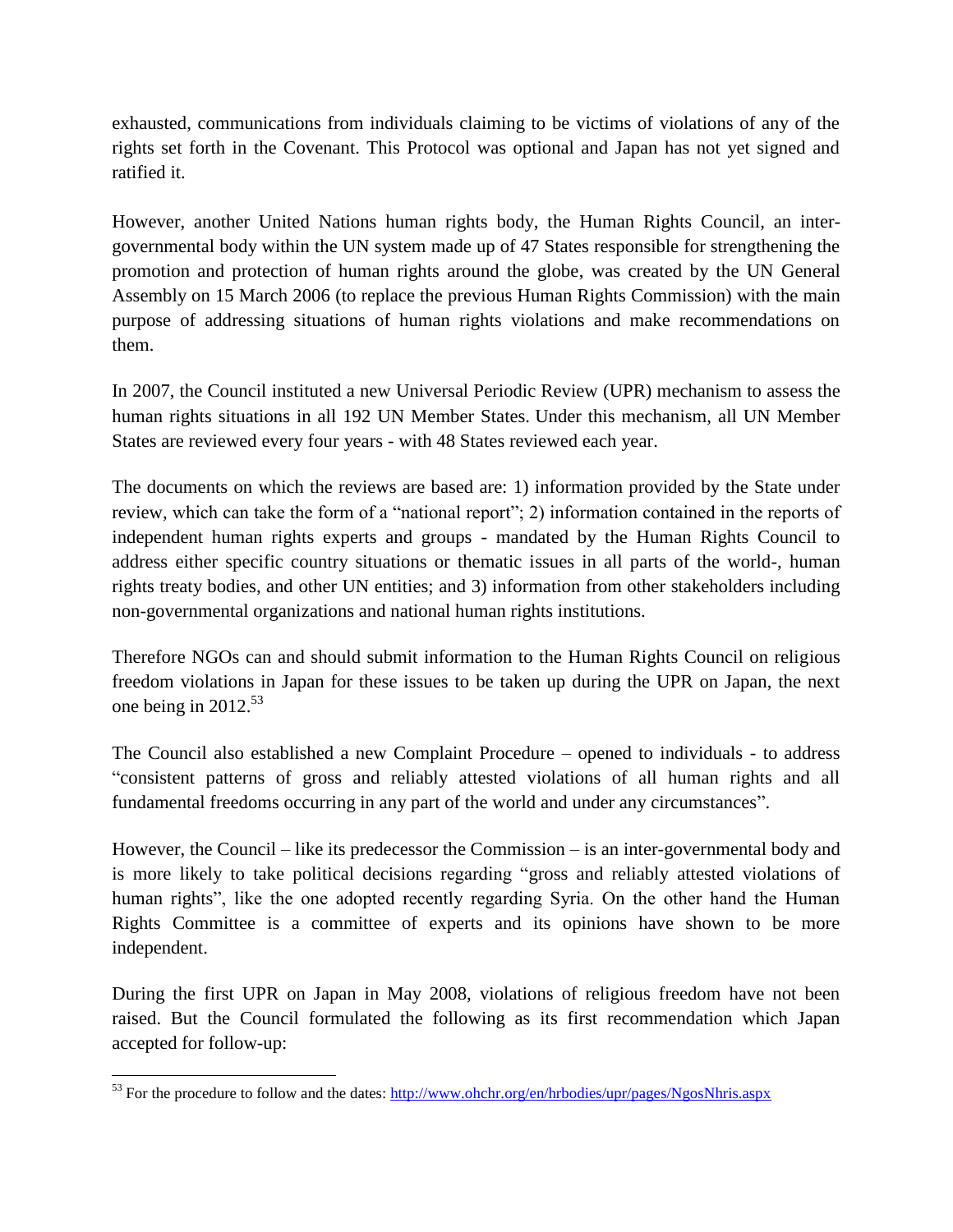exhausted, communications from individuals claiming to be victims of violations of any of the rights set forth in the Covenant. This Protocol was optional and Japan has not yet signed and ratified it.

However, another United Nations human rights body, the Human Rights Council, an inter-governmental body within the UN system made up of 47 States responsible for strengthening the promotion and protection of human rights around the globe, was created by the UN General Assembly on 15 March 2006 (to replace the previous Human Rights Commission) with the main purpose of addressing situations of human rights violations and make recommendations on them.

In 2007, the Council instituted a new Universal Periodic Review (UPR) mechanism to assess the human rights situations in all 192 UN Member States. Under this mechanism, all UN Member States are reviewed every four years - with 48 States reviewed each year.

The documents on which the reviews are based are: 1) information provided by the State under review, which can take the form of a "national report"; 2) information contained in the reports of independent human rights experts and groups - mandated by the Human Rights Council to address either specific country situations or thematic issues in all parts of the world-, human rights treaty bodies, and other UN entities; and 3) information from other stakeholders including non-governmental organizations and national human rights institutions.

Therefore NGOs can and should submit information to the Human Rights Council on religious freedom violations in Japan for these issues to be taken up during the UPR on Japan, the next one being in 2012.[53]

The Council also established a new Complaint Procedure – opened to individuals - to address "consistent patterns of gross and reliably attested violations of all human rights and all fundamental freedoms occurring in any part of the world and under any circumstances".

However, the Council – like its predecessor the Commission – is an inter-governmental body and is more likely to take political decisions regarding "gross and reliably attested violations of human rights", like the one adopted recently regarding Syria. On the other hand the Human Rights Committee is a committee of experts and its opinions have shown to be more independent.

During the first UPR on Japan in May 2008, violations of religious freedom have not been raised. But the Council formulated the following as its first recommendation which Japan accepted for follow-up:

---

[53] For the procedure to follow and the dates: http://www.ohchr.org/en/hrbodies/upr/pages/NgosNhris.aspx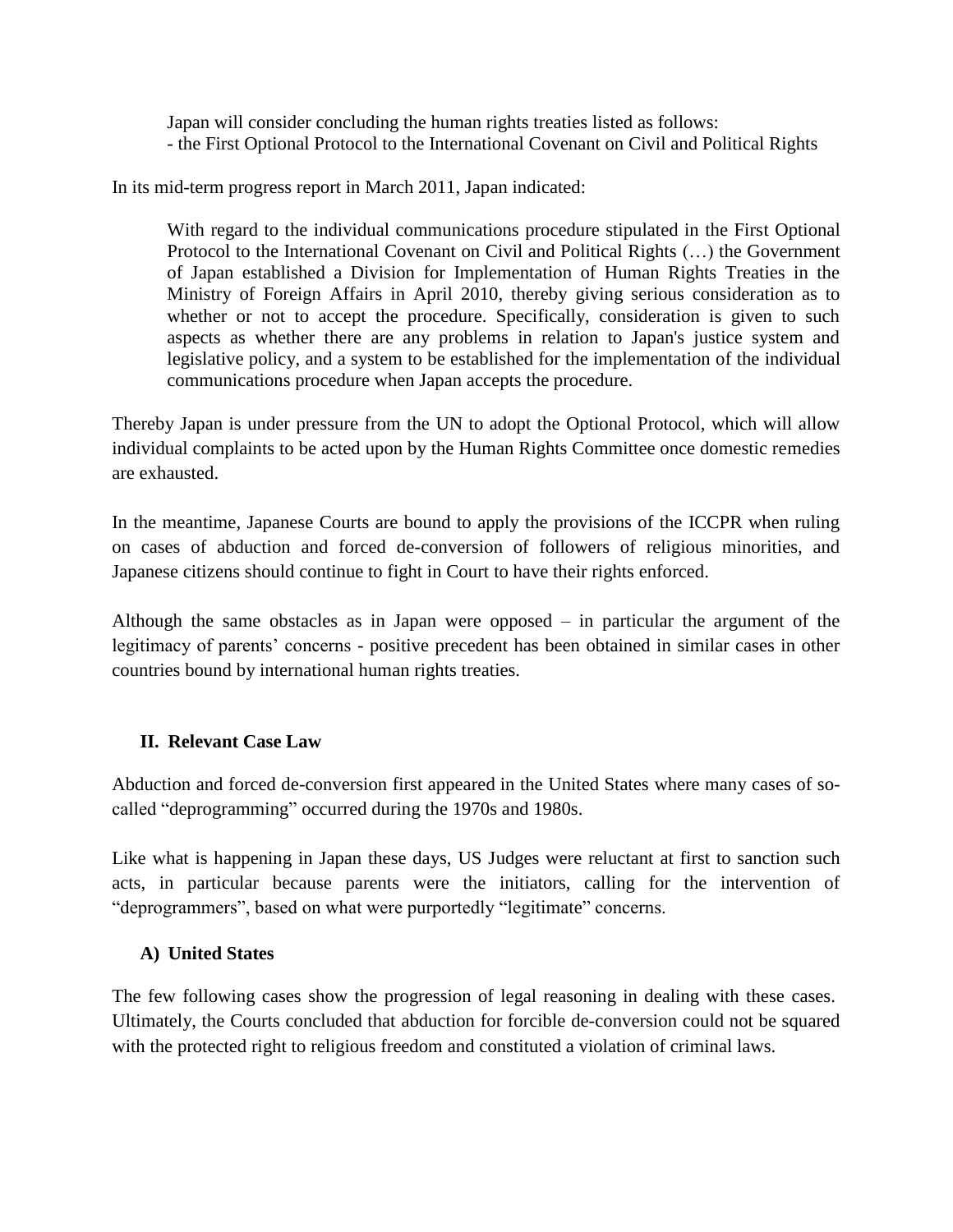> Japan will consider concluding the human rights treaties listed as follows:
> - the First Optional Protocol to the International Covenant on Civil and Political Rights

In its mid-term progress report in March 2011, Japan indicated:

> With regard to the individual communications procedure stipulated in the First Optional Protocol to the International Covenant on Civil and Political Rights (…) the Government of Japan established a Division for Implementation of Human Rights Treaties in the Ministry of Foreign Affairs in April 2010, thereby giving serious consideration as to whether or not to accept the procedure. Specifically, consideration is given to such aspects as whether there are any problems in relation to Japan's justice system and legislative policy, and a system to be established for the implementation of the individual communications procedure when Japan accepts the procedure.

Thereby Japan is under pressure from the UN to adopt the Optional Protocol, which will allow individual complaints to be acted upon by the Human Rights Committee once domestic remedies are exhausted.

In the meantime, Japanese Courts are bound to apply the provisions of the ICCPR when ruling on cases of abduction and forced de-conversion of followers of religious minorities, and Japanese citizens should continue to fight in Court to have their rights enforced.

Although the same obstacles as in Japan were opposed – in particular the argument of the legitimacy of parents' concerns - positive precedent has been obtained in similar cases in other countries bound by international human rights treaties.

## II. Relevant Case Law

Abduction and forced de-conversion first appeared in the United States where many cases of so-called "deprogramming" occurred during the 1970s and 1980s.

Like what is happening in Japan these days, US Judges were reluctant at first to sanction such acts, in particular because parents were the initiators, calling for the intervention of "deprogrammers", based on what were purportedly "legitimate" concerns.

### A) United States

The few following cases show the progression of legal reasoning in dealing with these cases. Ultimately, the Courts concluded that abduction for forcible de-conversion could not be squared with the protected right to religious freedom and constituted a violation of criminal laws.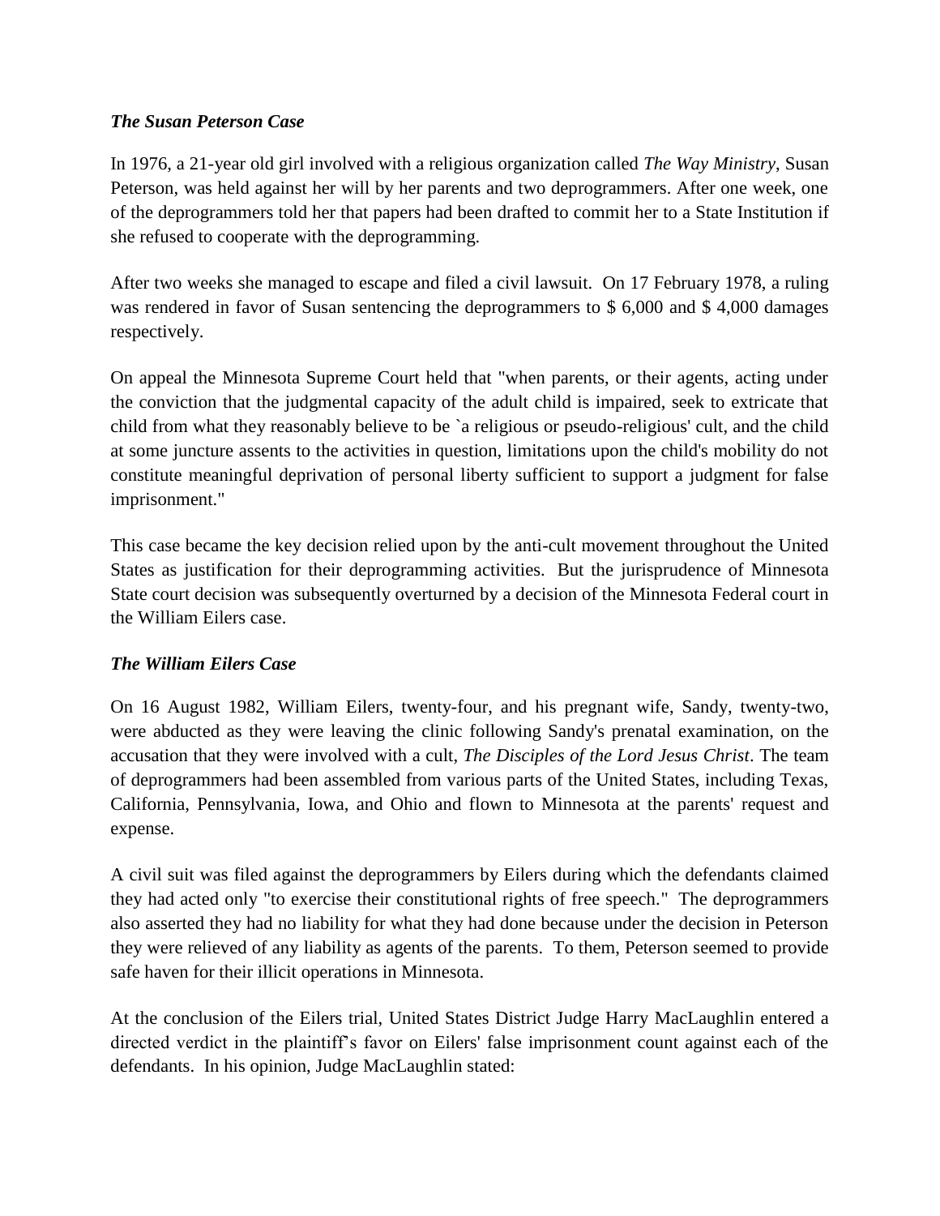***The Susan Peterson Case***

In 1976, a 21-year old girl involved with a religious organization called *The Way Ministry*, Susan Peterson, was held against her will by her parents and two deprogrammers. After one week, one of the deprogrammers told her that papers had been drafted to commit her to a State Institution if she refused to cooperate with the deprogramming.

After two weeks she managed to escape and filed a civil lawsuit. On 17 February 1978, a ruling was rendered in favor of Susan sentencing the deprogrammers to $ 6,000 and $ 4,000 damages respectively.

On appeal the Minnesota Supreme Court held that "when parents, or their agents, acting under the conviction that the judgmental capacity of the adult child is impaired, seek to extricate that child from what they reasonably believe to be `a religious or pseudo-religious' cult, and the child at some juncture assents to the activities in question, limitations upon the child's mobility do not constitute meaningful deprivation of personal liberty sufficient to support a judgment for false imprisonment."

This case became the key decision relied upon by the anti-cult movement throughout the United States as justification for their deprogramming activities. But the jurisprudence of Minnesota State court decision was subsequently overturned by a decision of the Minnesota Federal court in the William Eilers case.

***The William Eilers Case***

On 16 August 1982, William Eilers, twenty-four, and his pregnant wife, Sandy, twenty-two, were abducted as they were leaving the clinic following Sandy's prenatal examination, on the accusation that they were involved with a cult, *The Disciples of the Lord Jesus Christ*. The team of deprogrammers had been assembled from various parts of the United States, including Texas, California, Pennsylvania, Iowa, and Ohio and flown to Minnesota at the parents' request and expense.

A civil suit was filed against the deprogrammers by Eilers during which the defendants claimed they had acted only "to exercise their constitutional rights of free speech." The deprogrammers also asserted they had no liability for what they had done because under the decision in Peterson they were relieved of any liability as agents of the parents. To them, Peterson seemed to provide safe haven for their illicit operations in Minnesota.

At the conclusion of the Eilers trial, United States District Judge Harry MacLaughlin entered a directed verdict in the plaintiff's favor on Eilers' false imprisonment count against each of the defendants. In his opinion, Judge MacLaughlin stated: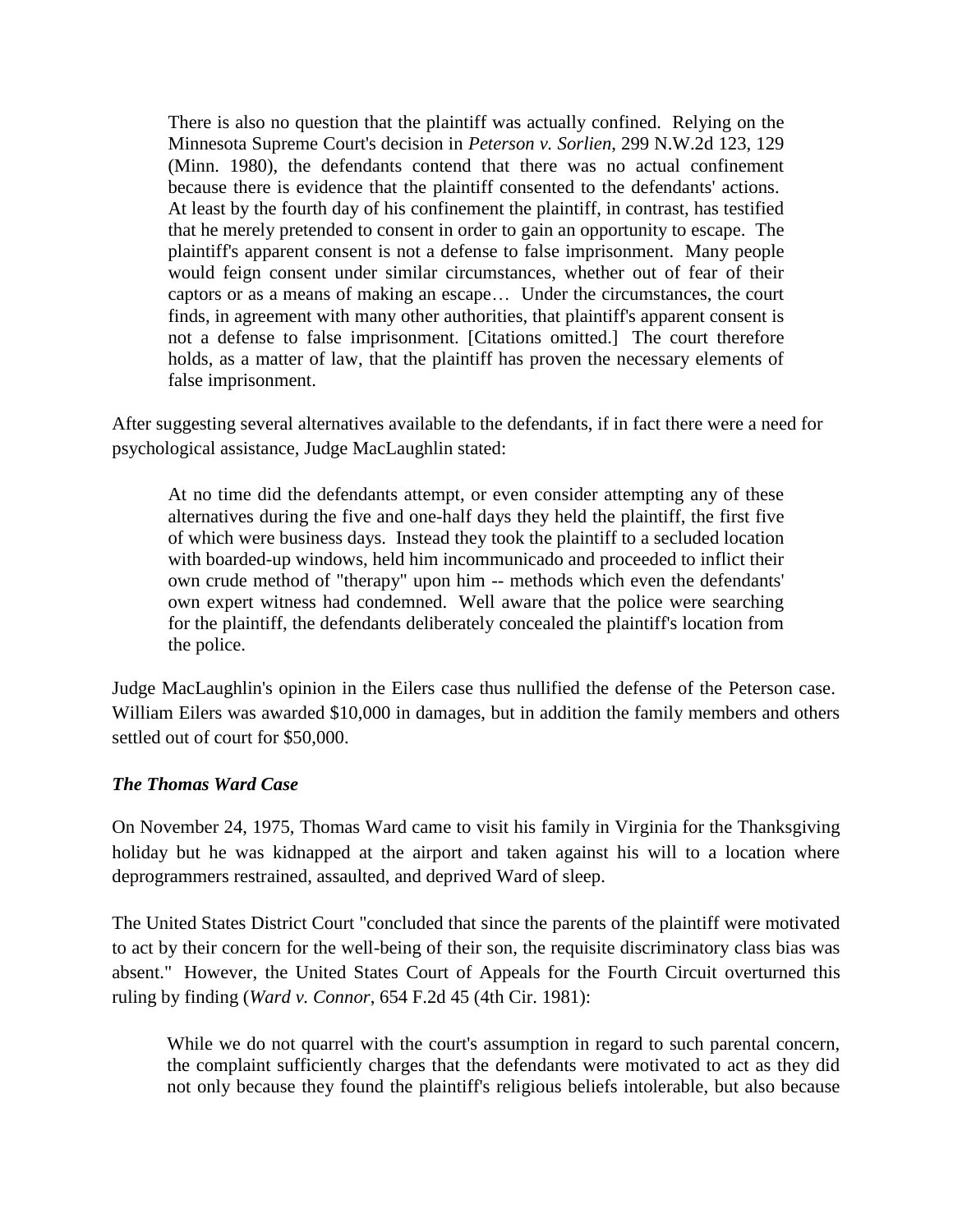> There is also no question that the plaintiff was actually confined. Relying on the Minnesota Supreme Court's decision in *Peterson v. Sorlien*, 299 N.W.2d 123, 129 (Minn. 1980), the defendants contend that there was no actual confinement because there is evidence that the plaintiff consented to the defendants' actions. At least by the fourth day of his confinement the plaintiff, in contrast, has testified that he merely pretended to consent in order to gain an opportunity to escape. The plaintiff's apparent consent is not a defense to false imprisonment. Many people would feign consent under similar circumstances, whether out of fear of their captors or as a means of making an escape… Under the circumstances, the court finds, in agreement with many other authorities, that plaintiff's apparent consent is not a defense to false imprisonment. [Citations omitted.] The court therefore holds, as a matter of law, that the plaintiff has proven the necessary elements of false imprisonment.

After suggesting several alternatives available to the defendants, if in fact there were a need for psychological assistance, Judge MacLaughlin stated:

> At no time did the defendants attempt, or even consider attempting any of these alternatives during the five and one-half days they held the plaintiff, the first five of which were business days. Instead they took the plaintiff to a secluded location with boarded-up windows, held him incommunicado and proceeded to inflict their own crude method of "therapy" upon him -- methods which even the defendants' own expert witness had condemned. Well aware that the police were searching for the plaintiff, the defendants deliberately concealed the plaintiff's location from the police.

Judge MacLaughlin's opinion in the Eilers case thus nullified the defense of the Peterson case. William Eilers was awarded $10,000 in damages, but in addition the family members and others settled out of court for $50,000.

### *The Thomas Ward Case*

On November 24, 1975, Thomas Ward came to visit his family in Virginia for the Thanksgiving holiday but he was kidnapped at the airport and taken against his will to a location where deprogrammers restrained, assaulted, and deprived Ward of sleep.

The United States District Court "concluded that since the parents of the plaintiff were motivated to act by their concern for the well-being of their son, the requisite discriminatory class bias was absent." However, the United States Court of Appeals for the Fourth Circuit overturned this ruling by finding (*Ward v. Connor*, 654 F.2d 45 (4th Cir. 1981):

> While we do not quarrel with the court's assumption in regard to such parental concern, the complaint sufficiently charges that the defendants were motivated to act as they did not only because they found the plaintiff's religious beliefs intolerable, but also because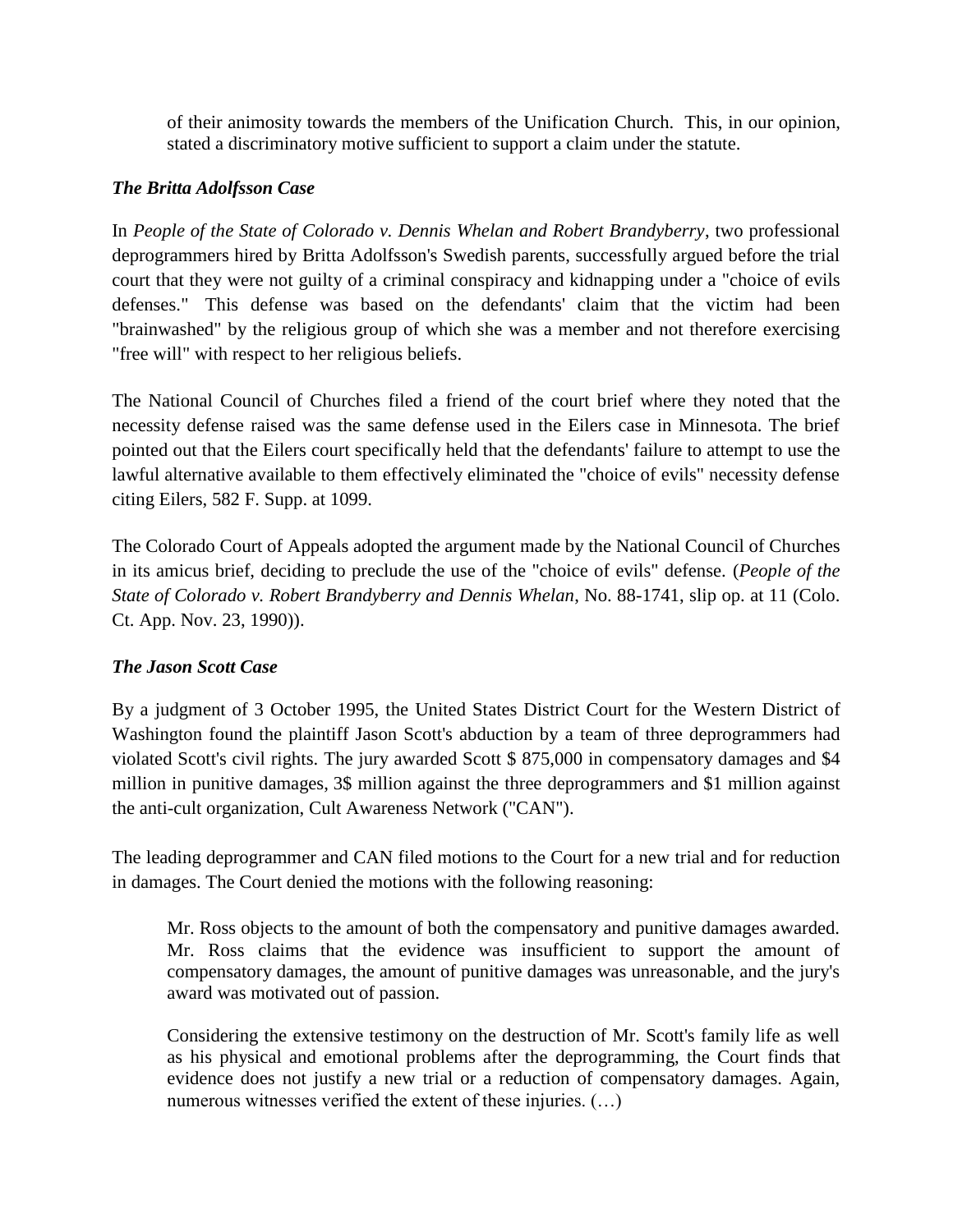> of their animosity towards the members of the Unification Church. This, in our opinion, stated a discriminatory motive sufficient to support a claim under the statute.

### *The Britta Adolfsson Case*

In *People of the State of Colorado v. Dennis Whelan and Robert Brandyberry*, two professional deprogrammers hired by Britta Adolfsson's Swedish parents, successfully argued before the trial court that they were not guilty of a criminal conspiracy and kidnapping under a "choice of evils defenses." This defense was based on the defendants' claim that the victim had been "brainwashed" by the religious group of which she was a member and not therefore exercising "free will" with respect to her religious beliefs.

The National Council of Churches filed a friend of the court brief where they noted that the necessity defense raised was the same defense used in the Eilers case in Minnesota. The brief pointed out that the Eilers court specifically held that the defendants' failure to attempt to use the lawful alternative available to them effectively eliminated the "choice of evils" necessity defense citing Eilers, 582 F. Supp. at 1099.

The Colorado Court of Appeals adopted the argument made by the National Council of Churches in its amicus brief, deciding to preclude the use of the "choice of evils" defense. (*People of the State of Colorado v. Robert Brandyberry and Dennis Whelan*, No. 88-1741, slip op. at 11 (Colo. Ct. App. Nov. 23, 1990)).

### *The Jason Scott Case*

By a judgment of 3 October 1995, the United States District Court for the Western District of Washington found the plaintiff Jason Scott's abduction by a team of three deprogrammers had violated Scott's civil rights. The jury awarded Scott $ 875,000 in compensatory damages and $4 million in punitive damages, 3$ million against the three deprogrammers and $1 million against the anti-cult organization, Cult Awareness Network ("CAN").

The leading deprogrammer and CAN filed motions to the Court for a new trial and for reduction in damages. The Court denied the motions with the following reasoning:

> Mr. Ross objects to the amount of both the compensatory and punitive damages awarded. Mr. Ross claims that the evidence was insufficient to support the amount of compensatory damages, the amount of punitive damages was unreasonable, and the jury's award was motivated out of passion.
>
> Considering the extensive testimony on the destruction of Mr. Scott's family life as well as his physical and emotional problems after the deprogramming, the Court finds that evidence does not justify a new trial or a reduction of compensatory damages. Again, numerous witnesses verified the extent of these injuries. (…)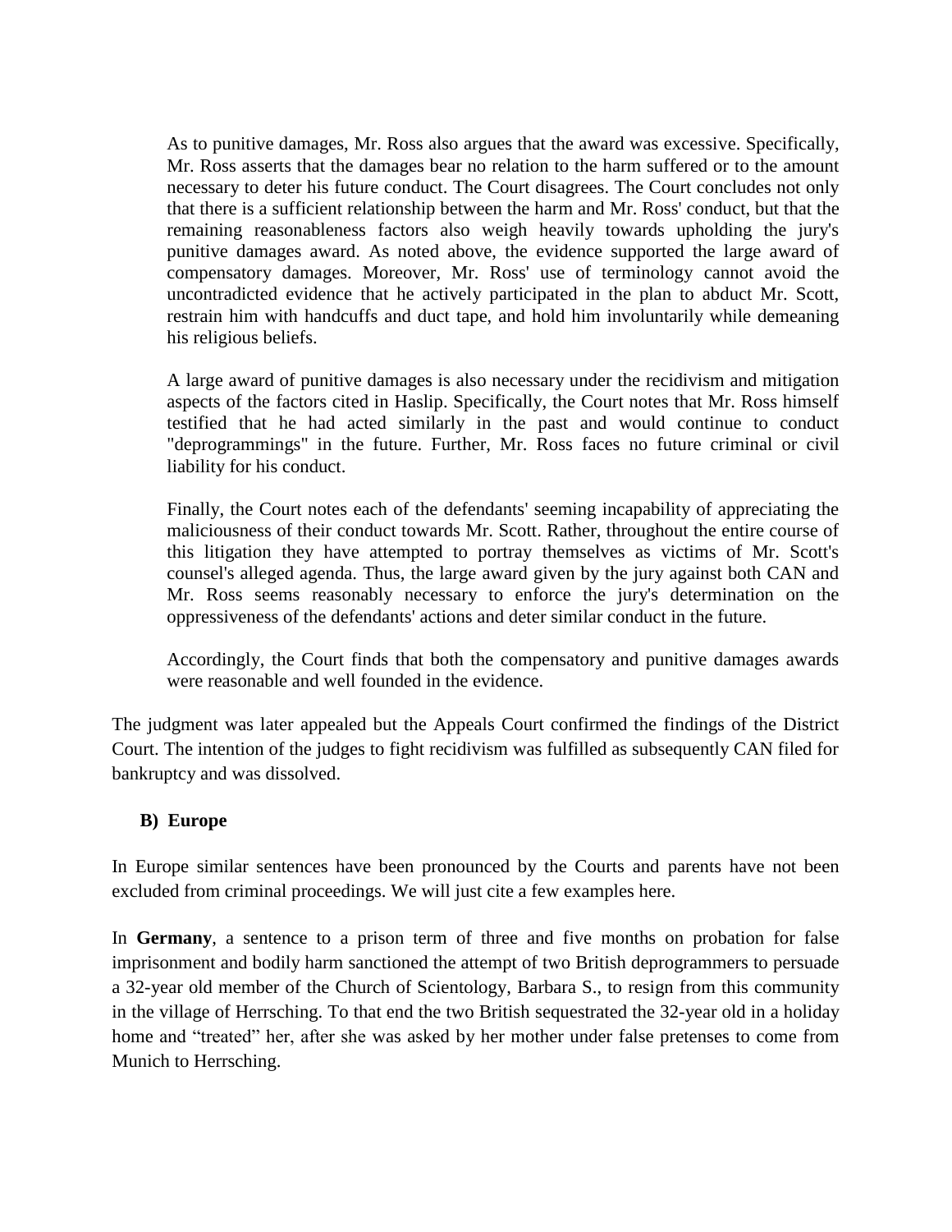> As to punitive damages, Mr. Ross also argues that the award was excessive. Specifically, Mr. Ross asserts that the damages bear no relation to the harm suffered or to the amount necessary to deter his future conduct. The Court disagrees. The Court concludes not only that there is a sufficient relationship between the harm and Mr. Ross' conduct, but that the remaining reasonableness factors also weigh heavily towards upholding the jury's punitive damages award. As noted above, the evidence supported the large award of compensatory damages. Moreover, Mr. Ross' use of terminology cannot avoid the uncontradicted evidence that he actively participated in the plan to abduct Mr. Scott, restrain him with handcuffs and duct tape, and hold him involuntarily while demeaning his religious beliefs.
>
> A large award of punitive damages is also necessary under the recidivism and mitigation aspects of the factors cited in Haslip. Specifically, the Court notes that Mr. Ross himself testified that he had acted similarly in the past and would continue to conduct "deprogrammings" in the future. Further, Mr. Ross faces no future criminal or civil liability for his conduct.
>
> Finally, the Court notes each of the defendants' seeming incapability of appreciating the maliciousness of their conduct towards Mr. Scott. Rather, throughout the entire course of this litigation they have attempted to portray themselves as victims of Mr. Scott's counsel's alleged agenda. Thus, the large award given by the jury against both CAN and Mr. Ross seems reasonably necessary to enforce the jury's determination on the oppressiveness of the defendants' actions and deter similar conduct in the future.
>
> Accordingly, the Court finds that both the compensatory and punitive damages awards were reasonable and well founded in the evidence.

The judgment was later appealed but the Appeals Court confirmed the findings of the District Court. The intention of the judges to fight recidivism was fulfilled as subsequently CAN filed for bankruptcy and was dissolved.

### B) Europe

In Europe similar sentences have been pronounced by the Courts and parents have not been excluded from criminal proceedings. We will just cite a few examples here.

In **Germany**, a sentence to a prison term of three and five months on probation for false imprisonment and bodily harm sanctioned the attempt of two British deprogrammers to persuade a 32-year old member of the Church of Scientology, Barbara S., to resign from this community in the village of Herrsching. To that end the two British sequestrated the 32-year old in a holiday home and “treated” her, after she was asked by her mother under false pretenses to come from Munich to Herrsching.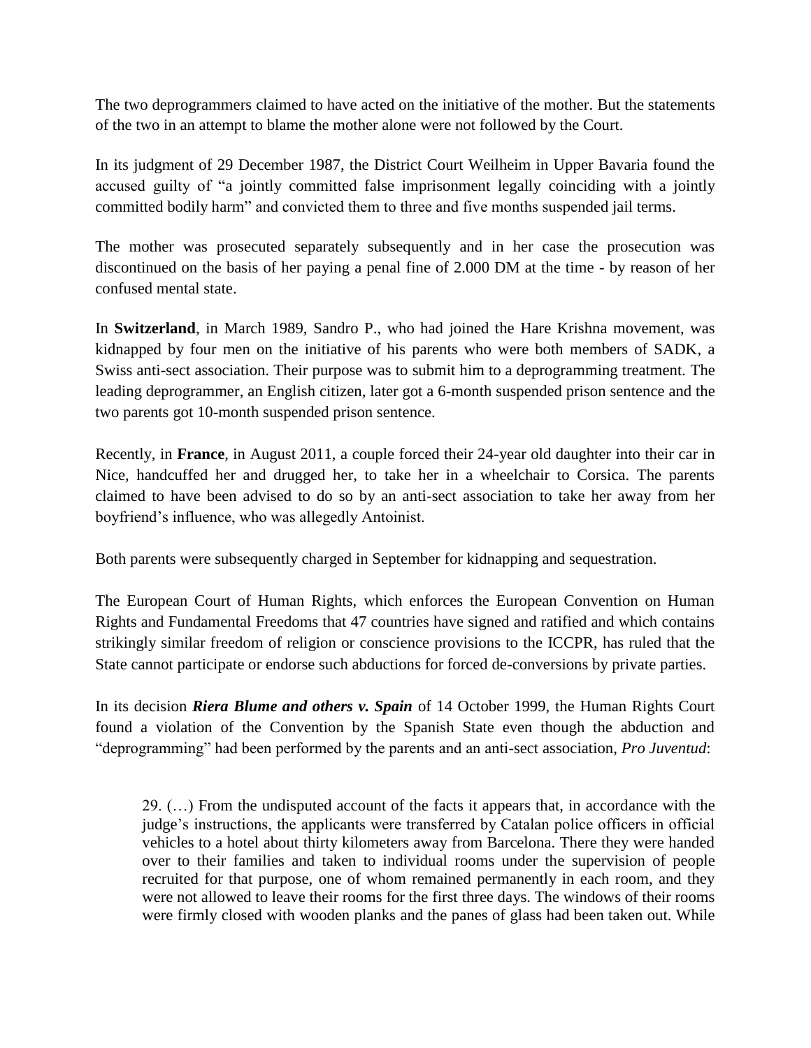The two deprogrammers claimed to have acted on the initiative of the mother. But the statements of the two in an attempt to blame the mother alone were not followed by the Court.

In its judgment of 29 December 1987, the District Court Weilheim in Upper Bavaria found the accused guilty of "a jointly committed false imprisonment legally coinciding with a jointly committed bodily harm" and convicted them to three and five months suspended jail terms.

The mother was prosecuted separately subsequently and in her case the prosecution was discontinued on the basis of her paying a penal fine of 2.000 DM at the time - by reason of her confused mental state.

In **Switzerland**, in March 1989, Sandro P., who had joined the Hare Krishna movement, was kidnapped by four men on the initiative of his parents who were both members of SADK, a Swiss anti-sect association. Their purpose was to submit him to a deprogramming treatment. The leading deprogrammer, an English citizen, later got a 6-month suspended prison sentence and the two parents got 10-month suspended prison sentence.

Recently, in **France**, in August 2011, a couple forced their 24-year old daughter into their car in Nice, handcuffed her and drugged her, to take her in a wheelchair to Corsica. The parents claimed to have been advised to do so by an anti-sect association to take her away from her boyfriend's influence, who was allegedly Antoinist.

Both parents were subsequently charged in September for kidnapping and sequestration.

The European Court of Human Rights, which enforces the European Convention on Human Rights and Fundamental Freedoms that 47 countries have signed and ratified and which contains strikingly similar freedom of religion or conscience provisions to the ICCPR, has ruled that the State cannot participate or endorse such abductions for forced de-conversions by private parties.

In its decision ***Riera Blume and others v. Spain*** of 14 October 1999, the Human Rights Court found a violation of the Convention by the Spanish State even though the abduction and "deprogramming" had been performed by the parents and an anti-sect association, *Pro Juventud*:

> 29. (…) From the undisputed account of the facts it appears that, in accordance with the judge's instructions, the applicants were transferred by Catalan police officers in official vehicles to a hotel about thirty kilometers away from Barcelona. There they were handed over to their families and taken to individual rooms under the supervision of people recruited for that purpose, one of whom remained permanently in each room, and they were not allowed to leave their rooms for the first three days. The windows of their rooms were firmly closed with wooden planks and the panes of glass had been taken out. While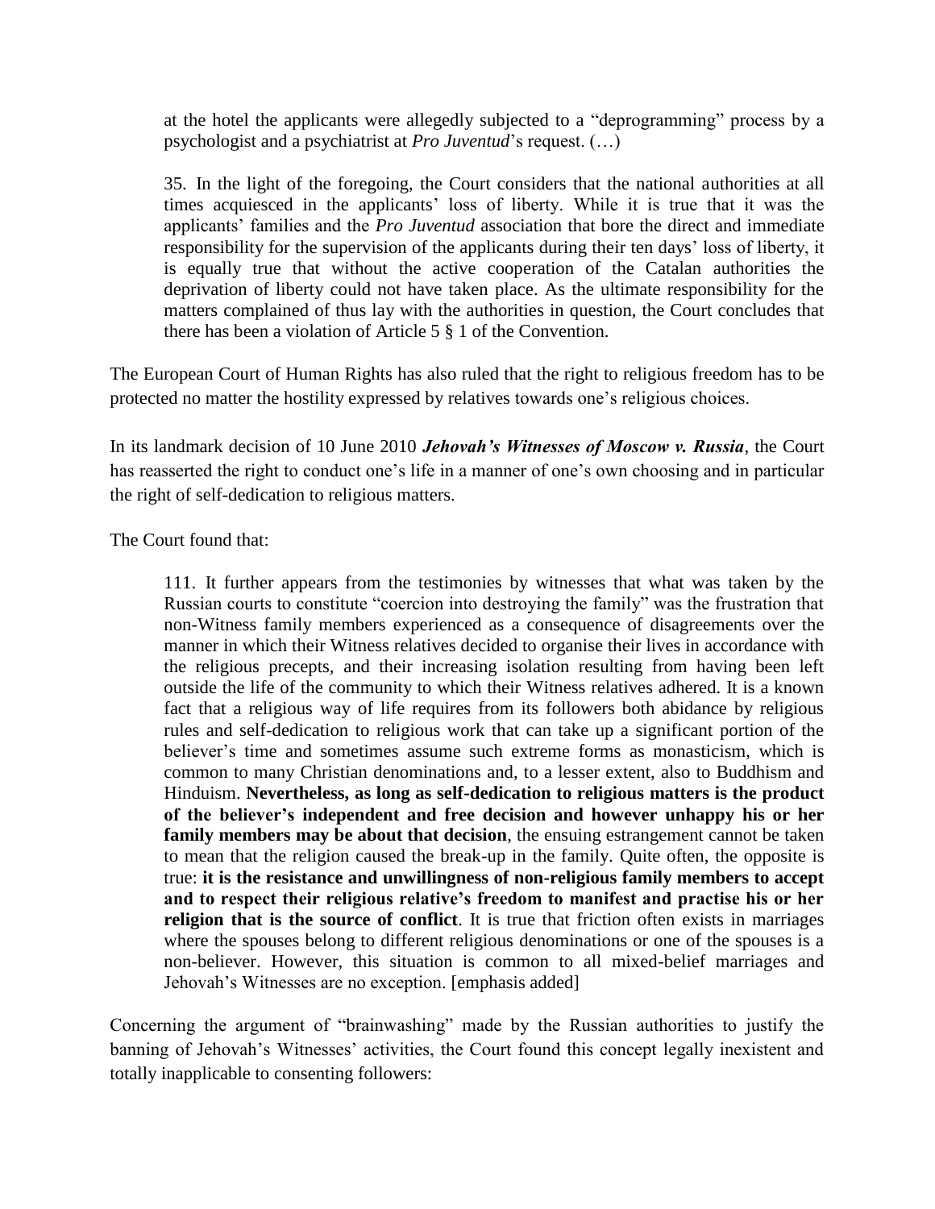> at the hotel the applicants were allegedly subjected to a "deprogramming" process by a psychologist and a psychiatrist at *Pro Juventud*'s request. (…)
>
> 35. In the light of the foregoing, the Court considers that the national authorities at all times acquiesced in the applicants' loss of liberty. While it is true that it was the applicants' families and the *Pro Juventud* association that bore the direct and immediate responsibility for the supervision of the applicants during their ten days' loss of liberty, it is equally true that without the active cooperation of the Catalan authorities the deprivation of liberty could not have taken place. As the ultimate responsibility for the matters complained of thus lay with the authorities in question, the Court concludes that there has been a violation of Article 5 § 1 of the Convention.

The European Court of Human Rights has also ruled that the right to religious freedom has to be protected no matter the hostility expressed by relatives towards one's religious choices.

In its landmark decision of 10 June 2010 ***Jehovah's Witnesses of Moscow v. Russia***, the Court has reasserted the right to conduct one's life in a manner of one's own choosing and in particular the right of self-dedication to religious matters.

The Court found that:

> 111. It further appears from the testimonies by witnesses that what was taken by the Russian courts to constitute "coercion into destroying the family" was the frustration that non-Witness family members experienced as a consequence of disagreements over the manner in which their Witness relatives decided to organise their lives in accordance with the religious precepts, and their increasing isolation resulting from having been left outside the life of the community to which their Witness relatives adhered. It is a known fact that a religious way of life requires from its followers both abidance by religious rules and self-dedication to religious work that can take up a significant portion of the believer's time and sometimes assume such extreme forms as monasticism, which is common to many Christian denominations and, to a lesser extent, also to Buddhism and Hinduism. **Nevertheless, as long as self-dedication to religious matters is the product of the believer's independent and free decision and however unhappy his or her family members may be about that decision**, the ensuing estrangement cannot be taken to mean that the religion caused the break-up in the family. Quite often, the opposite is true: **it is the resistance and unwillingness of non-religious family members to accept and to respect their religious relative's freedom to manifest and practise his or her religion that is the source of conflict**. It is true that friction often exists in marriages where the spouses belong to different religious denominations or one of the spouses is a non-believer. However, this situation is common to all mixed-belief marriages and Jehovah's Witnesses are no exception. [emphasis added]

Concerning the argument of "brainwashing" made by the Russian authorities to justify the banning of Jehovah's Witnesses' activities, the Court found this concept legally inexistent and totally inapplicable to consenting followers: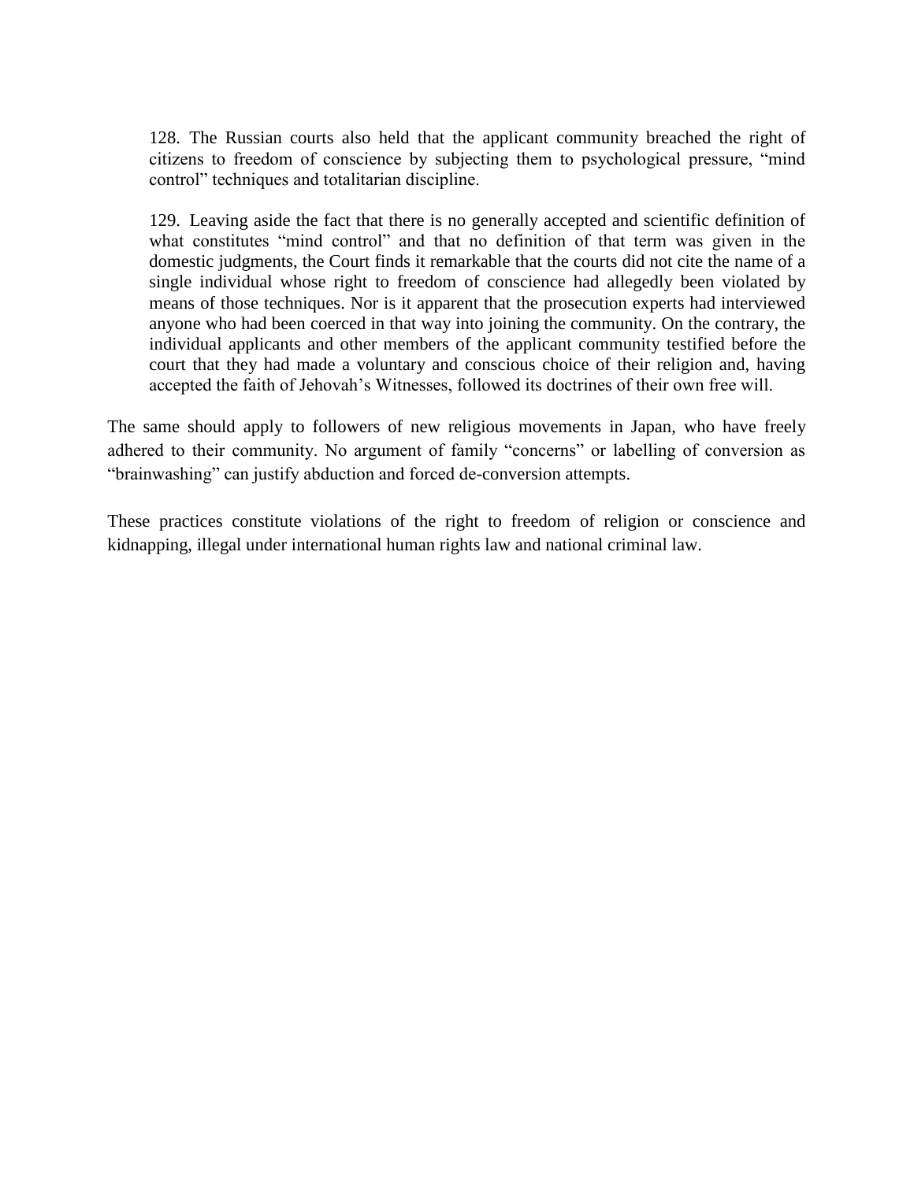> 128. The Russian courts also held that the applicant community breached the right of citizens to freedom of conscience by subjecting them to psychological pressure, "mind control" techniques and totalitarian discipline.
>
> 129. Leaving aside the fact that there is no generally accepted and scientific definition of what constitutes "mind control" and that no definition of that term was given in the domestic judgments, the Court finds it remarkable that the courts did not cite the name of a single individual whose right to freedom of conscience had allegedly been violated by means of those techniques. Nor is it apparent that the prosecution experts had interviewed anyone who had been coerced in that way into joining the community. On the contrary, the individual applicants and other members of the applicant community testified before the court that they had made a voluntary and conscious choice of their religion and, having accepted the faith of Jehovah's Witnesses, followed its doctrines of their own free will.

The same should apply to followers of new religious movements in Japan, who have freely adhered to their community. No argument of family "concerns" or labelling of conversion as "brainwashing" can justify abduction and forced de-conversion attempts.

These practices constitute violations of the right to freedom of religion or conscience and kidnapping, illegal under international human rights law and national criminal law.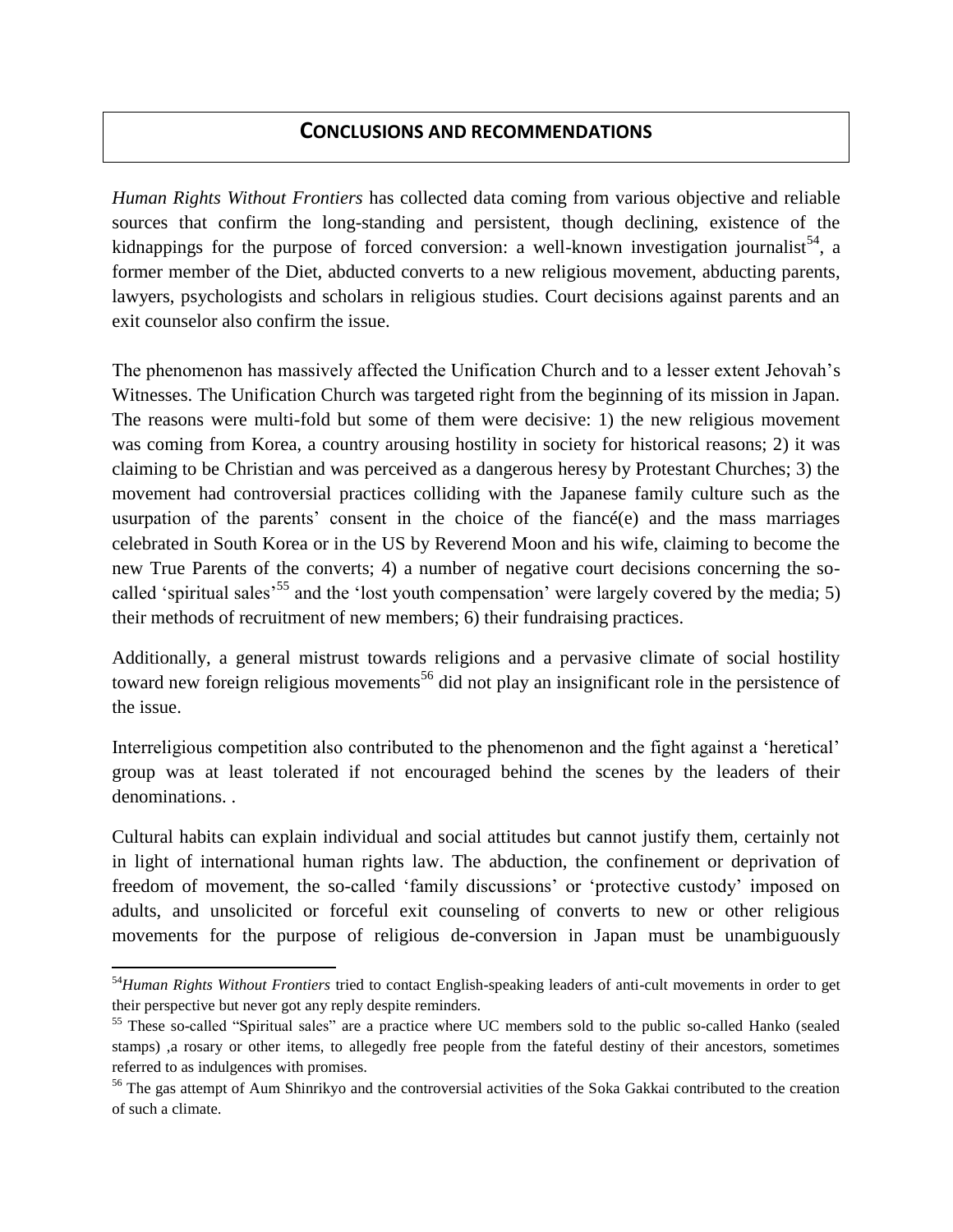## CONCLUSIONS AND RECOMMENDATIONS

*Human Rights Without Frontiers* has collected data coming from various objective and reliable sources that confirm the long-standing and persistent, though declining, existence of the kidnappings for the purpose of forced conversion: a well-known investigation journalist[54], a former member of the Diet, abducted converts to a new religious movement, abducting parents, lawyers, psychologists and scholars in religious studies. Court decisions against parents and an exit counselor also confirm the issue.

The phenomenon has massively affected the Unification Church and to a lesser extent Jehovah's Witnesses. The Unification Church was targeted right from the beginning of its mission in Japan. The reasons were multi-fold but some of them were decisive: 1) the new religious movement was coming from Korea, a country arousing hostility in society for historical reasons; 2) it was claiming to be Christian and was perceived as a dangerous heresy by Protestant Churches; 3) the movement had controversial practices colliding with the Japanese family culture such as the usurpation of the parents' consent in the choice of the fiancé(e) and the mass marriages celebrated in South Korea or in the US by Reverend Moon and his wife, claiming to become the new True Parents of the converts; 4) a number of negative court decisions concerning the so-called 'spiritual sales'[55] and the 'lost youth compensation' were largely covered by the media; 5) their methods of recruitment of new members; 6) their fundraising practices.

Additionally, a general mistrust towards religions and a pervasive climate of social hostility toward new foreign religious movements[56] did not play an insignificant role in the persistence of the issue.

Interreligious competition also contributed to the phenomenon and the fight against a 'heretical' group was at least tolerated if not encouraged behind the scenes by the leaders of their denominations. .

Cultural habits can explain individual and social attitudes but cannot justify them, certainly not in light of international human rights law. The abduction, the confinement or deprivation of freedom of movement, the so-called 'family discussions' or 'protective custody' imposed on adults, and unsolicited or forceful exit counseling of converts to new or other religious movements for the purpose of religious de-conversion in Japan must be unambiguously

---

[54] *Human Rights Without Frontiers* tried to contact English-speaking leaders of anti-cult movements in order to get their perspective but never got any reply despite reminders.

[55] These so-called "Spiritual sales" are a practice where UC members sold to the public so-called Hanko (sealed stamps) ,a rosary or other items, to allegedly free people from the fateful destiny of their ancestors, sometimes referred to as indulgences with promises.

[56] The gas attempt of Aum Shinrikyo and the controversial activities of the Soka Gakkai contributed to the creation of such a climate.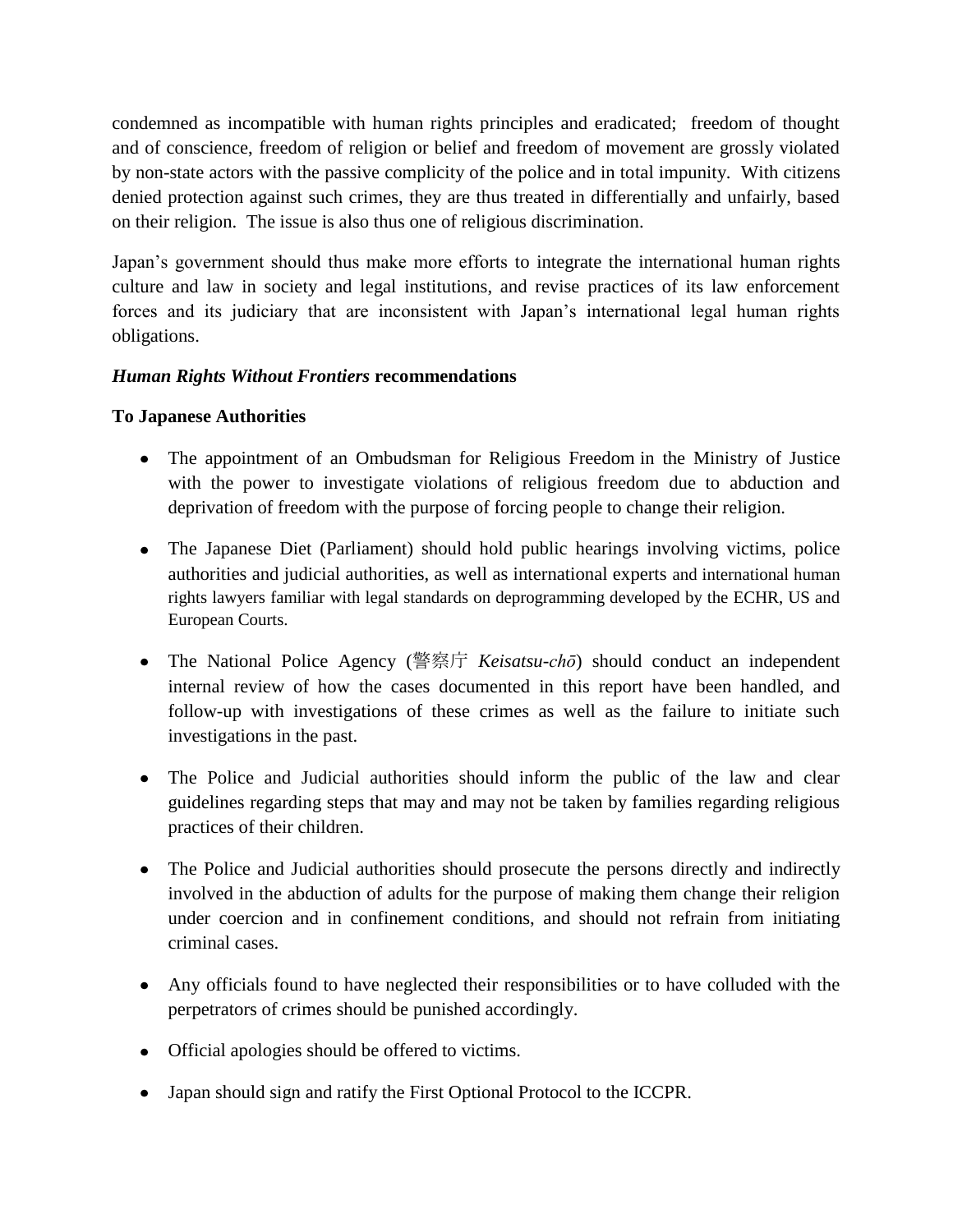condemned as incompatible with human rights principles and eradicated; freedom of thought and of conscience, freedom of religion or belief and freedom of movement are grossly violated by non-state actors with the passive complicity of the police and in total impunity. With citizens denied protection against such crimes, they are thus treated in differentially and unfairly, based on their religion. The issue is also thus one of religious discrimination.

Japan's government should thus make more efforts to integrate the international human rights culture and law in society and legal institutions, and revise practices of its law enforcement forces and its judiciary that are inconsistent with Japan's international legal human rights obligations.

***Human Rights Without Frontiers*** **recommendations**

**To Japanese Authorities**

- The appointment of an Ombudsman for Religious Freedom in the Ministry of Justice with the power to investigate violations of religious freedom due to abduction and deprivation of freedom with the purpose of forcing people to change their religion.
- The Japanese Diet (Parliament) should hold public hearings involving victims, police authorities and judicial authorities, as well as international experts and international human rights lawyers familiar with legal standards on deprogramming developed by the ECHR, US and European Courts.
- The National Police Agency (警察庁 *Keisatsu-chō*) should conduct an independent internal review of how the cases documented in this report have been handled, and follow-up with investigations of these crimes as well as the failure to initiate such investigations in the past.
- The Police and Judicial authorities should inform the public of the law and clear guidelines regarding steps that may and may not be taken by families regarding religious practices of their children.
- The Police and Judicial authorities should prosecute the persons directly and indirectly involved in the abduction of adults for the purpose of making them change their religion under coercion and in confinement conditions, and should not refrain from initiating criminal cases.
- Any officials found to have neglected their responsibilities or to have colluded with the perpetrators of crimes should be punished accordingly.
- Official apologies should be offered to victims.
- Japan should sign and ratify the First Optional Protocol to the ICCPR.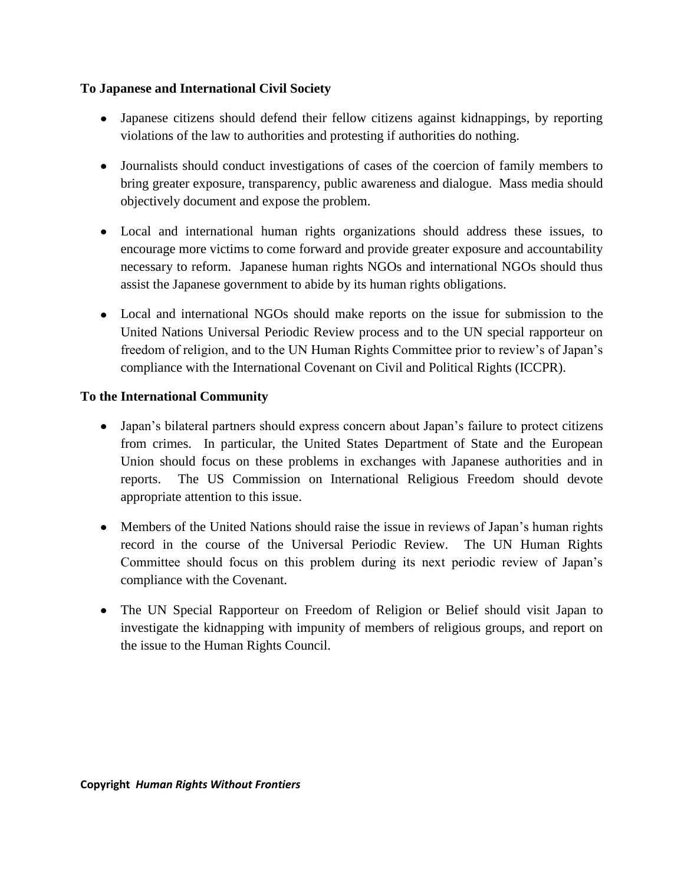**To Japanese and International Civil Society**

- Japanese citizens should defend their fellow citizens against kidnappings, by reporting violations of the law to authorities and protesting if authorities do nothing.
- Journalists should conduct investigations of cases of the coercion of family members to bring greater exposure, transparency, public awareness and dialogue. Mass media should objectively document and expose the problem.
- Local and international human rights organizations should address these issues, to encourage more victims to come forward and provide greater exposure and accountability necessary to reform. Japanese human rights NGOs and international NGOs should thus assist the Japanese government to abide by its human rights obligations.
- Local and international NGOs should make reports on the issue for submission to the United Nations Universal Periodic Review process and to the UN special rapporteur on freedom of religion, and to the UN Human Rights Committee prior to review's of Japan's compliance with the International Covenant on Civil and Political Rights (ICCPR).

**To the International Community**

- Japan's bilateral partners should express concern about Japan's failure to protect citizens from crimes. In particular, the United States Department of State and the European Union should focus on these problems in exchanges with Japanese authorities and in reports. The US Commission on International Religious Freedom should devote appropriate attention to this issue.
- Members of the United Nations should raise the issue in reviews of Japan's human rights record in the course of the Universal Periodic Review. The UN Human Rights Committee should focus on this problem during its next periodic review of Japan's compliance with the Covenant.
- The UN Special Rapporteur on Freedom of Religion or Belief should visit Japan to investigate the kidnapping with impunity of members of religious groups, and report on the issue to the Human Rights Council.

**Copyright** ***Human Rights Without Frontiers***